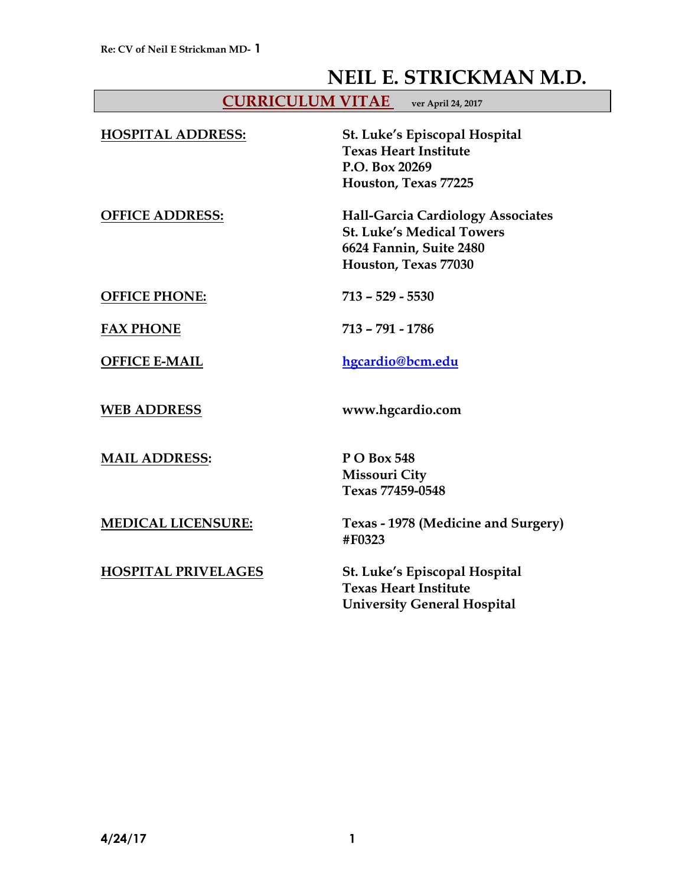# NEIL E. STRICKMAN M.D.

## CURRICULUM VITAE ver April 24, 2017

**HOSPITAL ADDRESS:**
**St. Luke's Episcopal Hospital**
**Texas Heart Institute**
**P.O. Box 20269**
**Houston, Texas 77225**

**OFFICE ADDRESS:**
**Hall-Garcia Cardiology Associates**
**St. Luke's Medical Towers**
**6624 Fannin, Suite 2480**
**Houston, Texas 77030**

**OFFICE PHONE:** **713 – 529 - 5530**

**FAX PHONE** **713 – 791 - 1786**

**OFFICE E-MAIL** **hgcardio@bcm.edu**

**WEB ADDRESS** **www.hgcardio.com**

**MAIL ADDRESS:**
**P O Box 548**
**Missouri City**
**Texas 77459-0548**

**MEDICAL LICENSURE:** **Texas - 1978 (Medicine and Surgery) #F0323**

**HOSPITAL PRIVELAGES**
**St. Luke's Episcopal Hospital**
**Texas Heart Institute**
**University General Hospital**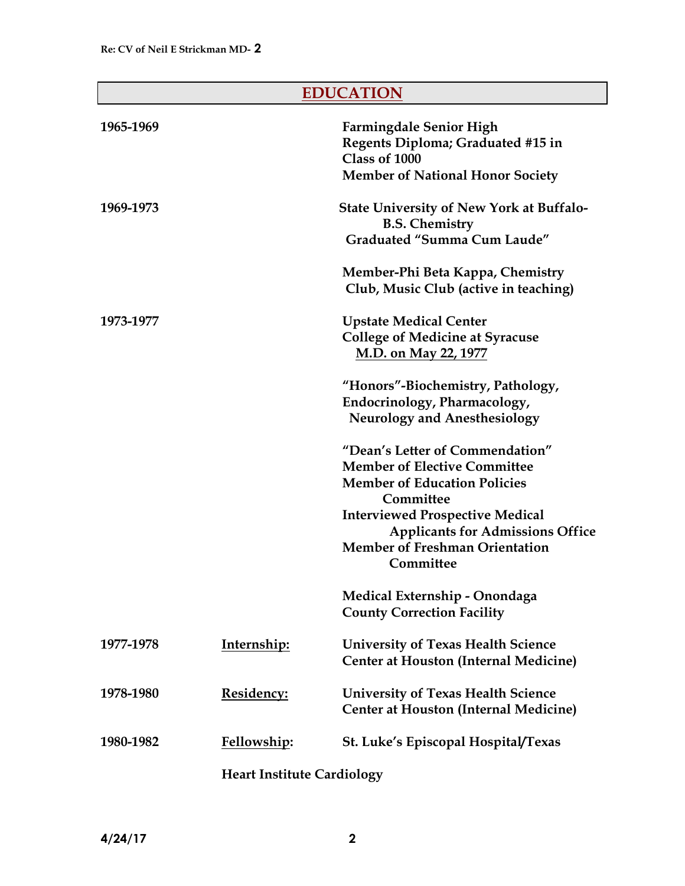## EDUCATION

**1965-1969** — **Farmingdale Senior High**
**Regents Diploma; Graduated #15 in Class of 1000**
**Member of National Honor Society**

**1969-1973** — **State University of New York at Buffalo-**
**B.S. Chemistry**
**Graduated "Summa Cum Laude"**

**Member-Phi Beta Kappa, Chemistry Club, Music Club (active in teaching)**

**1973-1977** — **Upstate Medical Center**
**College of Medicine at Syracuse**
**M.D. on May 22, 1977**

**"Honors"-Biochemistry, Pathology, Endocrinology, Pharmacology, Neurology and Anesthesiology**

**"Dean's Letter of Commendation"**
**Member of Elective Committee**
**Member of Education Policies Committee**
**Interviewed Prospective Medical Applicants for Admissions Office**
**Member of Freshman Orientation Committee**

**Medical Externship - Onondaga County Correction Facility**

**1977-1978** — **Internship:** **University of Texas Health Science Center at Houston (Internal Medicine)**

**1978-1980** — **Residency:** **University of Texas Health Science Center at Houston (Internal Medicine)**

**1980-1982** — **Fellowship:** **St. Luke's Episcopal Hospital/Texas Heart Institute Cardiology**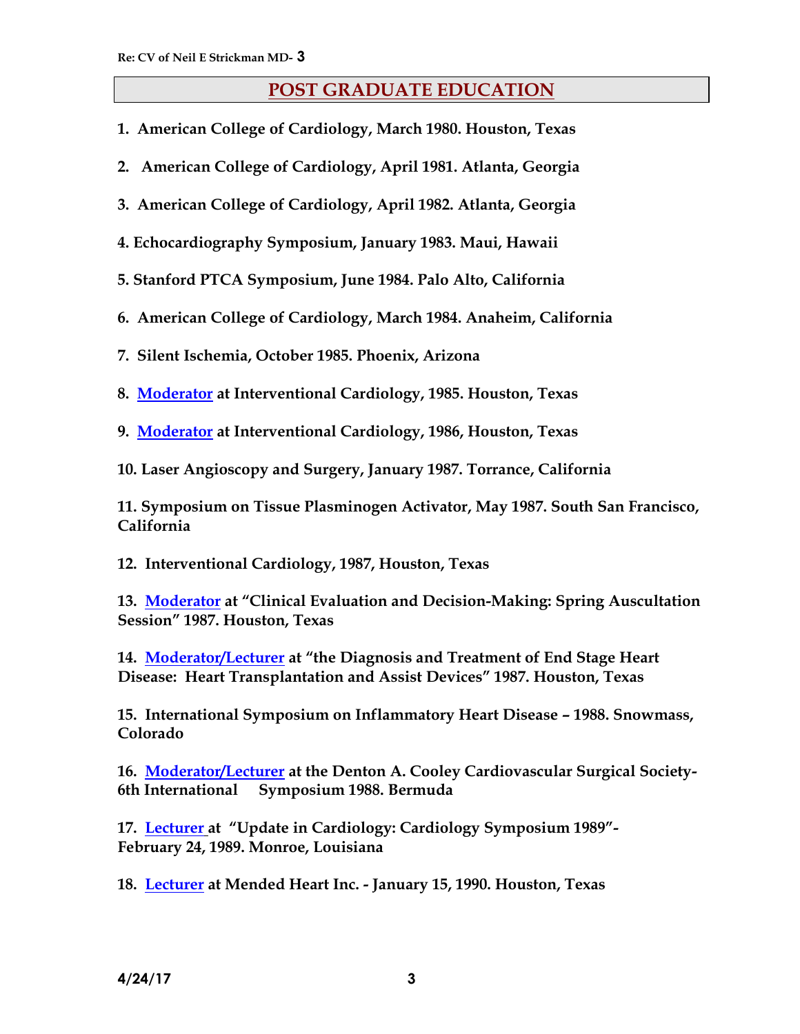## POST GRADUATE EDUCATION

1. **American College of Cardiology, March 1980. Houston, Texas**

2. **American College of Cardiology, April 1981. Atlanta, Georgia**

3. **American College of Cardiology, April 1982. Atlanta, Georgia**

4. **Echocardiography Symposium, January 1983. Maui, Hawaii**

5. **Stanford PTCA Symposium, June 1984. Palo Alto, California**

6. **American College of Cardiology, March 1984. Anaheim, California**

7. **Silent Ischemia, October 1985. Phoenix, Arizona**

8. **Moderator at Interventional Cardiology, 1985. Houston, Texas**

9. **Moderator at Interventional Cardiology, 1986, Houston, Texas**

10. **Laser Angioscopy and Surgery, January 1987. Torrance, California**

11. **Symposium on Tissue Plasminogen Activator, May 1987. South San Francisco, California**

12. **Interventional Cardiology, 1987, Houston, Texas**

13. **Moderator at "Clinical Evaluation and Decision-Making: Spring Auscultation Session" 1987. Houston, Texas**

14. **Moderator/Lecturer at "the Diagnosis and Treatment of End Stage Heart Disease: Heart Transplantation and Assist Devices" 1987. Houston, Texas**

15. **International Symposium on Inflammatory Heart Disease – 1988. Snowmass, Colorado**

16. **Moderator/Lecturer at the Denton A. Cooley Cardiovascular Surgical Society- 6th International Symposium 1988. Bermuda**

17. **Lecturer at "Update in Cardiology: Cardiology Symposium 1989"- February 24, 1989. Monroe, Louisiana**

18. **Lecturer at Mended Heart Inc. - January 15, 1990. Houston, Texas**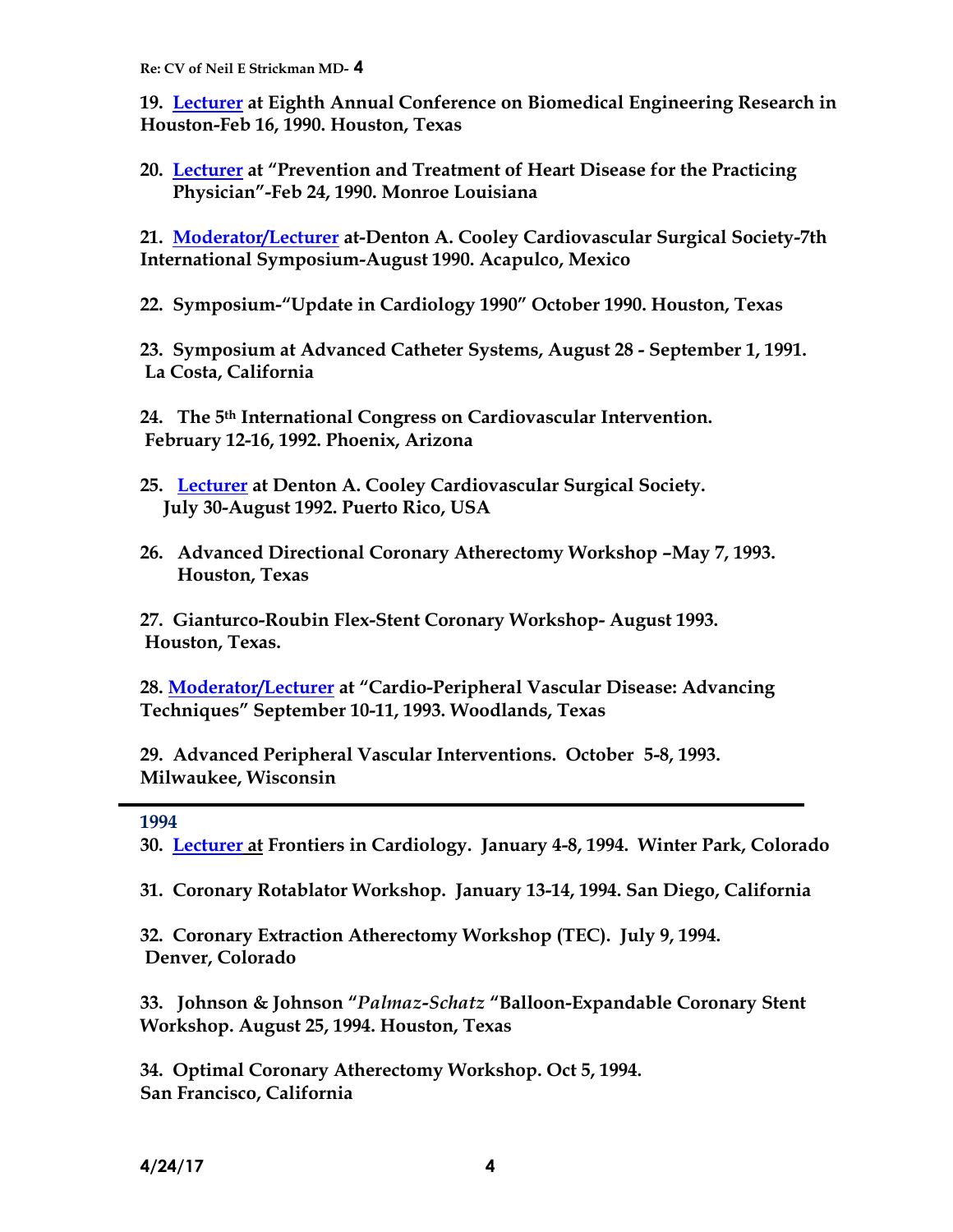**19. Lecturer at Eighth Annual Conference on Biomedical Engineering Research in Houston-Feb 16, 1990. Houston, Texas**

**20. Lecturer at "Prevention and Treatment of Heart Disease for the Practicing Physician"-Feb 24, 1990. Monroe Louisiana**

**21. Moderator/Lecturer at-Denton A. Cooley Cardiovascular Surgical Society-7th International Symposium-August 1990. Acapulco, Mexico**

**22. Symposium-"Update in Cardiology 1990" October 1990. Houston, Texas**

**23. Symposium at Advanced Catheter Systems, August 28 - September 1, 1991. La Costa, California**

**24. The 5th International Congress on Cardiovascular Intervention. February 12-16, 1992. Phoenix, Arizona**

**25. Lecturer at Denton A. Cooley Cardiovascular Surgical Society. July 30-August 1992. Puerto Rico, USA**

**26. Advanced Directional Coronary Atherectomy Workshop –May 7, 1993. Houston, Texas**

**27. Gianturco-Roubin Flex-Stent Coronary Workshop- August 1993. Houston, Texas.**

**28. Moderator/Lecturer at "Cardio-Peripheral Vascular Disease: Advancing Techniques" September 10-11, 1993. Woodlands, Texas**

**29. Advanced Peripheral Vascular Interventions. October 5-8, 1993. Milwaukee, Wisconsin**

---

**1994**

**30. Lecturer at Frontiers in Cardiology. January 4-8, 1994. Winter Park, Colorado**

**31. Coronary Rotablator Workshop. January 13-14, 1994. San Diego, California**

**32. Coronary Extraction Atherectomy Workshop (TEC). July 9, 1994. Denver, Colorado**

**33. Johnson & Johnson "*Palmaz-Schatz* "Balloon-Expandable Coronary Stent Workshop. August 25, 1994. Houston, Texas**

**34. Optimal Coronary Atherectomy Workshop. Oct 5, 1994. San Francisco, California**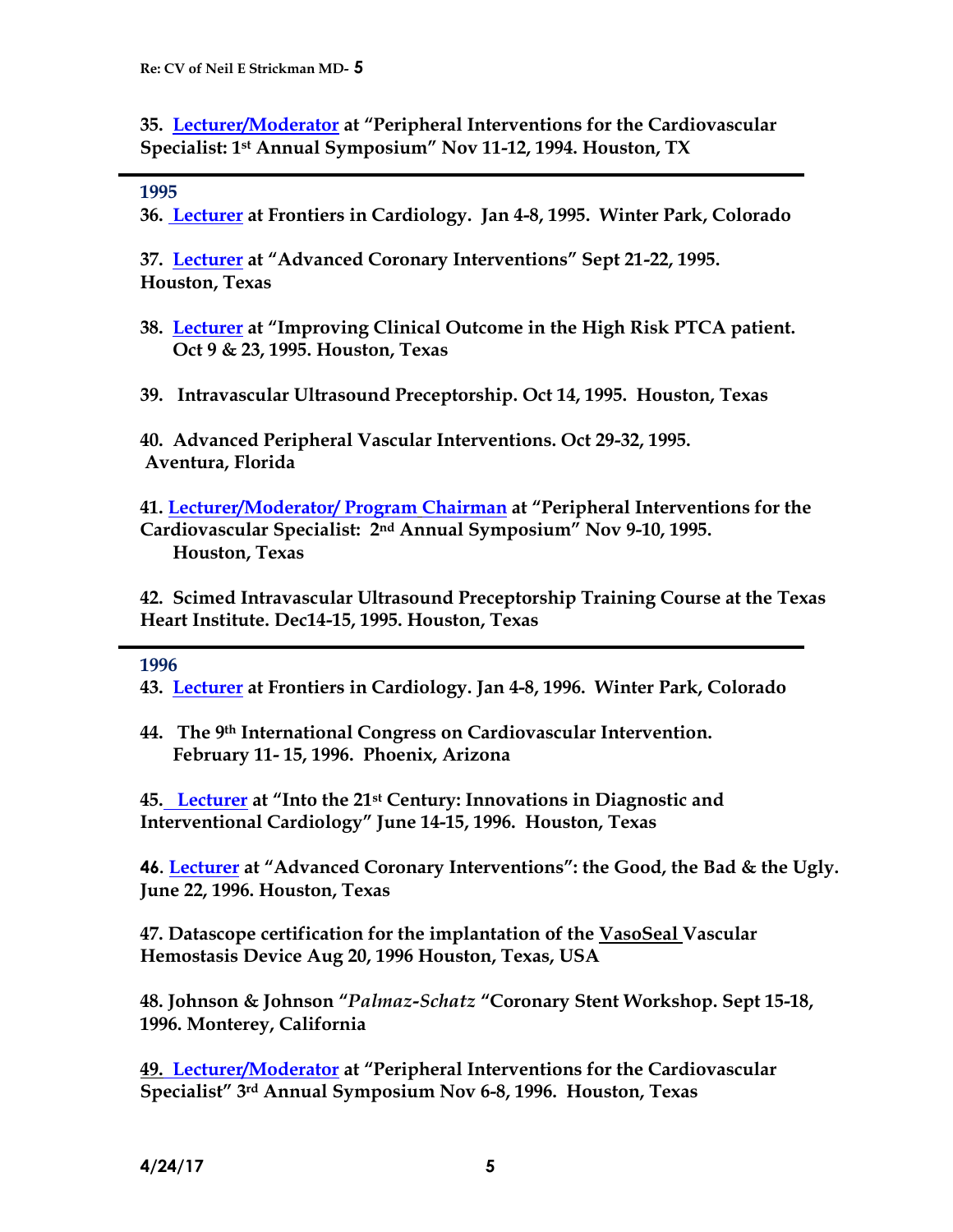**35. Lecturer/Moderator at "Peripheral Interventions for the Cardiovascular Specialist: 1st Annual Symposium" Nov 11-12, 1994. Houston, TX**

---

**1995**

**36. Lecturer at Frontiers in Cardiology. Jan 4-8, 1995. Winter Park, Colorado**

**37. Lecturer at "Advanced Coronary Interventions" Sept 21-22, 1995. Houston, Texas**

**38. Lecturer at "Improving Clinical Outcome in the High Risk PTCA patient. Oct 9 & 23, 1995. Houston, Texas**

**39. Intravascular Ultrasound Preceptorship. Oct 14, 1995. Houston, Texas**

**40. Advanced Peripheral Vascular Interventions. Oct 29-32, 1995. Aventura, Florida**

**41. Lecturer/Moderator/ Program Chairman at "Peripheral Interventions for the Cardiovascular Specialist: 2nd Annual Symposium" Nov 9-10, 1995. Houston, Texas**

**42. Scimed Intravascular Ultrasound Preceptorship Training Course at the Texas Heart Institute. Dec14-15, 1995. Houston, Texas**

---

**1996**

**43. Lecturer at Frontiers in Cardiology. Jan 4-8, 1996. Winter Park, Colorado**

**44. The 9th International Congress on Cardiovascular Intervention. February 11- 15, 1996. Phoenix, Arizona**

**45. Lecturer at "Into the 21st Century: Innovations in Diagnostic and Interventional Cardiology" June 14-15, 1996. Houston, Texas**

**46. Lecturer at "Advanced Coronary Interventions": the Good, the Bad & the Ugly. June 22, 1996. Houston, Texas**

**47. Datascope certification for the implantation of the VasoSeal Vascular Hemostasis Device Aug 20, 1996 Houston, Texas, USA**

**48. Johnson & Johnson "*Palmaz-Schatz* "Coronary Stent Workshop. Sept 15-18, 1996. Monterey, California**

**49. Lecturer/Moderator at "Peripheral Interventions for the Cardiovascular Specialist" 3rd Annual Symposium Nov 6-8, 1996. Houston, Texas**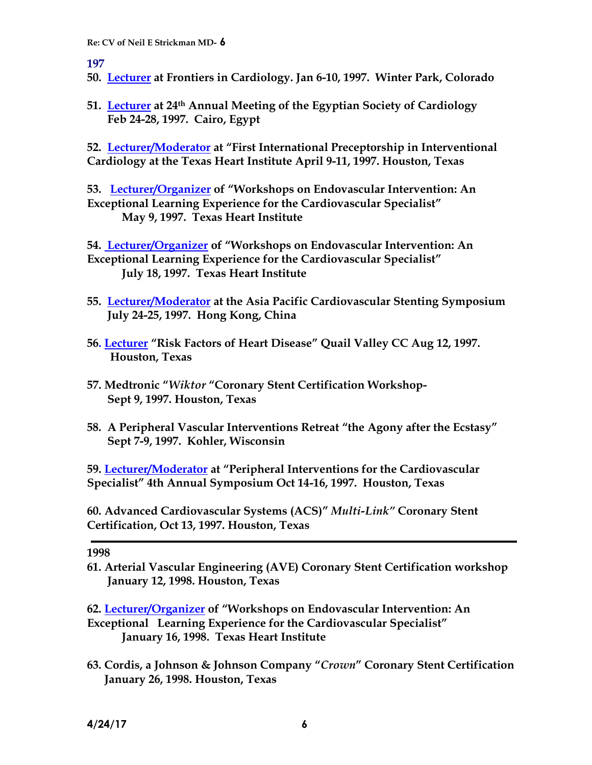**197**

**50. Lecturer at Frontiers in Cardiology. Jan 6-10, 1997. Winter Park, Colorado**

**51. Lecturer at 24th Annual Meeting of the Egyptian Society of Cardiology Feb 24-28, 1997. Cairo, Egypt**

**52. Lecturer/Moderator at "First International Preceptorship in Interventional Cardiology at the Texas Heart Institute April 9-11, 1997. Houston, Texas**

**53. Lecturer/Organizer of "Workshops on Endovascular Intervention: An Exceptional Learning Experience for the Cardiovascular Specialist" May 9, 1997. Texas Heart Institute**

**54. Lecturer/Organizer of "Workshops on Endovascular Intervention: An Exceptional Learning Experience for the Cardiovascular Specialist" July 18, 1997. Texas Heart Institute**

**55. Lecturer/Moderator at the Asia Pacific Cardiovascular Stenting Symposium July 24-25, 1997. Hong Kong, China**

**56. Lecturer "Risk Factors of Heart Disease" Quail Valley CC Aug 12, 1997. Houston, Texas**

**57. Medtronic "*Wiktor* "Coronary Stent Certification Workshop- Sept 9, 1997. Houston, Texas**

**58. A Peripheral Vascular Interventions Retreat "the Agony after the Ecstasy" Sept 7-9, 1997. Kohler, Wisconsin**

**59. Lecturer/Moderator at "Peripheral Interventions for the Cardiovascular Specialist" 4th Annual Symposium Oct 14-16, 1997. Houston, Texas**

**60. Advanced Cardiovascular Systems (ACS)" *Multi-Link"* Coronary Stent Certification, Oct 13, 1997. Houston, Texas**

---

**1998**

**61. Arterial Vascular Engineering (AVE) Coronary Stent Certification workshop January 12, 1998. Houston, Texas**

**62. Lecturer/Organizer of "Workshops on Endovascular Intervention: An Exceptional Learning Experience for the Cardiovascular Specialist" January 16, 1998. Texas Heart Institute**

**63. Cordis, a Johnson & Johnson Company "*Crown*" Coronary Stent Certification January 26, 1998. Houston, Texas**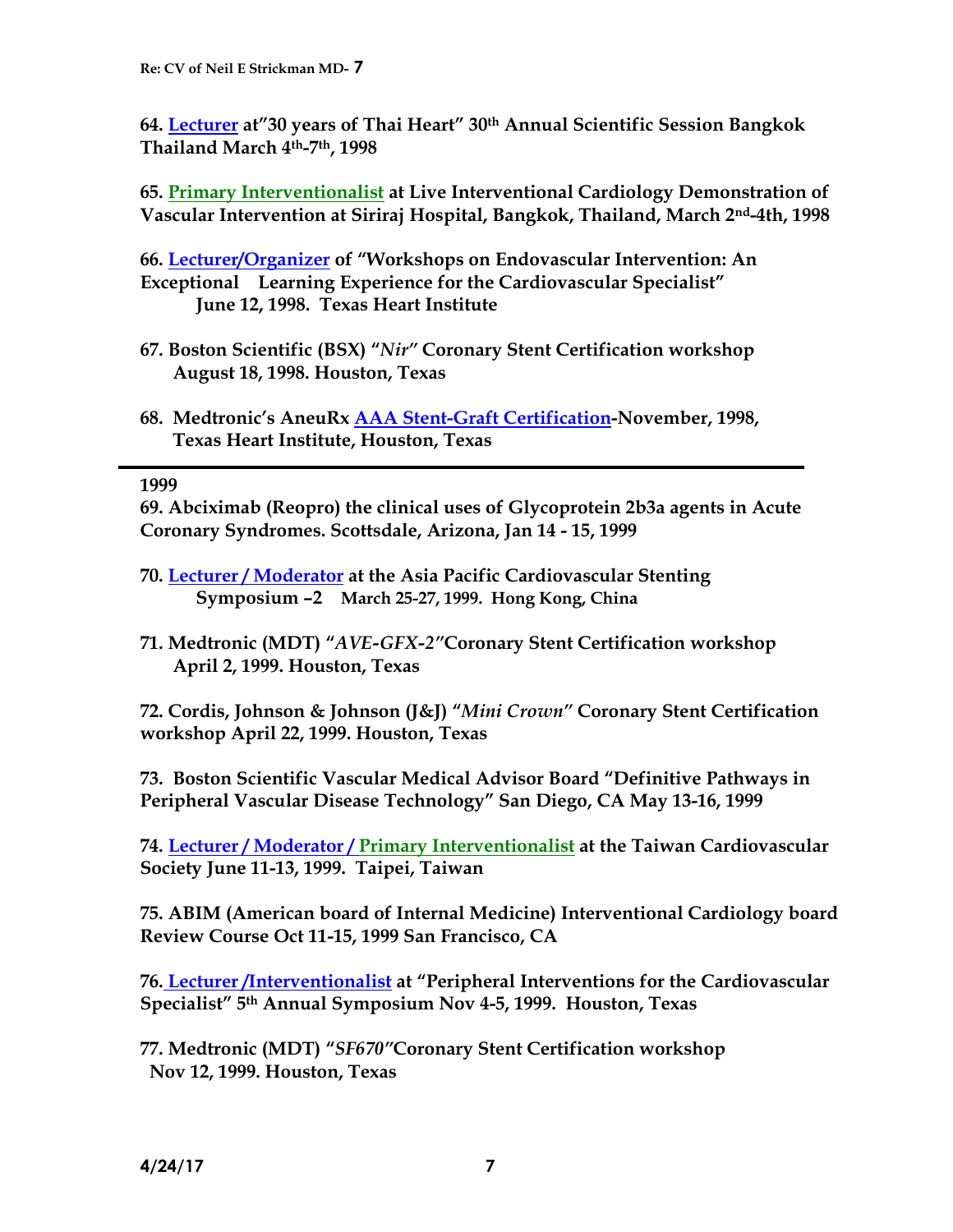**64. Lecturer at"30 years of Thai Heart" 30th Annual Scientific Session Bangkok Thailand March 4th-7th, 1998**

**65. Primary Interventionalist at Live Interventional Cardiology Demonstration of Vascular Intervention at Siriraj Hospital, Bangkok, Thailand, March 2nd-4th, 1998**

**66. Lecturer/Organizer of "Workshops on Endovascular Intervention: An Exceptional Learning Experience for the Cardiovascular Specialist" June 12, 1998. Texas Heart Institute**

**67. Boston Scientific (BSX) "*Nir*" Coronary Stent Certification workshop August 18, 1998. Houston, Texas**

**68. Medtronic's AneuRx AAA Stent-Graft Certification-November, 1998, Texas Heart Institute, Houston, Texas**

---

**1999**

**69. Abciximab (Reopro) the clinical uses of Glycoprotein 2b3a agents in Acute Coronary Syndromes. Scottsdale, Arizona, Jan 14 - 15, 1999**

**70. Lecturer / Moderator at the Asia Pacific Cardiovascular Stenting Symposium –2 March 25-27, 1999. Hong Kong, China**

**71. Medtronic (MDT) "*AVE-GFX-2*"Coronary Stent Certification workshop April 2, 1999. Houston, Texas**

**72. Cordis, Johnson & Johnson (J&J) "*Mini Crown*" Coronary Stent Certification workshop April 22, 1999. Houston, Texas**

**73. Boston Scientific Vascular Medical Advisor Board "Definitive Pathways in Peripheral Vascular Disease Technology" San Diego, CA May 13-16, 1999**

**74. Lecturer / Moderator / Primary Interventionalist at the Taiwan Cardiovascular Society June 11-13, 1999. Taipei, Taiwan**

**75. ABIM (American board of Internal Medicine) Interventional Cardiology board Review Course Oct 11-15, 1999 San Francisco, CA**

**76. Lecturer /Interventionalist at "Peripheral Interventions for the Cardiovascular Specialist" 5th Annual Symposium Nov 4-5, 1999. Houston, Texas**

**77. Medtronic (MDT) "*SF670*"Coronary Stent Certification workshop Nov 12, 1999. Houston, Texas**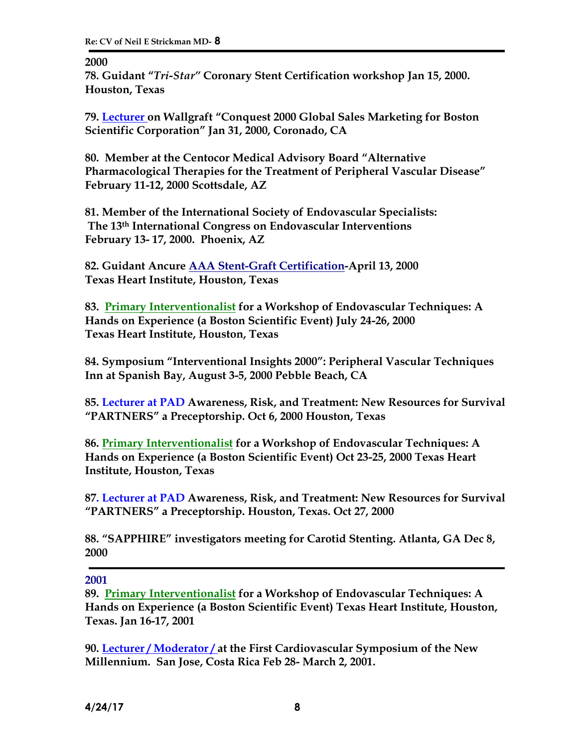**2000**

**78. Guidant "*Tri-Star*" Coronary Stent Certification workshop Jan 15, 2000. Houston, Texas**

**79. Lecturer on Wallgraft "Conquest 2000 Global Sales Marketing for Boston Scientific Corporation" Jan 31, 2000, Coronado, CA**

**80. Member at the Centocor Medical Advisory Board "Alternative Pharmacological Therapies for the Treatment of Peripheral Vascular Disease" February 11-12, 2000 Scottsdale, AZ**

**81. Member of the International Society of Endovascular Specialists: The 13th International Congress on Endovascular Interventions February 13- 17, 2000. Phoenix, AZ**

**82. Guidant Ancure AAA Stent-Graft Certification-April 13, 2000 Texas Heart Institute, Houston, Texas**

**83. Primary Interventionalist for a Workshop of Endovascular Techniques: A Hands on Experience (a Boston Scientific Event) July 24-26, 2000 Texas Heart Institute, Houston, Texas**

**84. Symposium "Interventional Insights 2000": Peripheral Vascular Techniques Inn at Spanish Bay, August 3-5, 2000 Pebble Beach, CA**

**85. Lecturer at PAD Awareness, Risk, and Treatment: New Resources for Survival "PARTNERS" a Preceptorship. Oct 6, 2000 Houston, Texas**

**86. Primary Interventionalist for a Workshop of Endovascular Techniques: A Hands on Experience (a Boston Scientific Event) Oct 23-25, 2000 Texas Heart Institute, Houston, Texas**

**87. Lecturer at PAD Awareness, Risk, and Treatment: New Resources for Survival "PARTNERS" a Preceptorship. Houston, Texas. Oct 27, 2000**

**88. "SAPPHIRE" investigators meeting for Carotid Stenting. Atlanta, GA Dec 8, 2000**

---

**2001**

**89. Primary Interventionalist for a Workshop of Endovascular Techniques: A Hands on Experience (a Boston Scientific Event) Texas Heart Institute, Houston, Texas. Jan 16-17, 2001**

**90. Lecturer / Moderator / at the First Cardiovascular Symposium of the New Millennium. San Jose, Costa Rica Feb 28- March 2, 2001.**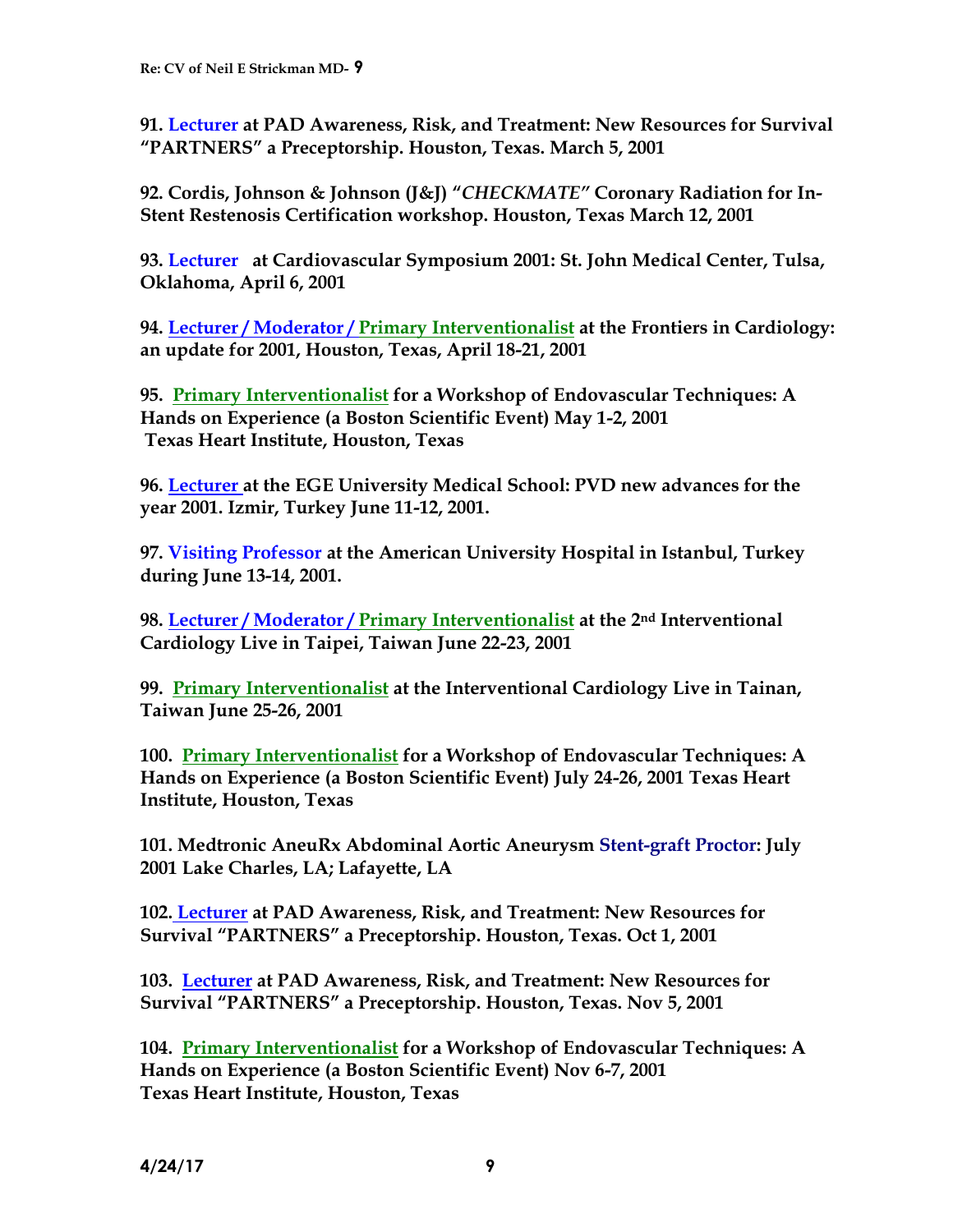**91. Lecturer at PAD Awareness, Risk, and Treatment: New Resources for Survival "PARTNERS" a Preceptorship. Houston, Texas. March 5, 2001**

**92. Cordis, Johnson & Johnson (J&J) "*CHECKMATE*" Coronary Radiation for In-Stent Restenosis Certification workshop. Houston, Texas March 12, 2001**

**93. Lecturer at Cardiovascular Symposium 2001: St. John Medical Center, Tulsa, Oklahoma, April 6, 2001**

**94. Lecturer / Moderator / Primary Interventionalist at the Frontiers in Cardiology: an update for 2001, Houston, Texas, April 18-21, 2001**

**95. Primary Interventionalist for a Workshop of Endovascular Techniques: A Hands on Experience (a Boston Scientific Event) May 1-2, 2001 Texas Heart Institute, Houston, Texas**

**96. Lecturer at the EGE University Medical School: PVD new advances for the year 2001. Izmir, Turkey June 11-12, 2001.**

**97. Visiting Professor at the American University Hospital in Istanbul, Turkey during June 13-14, 2001.**

**98. Lecturer / Moderator / Primary Interventionalist at the 2nd Interventional Cardiology Live in Taipei, Taiwan June 22-23, 2001**

**99. Primary Interventionalist at the Interventional Cardiology Live in Tainan, Taiwan June 25-26, 2001**

**100. Primary Interventionalist for a Workshop of Endovascular Techniques: A Hands on Experience (a Boston Scientific Event) July 24-26, 2001 Texas Heart Institute, Houston, Texas**

**101. Medtronic AneuRx Abdominal Aortic Aneurysm Stent-graft Proctor: July 2001 Lake Charles, LA; Lafayette, LA**

**102. Lecturer at PAD Awareness, Risk, and Treatment: New Resources for Survival "PARTNERS" a Preceptorship. Houston, Texas. Oct 1, 2001**

**103. Lecturer at PAD Awareness, Risk, and Treatment: New Resources for Survival "PARTNERS" a Preceptorship. Houston, Texas. Nov 5, 2001**

**104. Primary Interventionalist for a Workshop of Endovascular Techniques: A Hands on Experience (a Boston Scientific Event) Nov 6-7, 2001 Texas Heart Institute, Houston, Texas**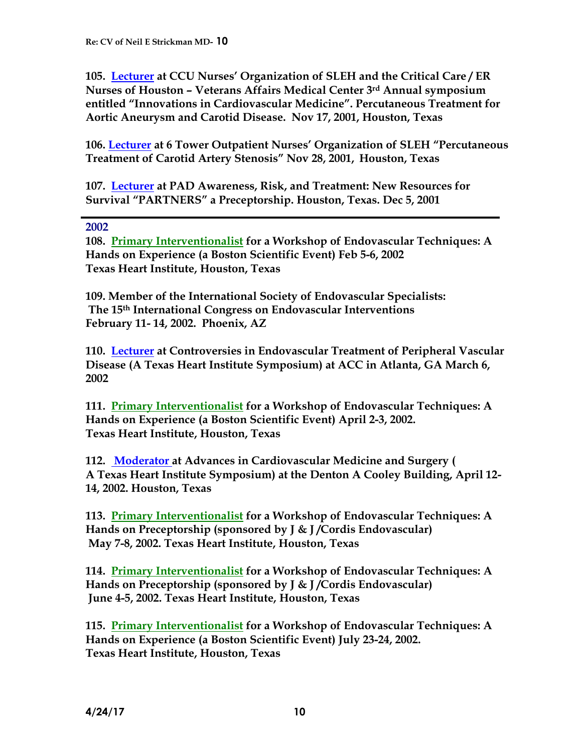**105. Lecturer at CCU Nurses' Organization of SLEH and the Critical Care / ER Nurses of Houston – Veterans Affairs Medical Center 3rd Annual symposium entitled "Innovations in Cardiovascular Medicine". Percutaneous Treatment for Aortic Aneurysm and Carotid Disease. Nov 17, 2001, Houston, Texas**

**106. Lecturer at 6 Tower Outpatient Nurses' Organization of SLEH "Percutaneous Treatment of Carotid Artery Stenosis" Nov 28, 2001, Houston, Texas**

**107. Lecturer at PAD Awareness, Risk, and Treatment: New Resources for Survival "PARTNERS" a Preceptorship. Houston, Texas. Dec 5, 2001**

---

**2002**

**108. Primary Interventionalist for a Workshop of Endovascular Techniques: A Hands on Experience (a Boston Scientific Event) Feb 5-6, 2002 Texas Heart Institute, Houston, Texas**

**109. Member of the International Society of Endovascular Specialists: The 15th International Congress on Endovascular Interventions February 11- 14, 2002. Phoenix, AZ**

**110. Lecturer at Controversies in Endovascular Treatment of Peripheral Vascular Disease (A Texas Heart Institute Symposium) at ACC in Atlanta, GA March 6, 2002**

**111. Primary Interventionalist for a Workshop of Endovascular Techniques: A Hands on Experience (a Boston Scientific Event) April 2-3, 2002. Texas Heart Institute, Houston, Texas**

**112. Moderator at Advances in Cardiovascular Medicine and Surgery ( A Texas Heart Institute Symposium) at the Denton A Cooley Building, April 12-14, 2002. Houston, Texas**

**113. Primary Interventionalist for a Workshop of Endovascular Techniques: A Hands on Preceptorship (sponsored by J & J /Cordis Endovascular) May 7-8, 2002. Texas Heart Institute, Houston, Texas**

**114. Primary Interventionalist for a Workshop of Endovascular Techniques: A Hands on Preceptorship (sponsored by J & J /Cordis Endovascular) June 4-5, 2002. Texas Heart Institute, Houston, Texas**

**115. Primary Interventionalist for a Workshop of Endovascular Techniques: A Hands on Experience (a Boston Scientific Event) July 23-24, 2002. Texas Heart Institute, Houston, Texas**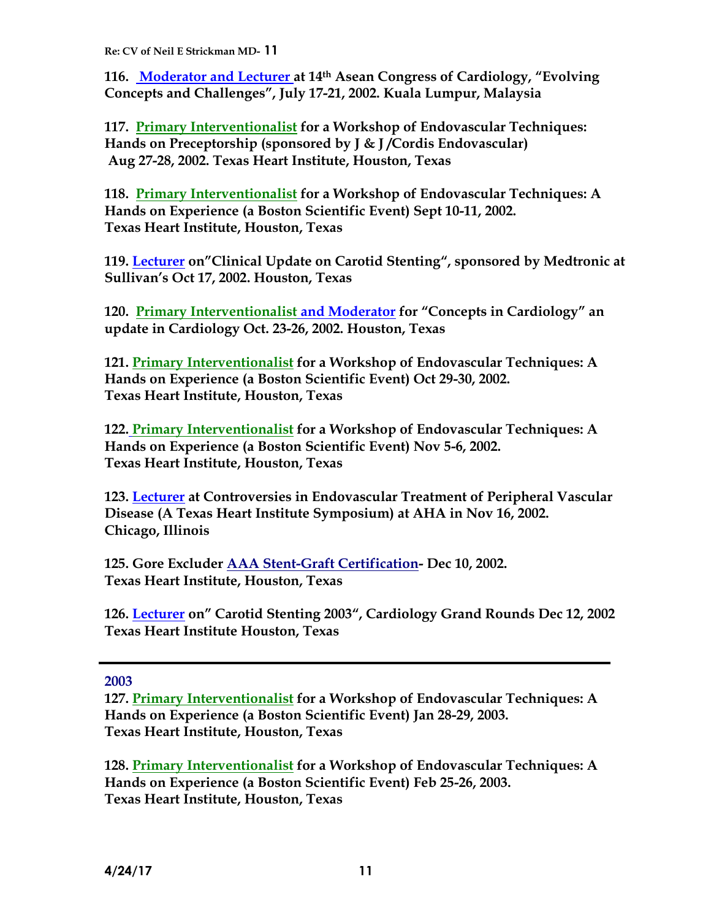**116. Moderator and Lecturer at 14th Asean Congress of Cardiology, "Evolving Concepts and Challenges", July 17-21, 2002. Kuala Lumpur, Malaysia**

**117. Primary Interventionalist for a Workshop of Endovascular Techniques: Hands on Preceptorship (sponsored by J & J /Cordis Endovascular) Aug 27-28, 2002. Texas Heart Institute, Houston, Texas**

**118. Primary Interventionalist for a Workshop of Endovascular Techniques: A Hands on Experience (a Boston Scientific Event) Sept 10-11, 2002. Texas Heart Institute, Houston, Texas**

**119. Lecturer on"Clinical Update on Carotid Stenting", sponsored by Medtronic at Sullivan's Oct 17, 2002. Houston, Texas**

**120. Primary Interventionalist and Moderator for "Concepts in Cardiology" an update in Cardiology Oct. 23-26, 2002. Houston, Texas**

**121. Primary Interventionalist for a Workshop of Endovascular Techniques: A Hands on Experience (a Boston Scientific Event) Oct 29-30, 2002. Texas Heart Institute, Houston, Texas**

**122. Primary Interventionalist for a Workshop of Endovascular Techniques: A Hands on Experience (a Boston Scientific Event) Nov 5-6, 2002. Texas Heart Institute, Houston, Texas**

**123. Lecturer at Controversies in Endovascular Treatment of Peripheral Vascular Disease (A Texas Heart Institute Symposium) at AHA in Nov 16, 2002. Chicago, Illinois**

**125. Gore Excluder AAA Stent-Graft Certification- Dec 10, 2002. Texas Heart Institute, Houston, Texas**

**126. Lecturer on" Carotid Stenting 2003", Cardiology Grand Rounds Dec 12, 2002 Texas Heart Institute Houston, Texas**

---

## 2003

**127. Primary Interventionalist for a Workshop of Endovascular Techniques: A Hands on Experience (a Boston Scientific Event) Jan 28-29, 2003. Texas Heart Institute, Houston, Texas**

**128. Primary Interventionalist for a Workshop of Endovascular Techniques: A Hands on Experience (a Boston Scientific Event) Feb 25-26, 2003. Texas Heart Institute, Houston, Texas**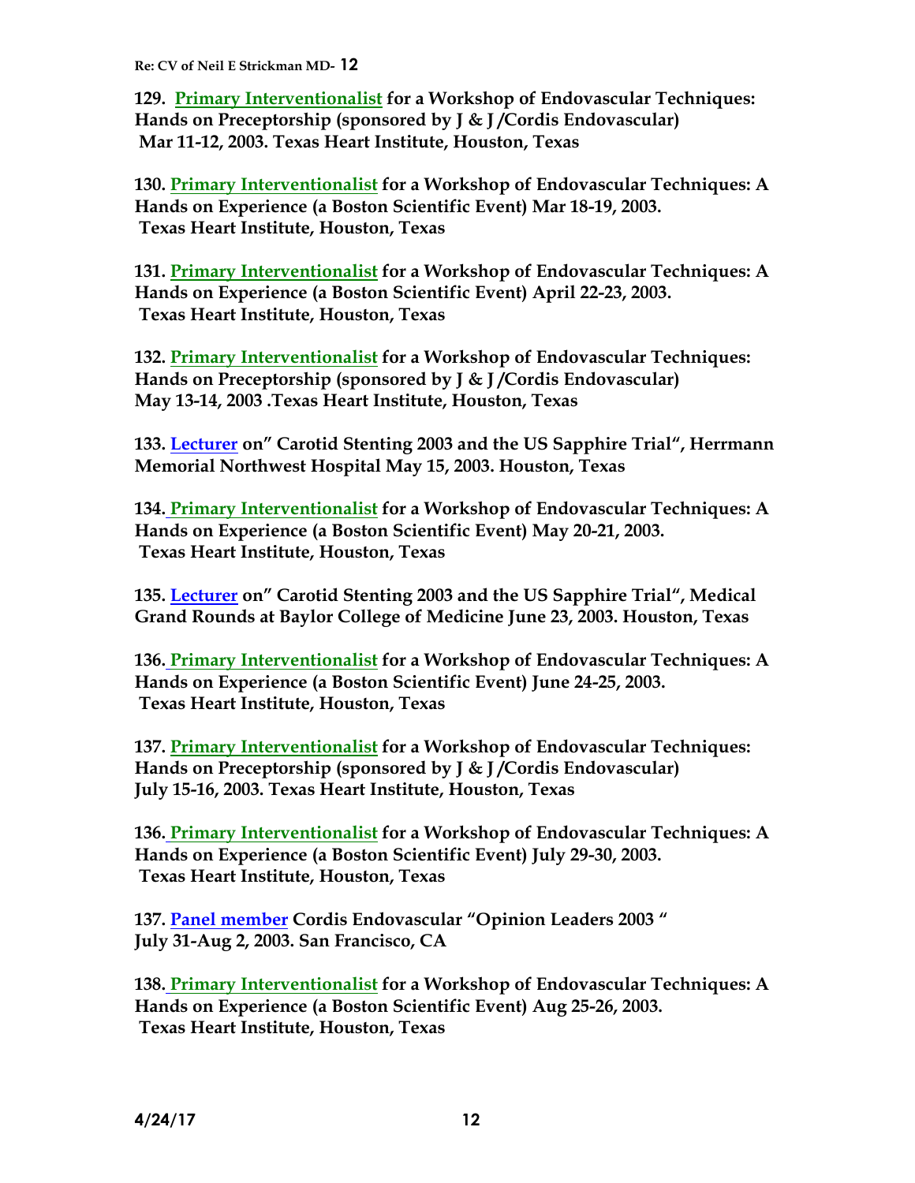**129. Primary Interventionalist for a Workshop of Endovascular Techniques: Hands on Preceptorship (sponsored by J & J /Cordis Endovascular) Mar 11-12, 2003. Texas Heart Institute, Houston, Texas**

**130. Primary Interventionalist for a Workshop of Endovascular Techniques: A Hands on Experience (a Boston Scientific Event) Mar 18-19, 2003. Texas Heart Institute, Houston, Texas**

**131. Primary Interventionalist for a Workshop of Endovascular Techniques: A Hands on Experience (a Boston Scientific Event) April 22-23, 2003. Texas Heart Institute, Houston, Texas**

**132. Primary Interventionalist for a Workshop of Endovascular Techniques: Hands on Preceptorship (sponsored by J & J /Cordis Endovascular) May 13-14, 2003 .Texas Heart Institute, Houston, Texas**

**133. Lecturer on" Carotid Stenting 2003 and the US Sapphire Trial", Herrmann Memorial Northwest Hospital May 15, 2003. Houston, Texas**

**134. Primary Interventionalist for a Workshop of Endovascular Techniques: A Hands on Experience (a Boston Scientific Event) May 20-21, 2003. Texas Heart Institute, Houston, Texas**

**135. Lecturer on" Carotid Stenting 2003 and the US Sapphire Trial", Medical Grand Rounds at Baylor College of Medicine June 23, 2003. Houston, Texas**

**136. Primary Interventionalist for a Workshop of Endovascular Techniques: A Hands on Experience (a Boston Scientific Event) June 24-25, 2003. Texas Heart Institute, Houston, Texas**

**137. Primary Interventionalist for a Workshop of Endovascular Techniques: Hands on Preceptorship (sponsored by J & J /Cordis Endovascular) July 15-16, 2003. Texas Heart Institute, Houston, Texas**

**136. Primary Interventionalist for a Workshop of Endovascular Techniques: A Hands on Experience (a Boston Scientific Event) July 29-30, 2003. Texas Heart Institute, Houston, Texas**

**137. Panel member Cordis Endovascular "Opinion Leaders 2003 " July 31-Aug 2, 2003. San Francisco, CA**

**138. Primary Interventionalist for a Workshop of Endovascular Techniques: A Hands on Experience (a Boston Scientific Event) Aug 25-26, 2003. Texas Heart Institute, Houston, Texas**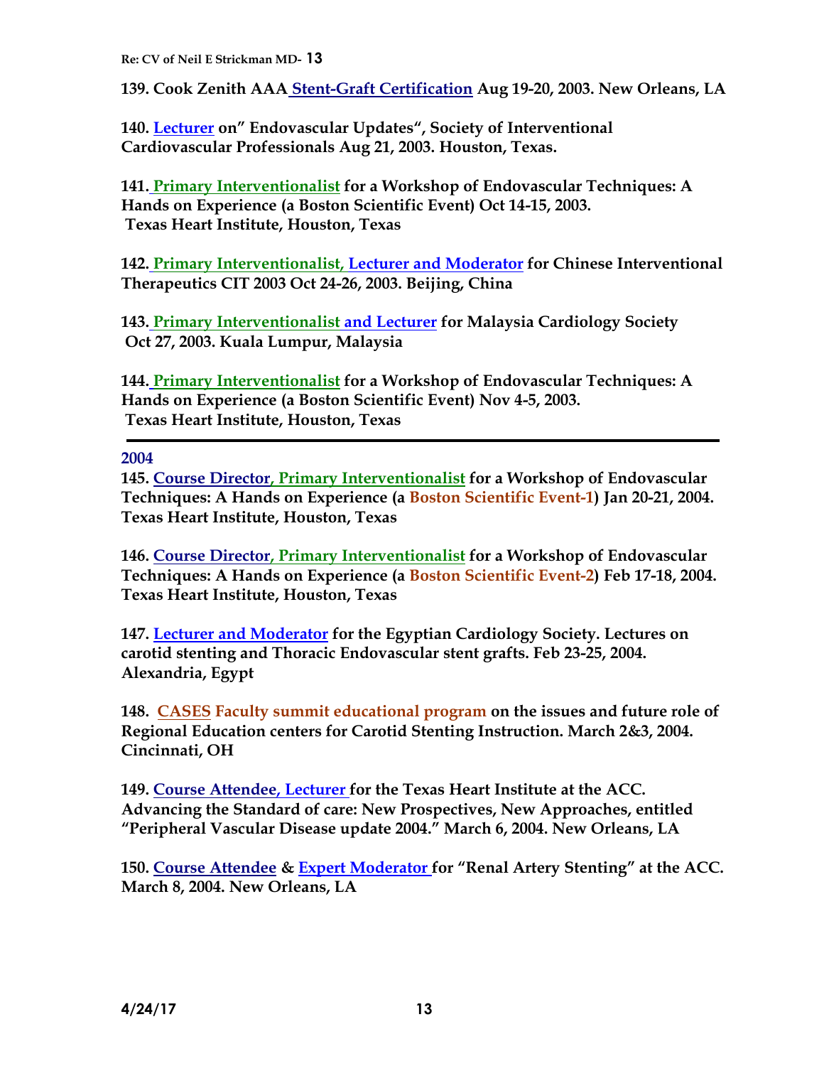**139. Cook Zenith AAA Stent-Graft Certification Aug 19-20, 2003. New Orleans, LA**

**140. Lecturer on" Endovascular Updates", Society of Interventional Cardiovascular Professionals Aug 21, 2003. Houston, Texas.**

**141. Primary Interventionalist for a Workshop of Endovascular Techniques: A Hands on Experience (a Boston Scientific Event) Oct 14-15, 2003. Texas Heart Institute, Houston, Texas**

**142. Primary Interventionalist, Lecturer and Moderator for Chinese Interventional Therapeutics CIT 2003 Oct 24-26, 2003. Beijing, China**

**143. Primary Interventionalist and Lecturer for Malaysia Cardiology Society Oct 27, 2003. Kuala Lumpur, Malaysia**

**144. Primary Interventionalist for a Workshop of Endovascular Techniques: A Hands on Experience (a Boston Scientific Event) Nov 4-5, 2003. Texas Heart Institute, Houston, Texas**

---

## 2004

**145. Course Director, Primary Interventionalist for a Workshop of Endovascular Techniques: A Hands on Experience (a Boston Scientific Event-1) Jan 20-21, 2004. Texas Heart Institute, Houston, Texas**

**146. Course Director, Primary Interventionalist for a Workshop of Endovascular Techniques: A Hands on Experience (a Boston Scientific Event-2) Feb 17-18, 2004. Texas Heart Institute, Houston, Texas**

**147. Lecturer and Moderator for the Egyptian Cardiology Society. Lectures on carotid stenting and Thoracic Endovascular stent grafts. Feb 23-25, 2004. Alexandria, Egypt**

**148. CASES Faculty summit educational program on the issues and future role of Regional Education centers for Carotid Stenting Instruction. March 2&3, 2004. Cincinnati, OH**

**149. Course Attendee, Lecturer for the Texas Heart Institute at the ACC. Advancing the Standard of care: New Prospectives, New Approaches, entitled "Peripheral Vascular Disease update 2004." March 6, 2004. New Orleans, LA**

**150. Course Attendee & Expert Moderator for "Renal Artery Stenting" at the ACC. March 8, 2004. New Orleans, LA**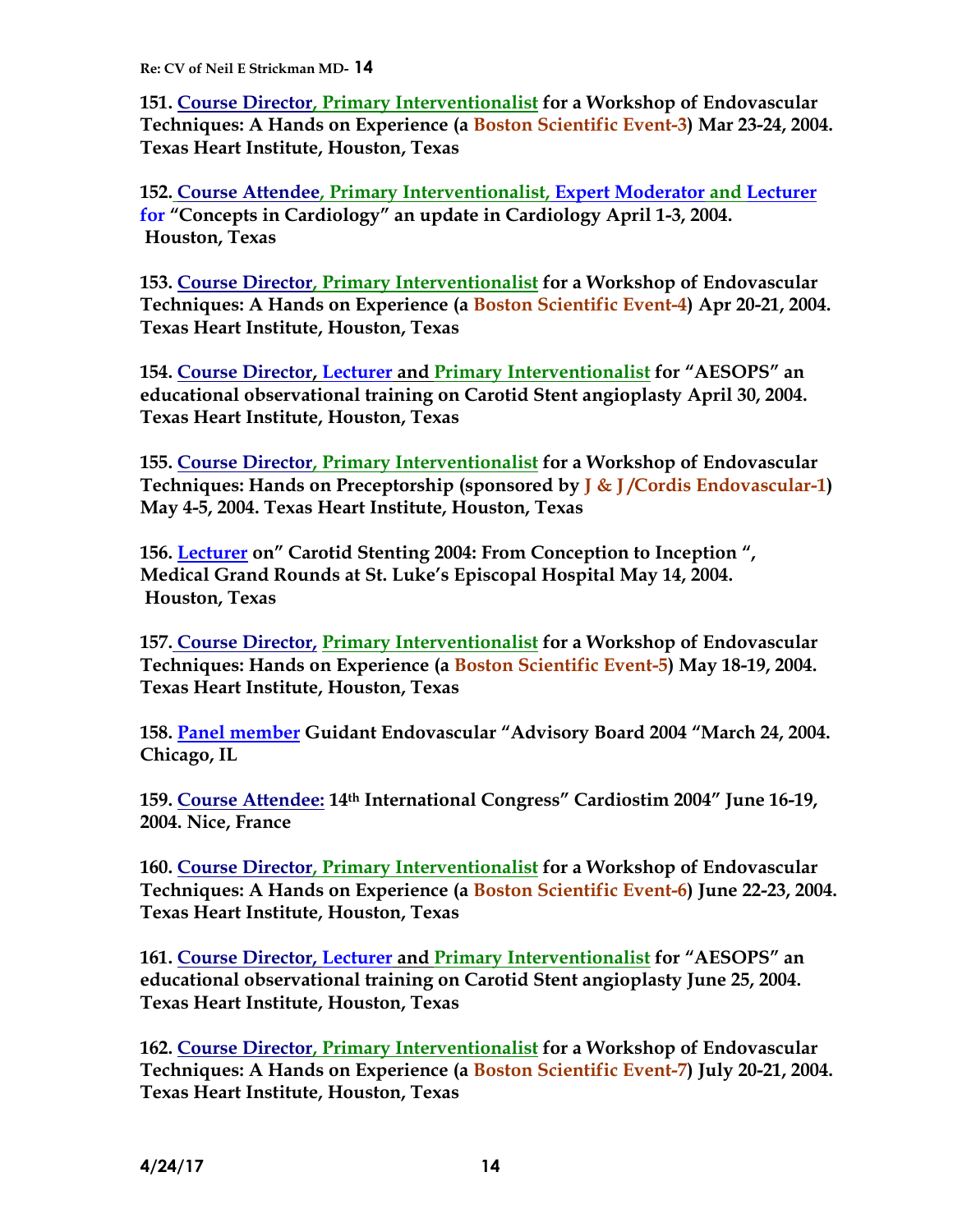**151. Course Director, Primary Interventionalist for a Workshop of Endovascular Techniques: A Hands on Experience (a Boston Scientific Event-3) Mar 23-24, 2004. Texas Heart Institute, Houston, Texas**

**152. Course Attendee, Primary Interventionalist, Expert Moderator and Lecturer for "Concepts in Cardiology" an update in Cardiology April 1-3, 2004. Houston, Texas**

**153. Course Director, Primary Interventionalist for a Workshop of Endovascular Techniques: A Hands on Experience (a Boston Scientific Event-4) Apr 20-21, 2004. Texas Heart Institute, Houston, Texas**

**154. Course Director, Lecturer and Primary Interventionalist for "AESOPS" an educational observational training on Carotid Stent angioplasty April 30, 2004. Texas Heart Institute, Houston, Texas**

**155. Course Director, Primary Interventionalist for a Workshop of Endovascular Techniques: Hands on Preceptorship (sponsored by J & J /Cordis Endovascular-1) May 4-5, 2004. Texas Heart Institute, Houston, Texas**

**156. Lecturer on" Carotid Stenting 2004: From Conception to Inception ", Medical Grand Rounds at St. Luke's Episcopal Hospital May 14, 2004. Houston, Texas**

**157. Course Director, Primary Interventionalist for a Workshop of Endovascular Techniques: Hands on Experience (a Boston Scientific Event-5) May 18-19, 2004. Texas Heart Institute, Houston, Texas**

**158. Panel member Guidant Endovascular "Advisory Board 2004 "March 24, 2004. Chicago, IL**

**159. Course Attendee: 14th International Congress" Cardiostim 2004" June 16-19, 2004. Nice, France**

**160. Course Director, Primary Interventionalist for a Workshop of Endovascular Techniques: A Hands on Experience (a Boston Scientific Event-6) June 22-23, 2004. Texas Heart Institute, Houston, Texas**

**161. Course Director, Lecturer and Primary Interventionalist for "AESOPS" an educational observational training on Carotid Stent angioplasty June 25, 2004. Texas Heart Institute, Houston, Texas**

**162. Course Director, Primary Interventionalist for a Workshop of Endovascular Techniques: A Hands on Experience (a Boston Scientific Event-7) July 20-21, 2004. Texas Heart Institute, Houston, Texas**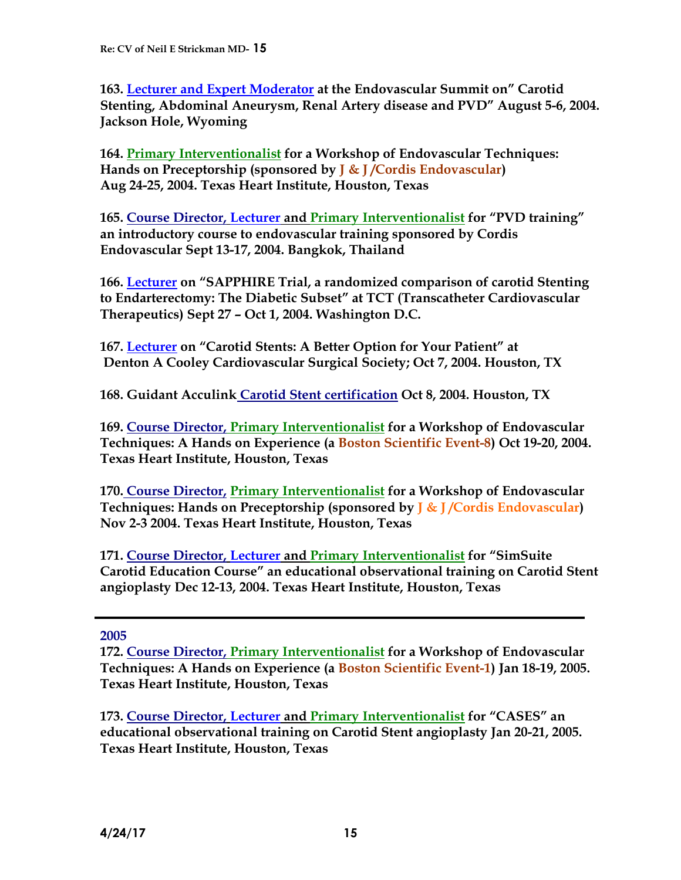**163. Lecturer and Expert Moderator at the Endovascular Summit on" Carotid Stenting, Abdominal Aneurysm, Renal Artery disease and PVD" August 5-6, 2004. Jackson Hole, Wyoming**

**164. Primary Interventionalist for a Workshop of Endovascular Techniques: Hands on Preceptorship (sponsored by J & J /Cordis Endovascular) Aug 24-25, 2004. Texas Heart Institute, Houston, Texas**

**165. Course Director, Lecturer and Primary Interventionalist for "PVD training" an introductory course to endovascular training sponsored by Cordis Endovascular Sept 13-17, 2004. Bangkok, Thailand**

**166. Lecturer on "SAPPHIRE Trial, a randomized comparison of carotid Stenting to Endarterectomy: The Diabetic Subset" at TCT (Transcatheter Cardiovascular Therapeutics) Sept 27 – Oct 1, 2004. Washington D.C.**

**167. Lecturer on "Carotid Stents: A Better Option for Your Patient" at Denton A Cooley Cardiovascular Surgical Society; Oct 7, 2004. Houston, TX**

**168. Guidant Acculink Carotid Stent certification Oct 8, 2004. Houston, TX**

**169. Course Director, Primary Interventionalist for a Workshop of Endovascular Techniques: A Hands on Experience (a Boston Scientific Event-8) Oct 19-20, 2004. Texas Heart Institute, Houston, Texas**

**170. Course Director, Primary Interventionalist for a Workshop of Endovascular Techniques: Hands on Preceptorship (sponsored by J & J /Cordis Endovascular) Nov 2-3 2004. Texas Heart Institute, Houston, Texas**

**171. Course Director, Lecturer and Primary Interventionalist for "SimSuite Carotid Education Course" an educational observational training on Carotid Stent angioplasty Dec 12-13, 2004. Texas Heart Institute, Houston, Texas**

---

## 2005

**172. Course Director, Primary Interventionalist for a Workshop of Endovascular Techniques: A Hands on Experience (a Boston Scientific Event-1) Jan 18-19, 2005. Texas Heart Institute, Houston, Texas**

**173. Course Director, Lecturer and Primary Interventionalist for "CASES" an educational observational training on Carotid Stent angioplasty Jan 20-21, 2005. Texas Heart Institute, Houston, Texas**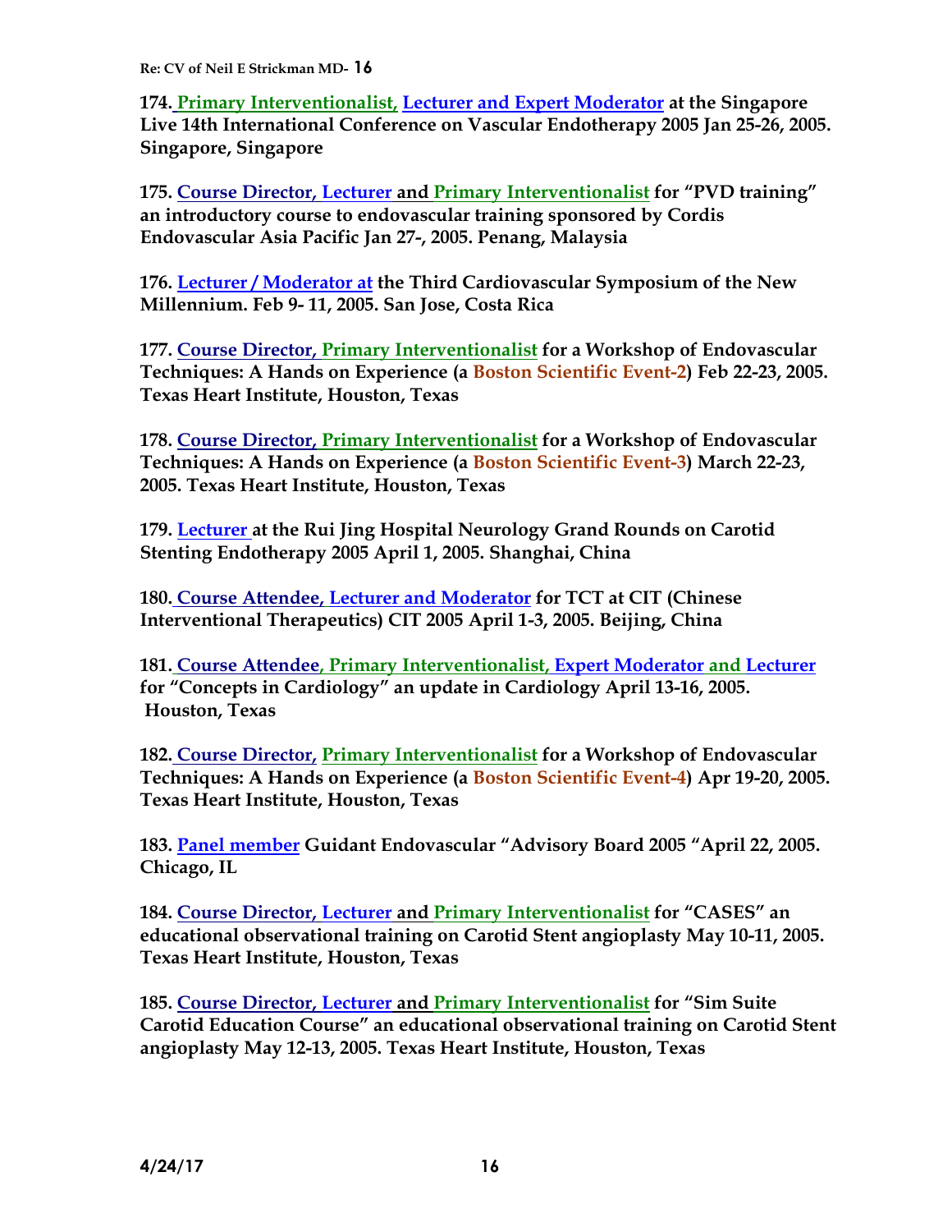**174. Primary Interventionalist, Lecturer and Expert Moderator at the Singapore Live 14th International Conference on Vascular Endotherapy 2005 Jan 25-26, 2005. Singapore, Singapore**

**175. Course Director, Lecturer and Primary Interventionalist for "PVD training" an introductory course to endovascular training sponsored by Cordis Endovascular Asia Pacific Jan 27-, 2005. Penang, Malaysia**

**176. Lecturer / Moderator at the Third Cardiovascular Symposium of the New Millennium. Feb 9- 11, 2005. San Jose, Costa Rica**

**177. Course Director, Primary Interventionalist for a Workshop of Endovascular Techniques: A Hands on Experience (a Boston Scientific Event-2) Feb 22-23, 2005. Texas Heart Institute, Houston, Texas**

**178. Course Director, Primary Interventionalist for a Workshop of Endovascular Techniques: A Hands on Experience (a Boston Scientific Event-3) March 22-23, 2005. Texas Heart Institute, Houston, Texas**

**179. Lecturer at the Rui Jing Hospital Neurology Grand Rounds on Carotid Stenting Endotherapy 2005 April 1, 2005. Shanghai, China**

**180. Course Attendee, Lecturer and Moderator for TCT at CIT (Chinese Interventional Therapeutics) CIT 2005 April 1-3, 2005. Beijing, China**

**181. Course Attendee, Primary Interventionalist, Expert Moderator and Lecturer for "Concepts in Cardiology" an update in Cardiology April 13-16, 2005. Houston, Texas**

**182. Course Director, Primary Interventionalist for a Workshop of Endovascular Techniques: A Hands on Experience (a Boston Scientific Event-4) Apr 19-20, 2005. Texas Heart Institute, Houston, Texas**

**183. Panel member Guidant Endovascular "Advisory Board 2005 "April 22, 2005. Chicago, IL**

**184. Course Director, Lecturer and Primary Interventionalist for "CASES" an educational observational training on Carotid Stent angioplasty May 10-11, 2005. Texas Heart Institute, Houston, Texas**

**185. Course Director, Lecturer and Primary Interventionalist for "Sim Suite Carotid Education Course" an educational observational training on Carotid Stent angioplasty May 12-13, 2005. Texas Heart Institute, Houston, Texas**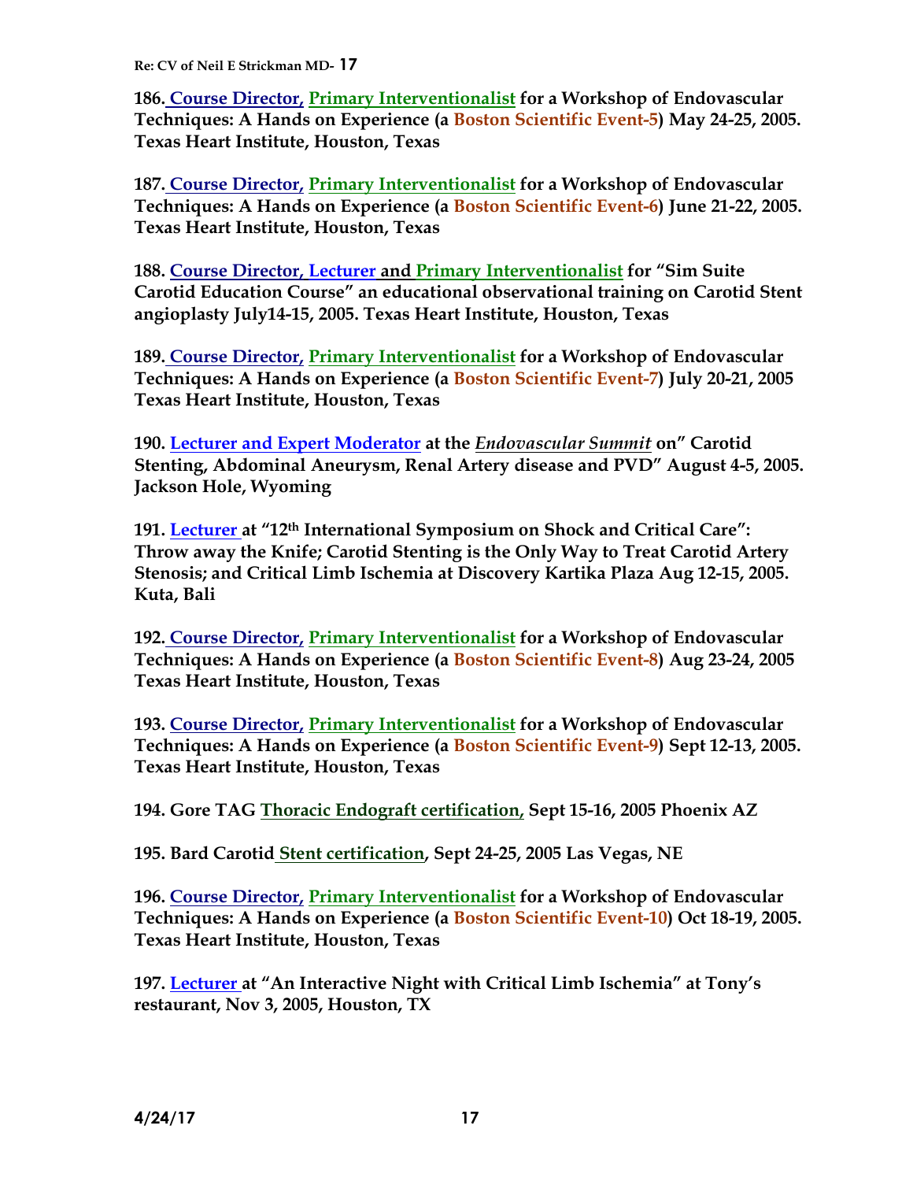**186. Course Director, Primary Interventionalist for a Workshop of Endovascular Techniques: A Hands on Experience (a Boston Scientific Event-5) May 24-25, 2005. Texas Heart Institute, Houston, Texas**

**187. Course Director, Primary Interventionalist for a Workshop of Endovascular Techniques: A Hands on Experience (a Boston Scientific Event-6) June 21-22, 2005. Texas Heart Institute, Houston, Texas**

**188. Course Director, Lecturer and Primary Interventionalist for "Sim Suite Carotid Education Course" an educational observational training on Carotid Stent angioplasty July14-15, 2005. Texas Heart Institute, Houston, Texas**

**189. Course Director, Primary Interventionalist for a Workshop of Endovascular Techniques: A Hands on Experience (a Boston Scientific Event-7) July 20-21, 2005 Texas Heart Institute, Houston, Texas**

**190. Lecturer and Expert Moderator at the *Endovascular Summit* on" Carotid Stenting, Abdominal Aneurysm, Renal Artery disease and PVD" August 4-5, 2005. Jackson Hole, Wyoming**

**191. Lecturer at "12th International Symposium on Shock and Critical Care": Throw away the Knife; Carotid Stenting is the Only Way to Treat Carotid Artery Stenosis; and Critical Limb Ischemia at Discovery Kartika Plaza Aug 12-15, 2005. Kuta, Bali**

**192. Course Director, Primary Interventionalist for a Workshop of Endovascular Techniques: A Hands on Experience (a Boston Scientific Event-8) Aug 23-24, 2005 Texas Heart Institute, Houston, Texas**

**193. Course Director, Primary Interventionalist for a Workshop of Endovascular Techniques: A Hands on Experience (a Boston Scientific Event-9) Sept 12-13, 2005. Texas Heart Institute, Houston, Texas**

**194. Gore TAG Thoracic Endograft certification, Sept 15-16, 2005 Phoenix AZ**

**195. Bard Carotid Stent certification, Sept 24-25, 2005 Las Vegas, NE**

**196. Course Director, Primary Interventionalist for a Workshop of Endovascular Techniques: A Hands on Experience (a Boston Scientific Event-10) Oct 18-19, 2005. Texas Heart Institute, Houston, Texas**

**197. Lecturer at "An Interactive Night with Critical Limb Ischemia" at Tony's restaurant, Nov 3, 2005, Houston, TX**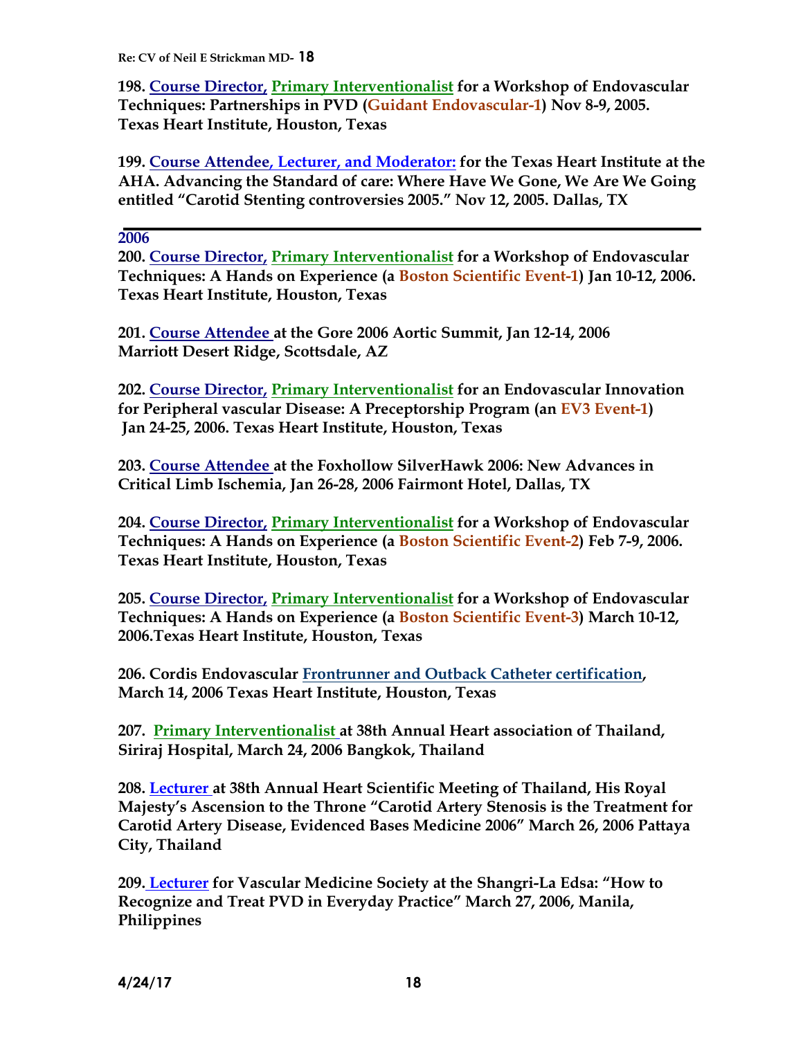**198. Course Director, Primary Interventionalist for a Workshop of Endovascular Techniques: Partnerships in PVD (Guidant Endovascular-1) Nov 8-9, 2005. Texas Heart Institute, Houston, Texas**

**199. Course Attendee, Lecturer, and Moderator: for the Texas Heart Institute at the AHA. Advancing the Standard of care: Where Have We Gone, We Are We Going entitled "Carotid Stenting controversies 2005." Nov 12, 2005. Dallas, TX**

---

**2006**

**200. Course Director, Primary Interventionalist for a Workshop of Endovascular Techniques: A Hands on Experience (a Boston Scientific Event-1) Jan 10-12, 2006. Texas Heart Institute, Houston, Texas**

**201. Course Attendee at the Gore 2006 Aortic Summit, Jan 12-14, 2006 Marriott Desert Ridge, Scottsdale, AZ**

**202. Course Director, Primary Interventionalist for an Endovascular Innovation for Peripheral vascular Disease: A Preceptorship Program (an EV3 Event-1) Jan 24-25, 2006. Texas Heart Institute, Houston, Texas**

**203. Course Attendee at the Foxhollow SilverHawk 2006: New Advances in Critical Limb Ischemia, Jan 26-28, 2006 Fairmont Hotel, Dallas, TX**

**204. Course Director, Primary Interventionalist for a Workshop of Endovascular Techniques: A Hands on Experience (a Boston Scientific Event-2) Feb 7-9, 2006. Texas Heart Institute, Houston, Texas**

**205. Course Director, Primary Interventionalist for a Workshop of Endovascular Techniques: A Hands on Experience (a Boston Scientific Event-3) March 10-12, 2006.Texas Heart Institute, Houston, Texas**

**206. Cordis Endovascular Frontrunner and Outback Catheter certification, March 14, 2006 Texas Heart Institute, Houston, Texas**

**207. Primary Interventionalist at 38th Annual Heart association of Thailand, Siriraj Hospital, March 24, 2006 Bangkok, Thailand**

**208. Lecturer at 38th Annual Heart Scientific Meeting of Thailand, His Royal Majesty's Ascension to the Throne "Carotid Artery Stenosis is the Treatment for Carotid Artery Disease, Evidenced Bases Medicine 2006" March 26, 2006 Pattaya City, Thailand**

**209. Lecturer for Vascular Medicine Society at the Shangri-La Edsa: "How to Recognize and Treat PVD in Everyday Practice" March 27, 2006, Manila, Philippines**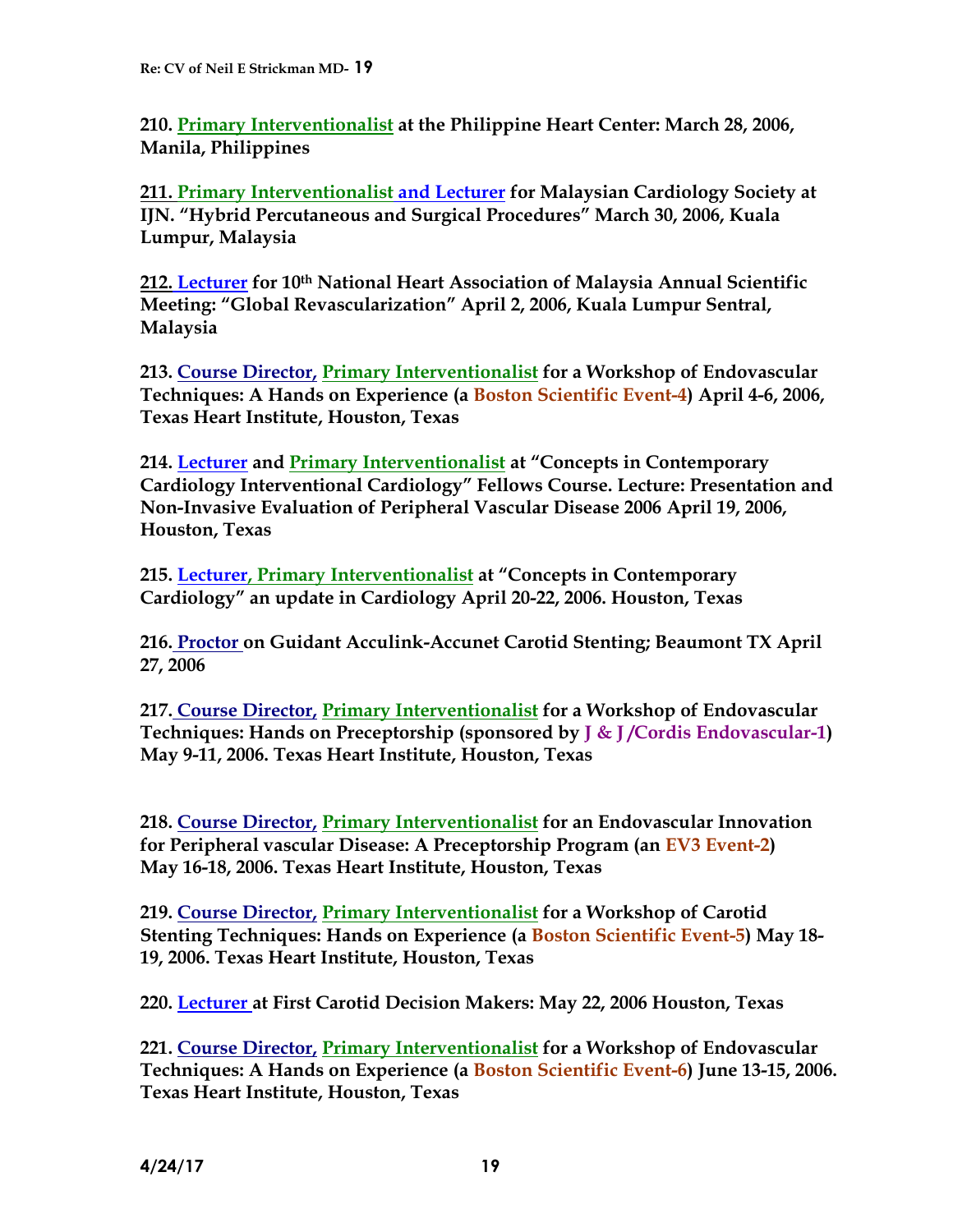**210. Primary Interventionalist at the Philippine Heart Center: March 28, 2006, Manila, Philippines**

**211. Primary Interventionalist and Lecturer for Malaysian Cardiology Society at IJN. "Hybrid Percutaneous and Surgical Procedures" March 30, 2006, Kuala Lumpur, Malaysia**

**212. Lecturer for 10th National Heart Association of Malaysia Annual Scientific Meeting: "Global Revascularization" April 2, 2006, Kuala Lumpur Sentral, Malaysia**

**213. Course Director, Primary Interventionalist for a Workshop of Endovascular Techniques: A Hands on Experience (a Boston Scientific Event-4) April 4-6, 2006, Texas Heart Institute, Houston, Texas**

**214. Lecturer and Primary Interventionalist at "Concepts in Contemporary Cardiology Interventional Cardiology" Fellows Course. Lecture: Presentation and Non-Invasive Evaluation of Peripheral Vascular Disease 2006 April 19, 2006, Houston, Texas**

**215. Lecturer, Primary Interventionalist at "Concepts in Contemporary Cardiology" an update in Cardiology April 20-22, 2006. Houston, Texas**

**216. Proctor on Guidant Acculink-Accunet Carotid Stenting; Beaumont TX April 27, 2006**

**217. Course Director, Primary Interventionalist for a Workshop of Endovascular Techniques: Hands on Preceptorship (sponsored by J & J /Cordis Endovascular-1) May 9-11, 2006. Texas Heart Institute, Houston, Texas**

**218. Course Director, Primary Interventionalist for an Endovascular Innovation for Peripheral vascular Disease: A Preceptorship Program (an EV3 Event-2) May 16-18, 2006. Texas Heart Institute, Houston, Texas**

**219. Course Director, Primary Interventionalist for a Workshop of Carotid Stenting Techniques: Hands on Experience (a Boston Scientific Event-5) May 18-19, 2006. Texas Heart Institute, Houston, Texas**

**220. Lecturer at First Carotid Decision Makers: May 22, 2006 Houston, Texas**

**221. Course Director, Primary Interventionalist for a Workshop of Endovascular Techniques: A Hands on Experience (a Boston Scientific Event-6) June 13-15, 2006. Texas Heart Institute, Houston, Texas**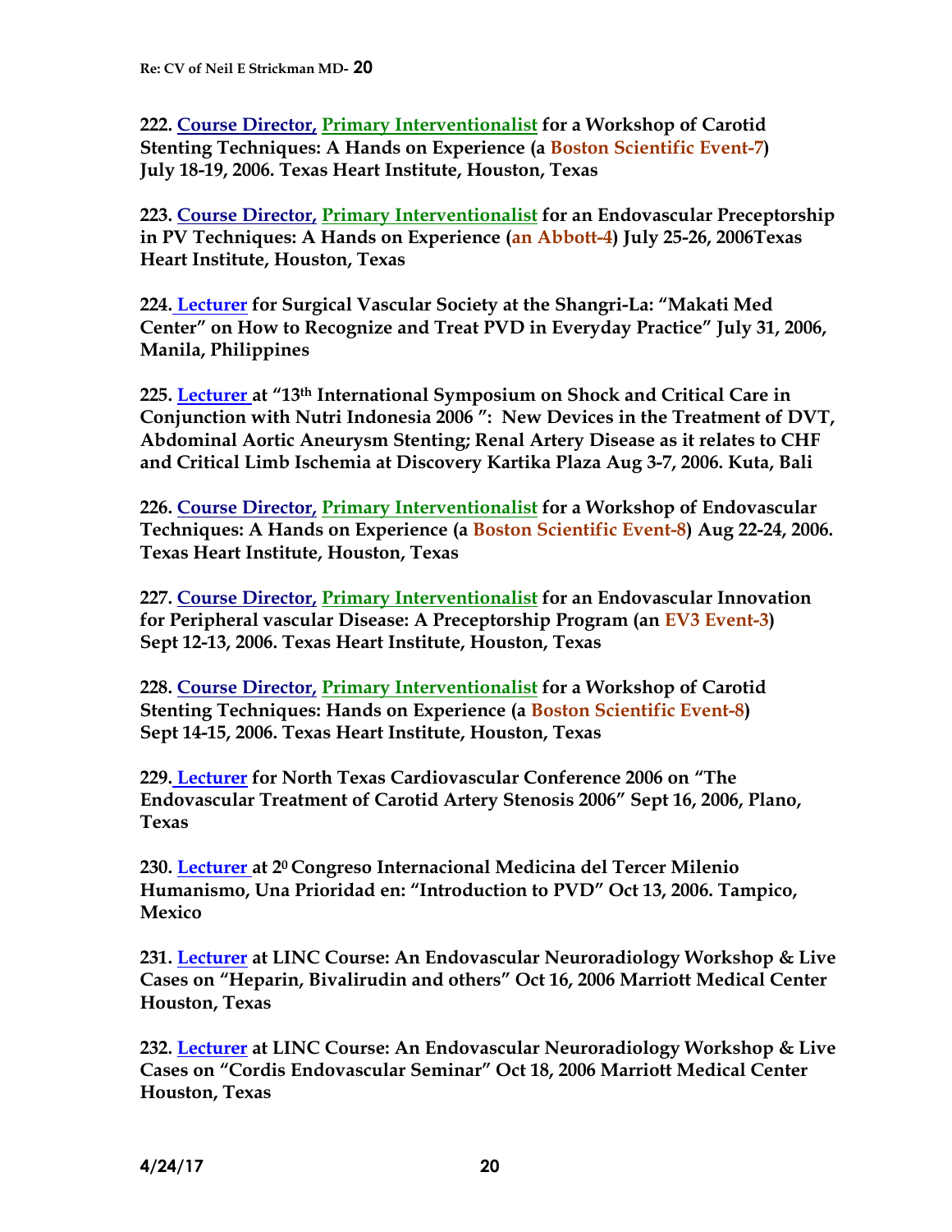**222. Course Director, Primary Interventionalist for a Workshop of Carotid Stenting Techniques: A Hands on Experience (a Boston Scientific Event-7) July 18-19, 2006. Texas Heart Institute, Houston, Texas**

**223. Course Director, Primary Interventionalist for an Endovascular Preceptorship in PV Techniques: A Hands on Experience (an Abbott-4) July 25-26, 2006Texas Heart Institute, Houston, Texas**

**224. Lecturer for Surgical Vascular Society at the Shangri-La: "Makati Med Center" on How to Recognize and Treat PVD in Everyday Practice" July 31, 2006, Manila, Philippines**

**225. Lecturer at "13th International Symposium on Shock and Critical Care in Conjunction with Nutri Indonesia 2006 ": New Devices in the Treatment of DVT, Abdominal Aortic Aneurysm Stenting; Renal Artery Disease as it relates to CHF and Critical Limb Ischemia at Discovery Kartika Plaza Aug 3-7, 2006. Kuta, Bali**

**226. Course Director, Primary Interventionalist for a Workshop of Endovascular Techniques: A Hands on Experience (a Boston Scientific Event-8) Aug 22-24, 2006. Texas Heart Institute, Houston, Texas**

**227. Course Director, Primary Interventionalist for an Endovascular Innovation for Peripheral vascular Disease: A Preceptorship Program (an EV3 Event-3) Sept 12-13, 2006. Texas Heart Institute, Houston, Texas**

**228. Course Director, Primary Interventionalist for a Workshop of Carotid Stenting Techniques: Hands on Experience (a Boston Scientific Event-8) Sept 14-15, 2006. Texas Heart Institute, Houston, Texas**

**229. Lecturer for North Texas Cardiovascular Conference 2006 on "The Endovascular Treatment of Carotid Artery Stenosis 2006" Sept 16, 2006, Plano, Texas**

**230. Lecturer at 2º Congreso Internacional Medicina del Tercer Milenio Humanismo, Una Prioridad en: "Introduction to PVD" Oct 13, 2006. Tampico, Mexico**

**231. Lecturer at LINC Course: An Endovascular Neuroradiology Workshop & Live Cases on "Heparin, Bivalirudin and others" Oct 16, 2006 Marriott Medical Center Houston, Texas**

**232. Lecturer at LINC Course: An Endovascular Neuroradiology Workshop & Live Cases on "Cordis Endovascular Seminar" Oct 18, 2006 Marriott Medical Center Houston, Texas**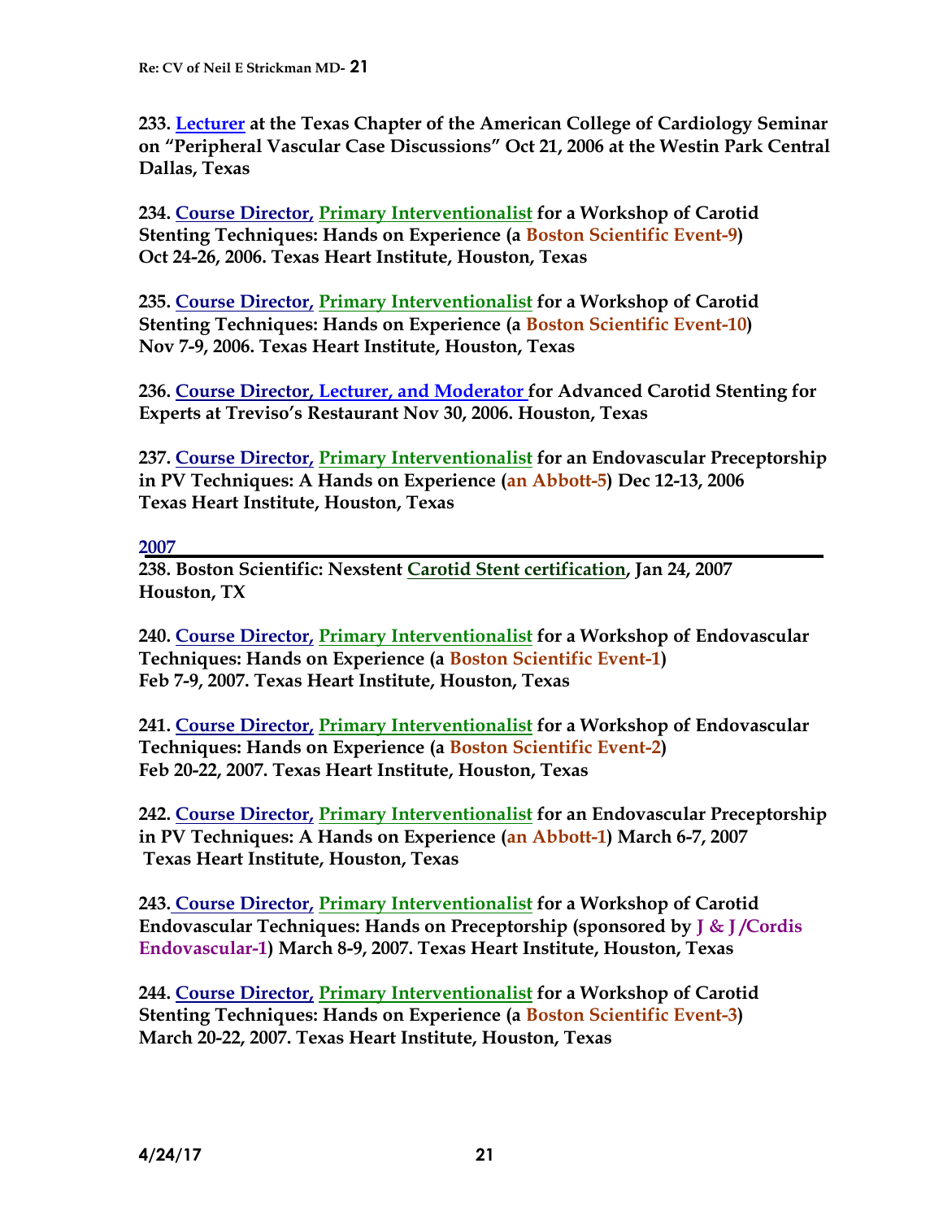**233. Lecturer at the Texas Chapter of the American College of Cardiology Seminar on "Peripheral Vascular Case Discussions" Oct 21, 2006 at the Westin Park Central Dallas, Texas**

**234. Course Director, Primary Interventionalist for a Workshop of Carotid Stenting Techniques: Hands on Experience (a Boston Scientific Event-9) Oct 24-26, 2006. Texas Heart Institute, Houston, Texas**

**235. Course Director, Primary Interventionalist for a Workshop of Carotid Stenting Techniques: Hands on Experience (a Boston Scientific Event-10) Nov 7-9, 2006. Texas Heart Institute, Houston, Texas**

**236. Course Director, Lecturer, and Moderator for Advanced Carotid Stenting for Experts at Treviso's Restaurant Nov 30, 2006. Houston, Texas**

**237. Course Director, Primary Interventionalist for an Endovascular Preceptorship in PV Techniques: A Hands on Experience (an Abbott-5) Dec 12-13, 2006 Texas Heart Institute, Houston, Texas**

## 2007

**238. Boston Scientific: Nexstent Carotid Stent certification, Jan 24, 2007 Houston, TX**

**240. Course Director, Primary Interventionalist for a Workshop of Endovascular Techniques: Hands on Experience (a Boston Scientific Event-1) Feb 7-9, 2007. Texas Heart Institute, Houston, Texas**

**241. Course Director, Primary Interventionalist for a Workshop of Endovascular Techniques: Hands on Experience (a Boston Scientific Event-2) Feb 20-22, 2007. Texas Heart Institute, Houston, Texas**

**242. Course Director, Primary Interventionalist for an Endovascular Preceptorship in PV Techniques: A Hands on Experience (an Abbott-1) March 6-7, 2007 Texas Heart Institute, Houston, Texas**

**243. Course Director, Primary Interventionalist for a Workshop of Carotid Endovascular Techniques: Hands on Preceptorship (sponsored by J & J/Cordis Endovascular-1) March 8-9, 2007. Texas Heart Institute, Houston, Texas**

**244. Course Director, Primary Interventionalist for a Workshop of Carotid Stenting Techniques: Hands on Experience (a Boston Scientific Event-3) March 20-22, 2007. Texas Heart Institute, Houston, Texas**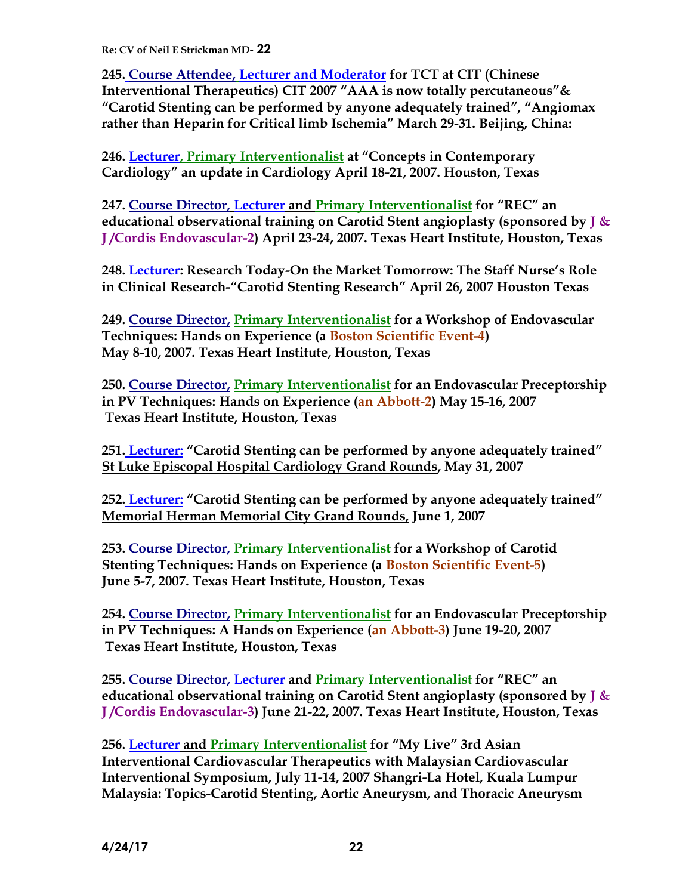**245. Course Attendee, Lecturer and Moderator for TCT at CIT (Chinese Interventional Therapeutics) CIT 2007 "AAA is now totally percutaneous"& "Carotid Stenting can be performed by anyone adequately trained", "Angiomax rather than Heparin for Critical limb Ischemia" March 29-31. Beijing, China:**

**246. Lecturer, Primary Interventionalist at "Concepts in Contemporary Cardiology" an update in Cardiology April 18-21, 2007. Houston, Texas**

**247. Course Director, Lecturer and Primary Interventionalist for "REC" an educational observational training on Carotid Stent angioplasty (sponsored by J & J /Cordis Endovascular-2) April 23-24, 2007. Texas Heart Institute, Houston, Texas**

**248. Lecturer: Research Today-On the Market Tomorrow: The Staff Nurse's Role in Clinical Research-"Carotid Stenting Research" April 26, 2007 Houston Texas**

**249. Course Director, Primary Interventionalist for a Workshop of Endovascular Techniques: Hands on Experience (a Boston Scientific Event-4) May 8-10, 2007. Texas Heart Institute, Houston, Texas**

**250. Course Director, Primary Interventionalist for an Endovascular Preceptorship in PV Techniques: Hands on Experience (an Abbott-2) May 15-16, 2007 Texas Heart Institute, Houston, Texas**

**251. Lecturer: "Carotid Stenting can be performed by anyone adequately trained" St Luke Episcopal Hospital Cardiology Grand Rounds, May 31, 2007**

**252. Lecturer: "Carotid Stenting can be performed by anyone adequately trained" Memorial Herman Memorial City Grand Rounds, June 1, 2007**

**253. Course Director, Primary Interventionalist for a Workshop of Carotid Stenting Techniques: Hands on Experience (a Boston Scientific Event-5) June 5-7, 2007. Texas Heart Institute, Houston, Texas**

**254. Course Director, Primary Interventionalist for an Endovascular Preceptorship in PV Techniques: A Hands on Experience (an Abbott-3) June 19-20, 2007 Texas Heart Institute, Houston, Texas**

**255. Course Director, Lecturer and Primary Interventionalist for "REC" an educational observational training on Carotid Stent angioplasty (sponsored by J & J /Cordis Endovascular-3) June 21-22, 2007. Texas Heart Institute, Houston, Texas**

**256. Lecturer and Primary Interventionalist for "My Live" 3rd Asian Interventional Cardiovascular Therapeutics with Malaysian Cardiovascular Interventional Symposium, July 11-14, 2007 Shangri-La Hotel, Kuala Lumpur Malaysia: Topics-Carotid Stenting, Aortic Aneurysm, and Thoracic Aneurysm**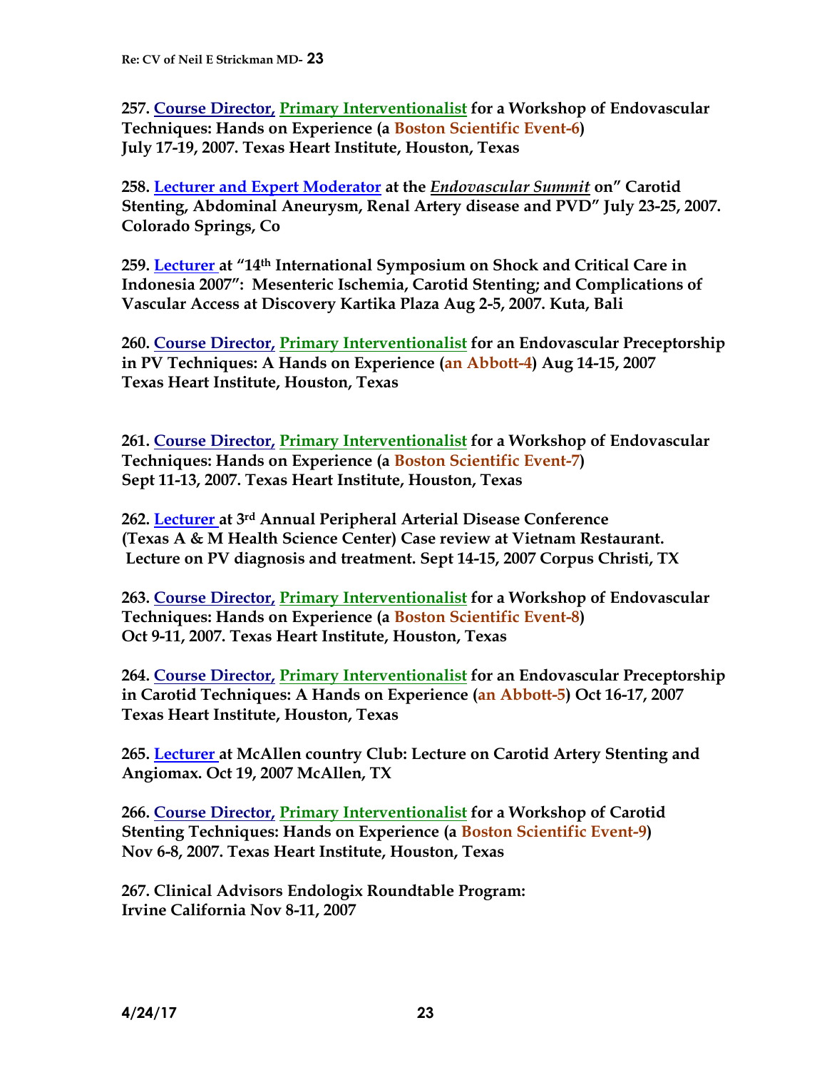**257. Course Director, Primary Interventionalist for a Workshop of Endovascular Techniques: Hands on Experience (a Boston Scientific Event-6) July 17-19, 2007. Texas Heart Institute, Houston, Texas**

**258. Lecturer and Expert Moderator at the *Endovascular Summit* on" Carotid Stenting, Abdominal Aneurysm, Renal Artery disease and PVD" July 23-25, 2007. Colorado Springs, Co**

**259. Lecturer at "14th International Symposium on Shock and Critical Care in Indonesia 2007": Mesenteric Ischemia, Carotid Stenting; and Complications of Vascular Access at Discovery Kartika Plaza Aug 2-5, 2007. Kuta, Bali**

**260. Course Director, Primary Interventionalist for an Endovascular Preceptorship in PV Techniques: A Hands on Experience (an Abbott-4) Aug 14-15, 2007 Texas Heart Institute, Houston, Texas**

**261. Course Director, Primary Interventionalist for a Workshop of Endovascular Techniques: Hands on Experience (a Boston Scientific Event-7) Sept 11-13, 2007. Texas Heart Institute, Houston, Texas**

**262. Lecturer at 3rd Annual Peripheral Arterial Disease Conference (Texas A & M Health Science Center) Case review at Vietnam Restaurant. Lecture on PV diagnosis and treatment. Sept 14-15, 2007 Corpus Christi, TX**

**263. Course Director, Primary Interventionalist for a Workshop of Endovascular Techniques: Hands on Experience (a Boston Scientific Event-8) Oct 9-11, 2007. Texas Heart Institute, Houston, Texas**

**264. Course Director, Primary Interventionalist for an Endovascular Preceptorship in Carotid Techniques: A Hands on Experience (an Abbott-5) Oct 16-17, 2007 Texas Heart Institute, Houston, Texas**

**265. Lecturer at McAllen country Club: Lecture on Carotid Artery Stenting and Angiomax. Oct 19, 2007 McAllen, TX**

**266. Course Director, Primary Interventionalist for a Workshop of Carotid Stenting Techniques: Hands on Experience (a Boston Scientific Event-9) Nov 6-8, 2007. Texas Heart Institute, Houston, Texas**

**267. Clinical Advisors Endologix Roundtable Program: Irvine California Nov 8-11, 2007**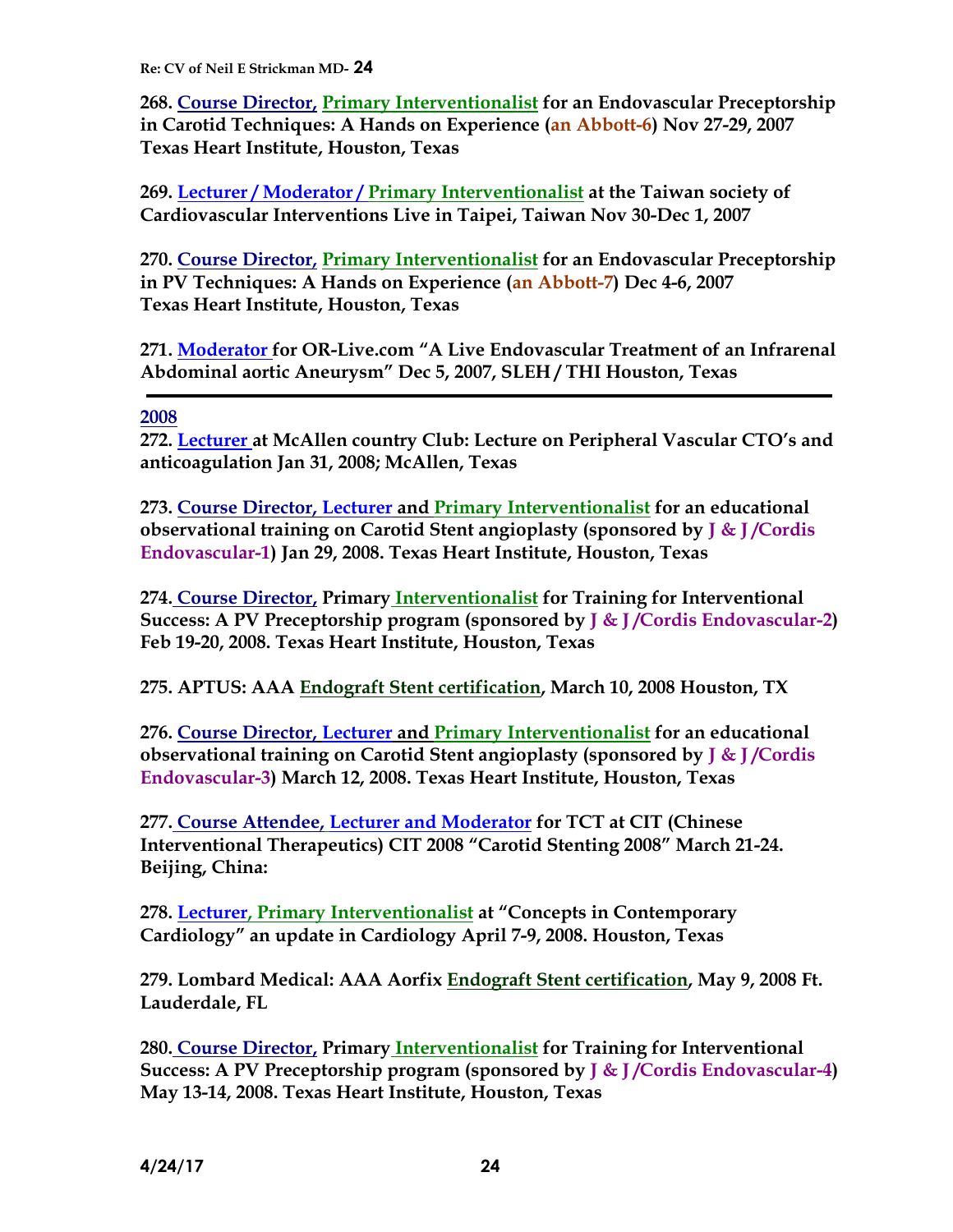**268. Course Director, Primary Interventionalist for an Endovascular Preceptorship in Carotid Techniques: A Hands on Experience (an Abbott-6) Nov 27-29, 2007 Texas Heart Institute, Houston, Texas**

**269. Lecturer / Moderator / Primary Interventionalist at the Taiwan society of Cardiovascular Interventions Live in Taipei, Taiwan Nov 30-Dec 1, 2007**

**270. Course Director, Primary Interventionalist for an Endovascular Preceptorship in PV Techniques: A Hands on Experience (an Abbott-7) Dec 4-6, 2007 Texas Heart Institute, Houston, Texas**

**271. Moderator for OR-Live.com "A Live Endovascular Treatment of an Infrarenal Abdominal aortic Aneurysm" Dec 5, 2007, SLEH / THI Houston, Texas**

---

**2008**

**272. Lecturer at McAllen country Club: Lecture on Peripheral Vascular CTO's and anticoagulation Jan 31, 2008; McAllen, Texas**

**273. Course Director, Lecturer and Primary Interventionalist for an educational observational training on Carotid Stent angioplasty (sponsored by J & J /Cordis Endovascular-1) Jan 29, 2008. Texas Heart Institute, Houston, Texas**

**274. Course Director, Primary Interventionalist for Training for Interventional Success: A PV Preceptorship program (sponsored by J & J /Cordis Endovascular-2) Feb 19-20, 2008. Texas Heart Institute, Houston, Texas**

**275. APTUS: AAA Endograft Stent certification, March 10, 2008 Houston, TX**

**276. Course Director, Lecturer and Primary Interventionalist for an educational observational training on Carotid Stent angioplasty (sponsored by J & J /Cordis Endovascular-3) March 12, 2008. Texas Heart Institute, Houston, Texas**

**277. Course Attendee, Lecturer and Moderator for TCT at CIT (Chinese Interventional Therapeutics) CIT 2008 "Carotid Stenting 2008" March 21-24. Beijing, China:**

**278. Lecturer, Primary Interventionalist at "Concepts in Contemporary Cardiology" an update in Cardiology April 7-9, 2008. Houston, Texas**

**279. Lombard Medical: AAA Aorfix Endograft Stent certification, May 9, 2008 Ft. Lauderdale, FL**

**280. Course Director, Primary Interventionalist for Training for Interventional Success: A PV Preceptorship program (sponsored by J & J /Cordis Endovascular-4) May 13-14, 2008. Texas Heart Institute, Houston, Texas**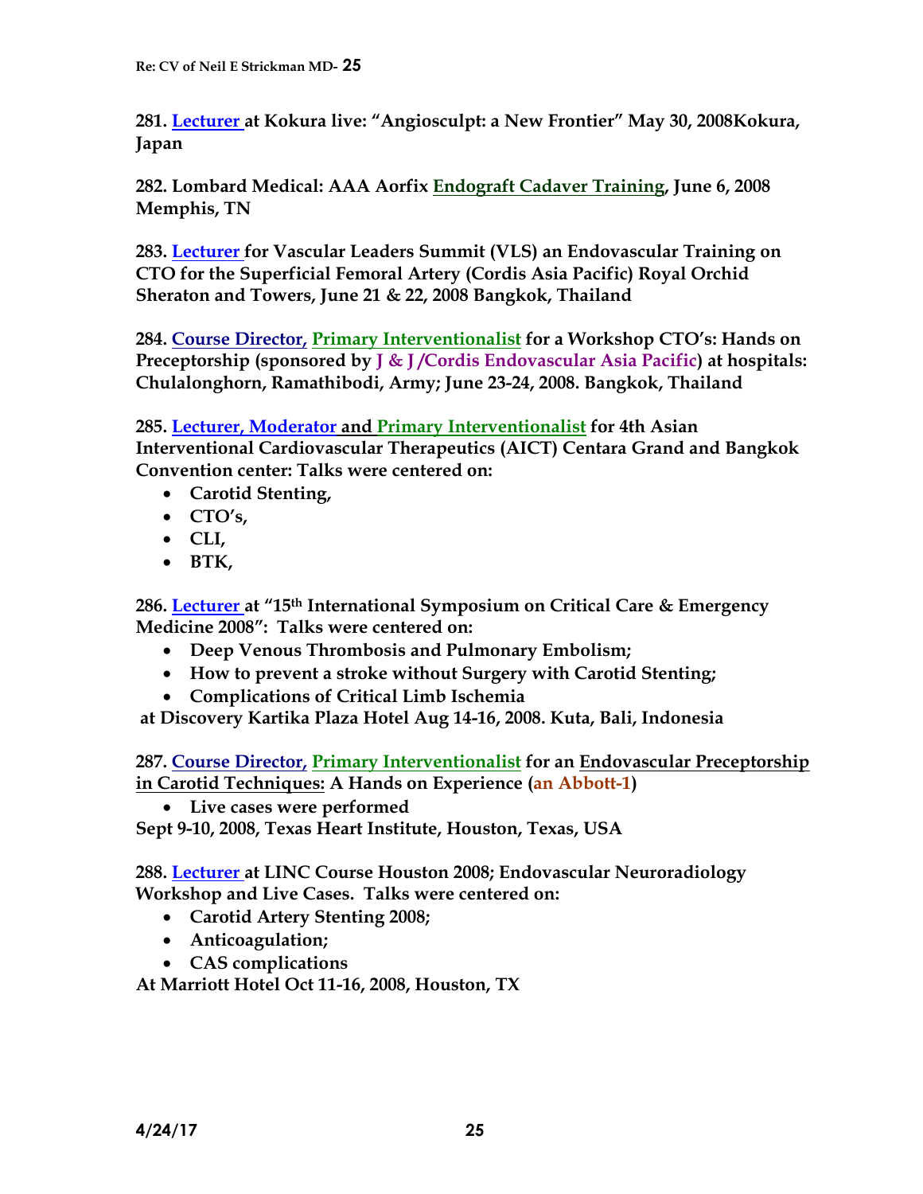**281. Lecturer at Kokura live: "Angiosculpt: a New Frontier" May 30, 2008Kokura, Japan**

**282. Lombard Medical: AAA Aorfix Endograft Cadaver Training, June 6, 2008 Memphis, TN**

**283. Lecturer for Vascular Leaders Summit (VLS) an Endovascular Training on CTO for the Superficial Femoral Artery (Cordis Asia Pacific) Royal Orchid Sheraton and Towers, June 21 & 22, 2008 Bangkok, Thailand**

**284. Course Director, Primary Interventionalist for a Workshop CTO's: Hands on Preceptorship (sponsored by J & J /Cordis Endovascular Asia Pacific) at hospitals: Chulalonghorn, Ramathibodi, Army; June 23-24, 2008. Bangkok, Thailand**

**285. Lecturer, Moderator and Primary Interventionalist for 4th Asian Interventional Cardiovascular Therapeutics (AICT) Centara Grand and Bangkok Convention center: Talks were centered on:**

- **Carotid Stenting,**
- **CTO's,**
- **CLI,**
- **BTK,**

**286. Lecturer at "15th International Symposium on Critical Care & Emergency Medicine 2008": Talks were centered on:**

- **Deep Venous Thrombosis and Pulmonary Embolism;**
- **How to prevent a stroke without Surgery with Carotid Stenting;**
- **Complications of Critical Limb Ischemia**

**at Discovery Kartika Plaza Hotel Aug 14-16, 2008. Kuta, Bali, Indonesia**

**287. Course Director, Primary Interventionalist for an Endovascular Preceptorship in Carotid Techniques: A Hands on Experience (an Abbott-1)**

- **Live cases were performed**

**Sept 9-10, 2008, Texas Heart Institute, Houston, Texas, USA**

**288. Lecturer at LINC Course Houston 2008; Endovascular Neuroradiology Workshop and Live Cases. Talks were centered on:**

- **Carotid Artery Stenting 2008;**
- **Anticoagulation;**
- **CAS complications**

**At Marriott Hotel Oct 11-16, 2008, Houston, TX**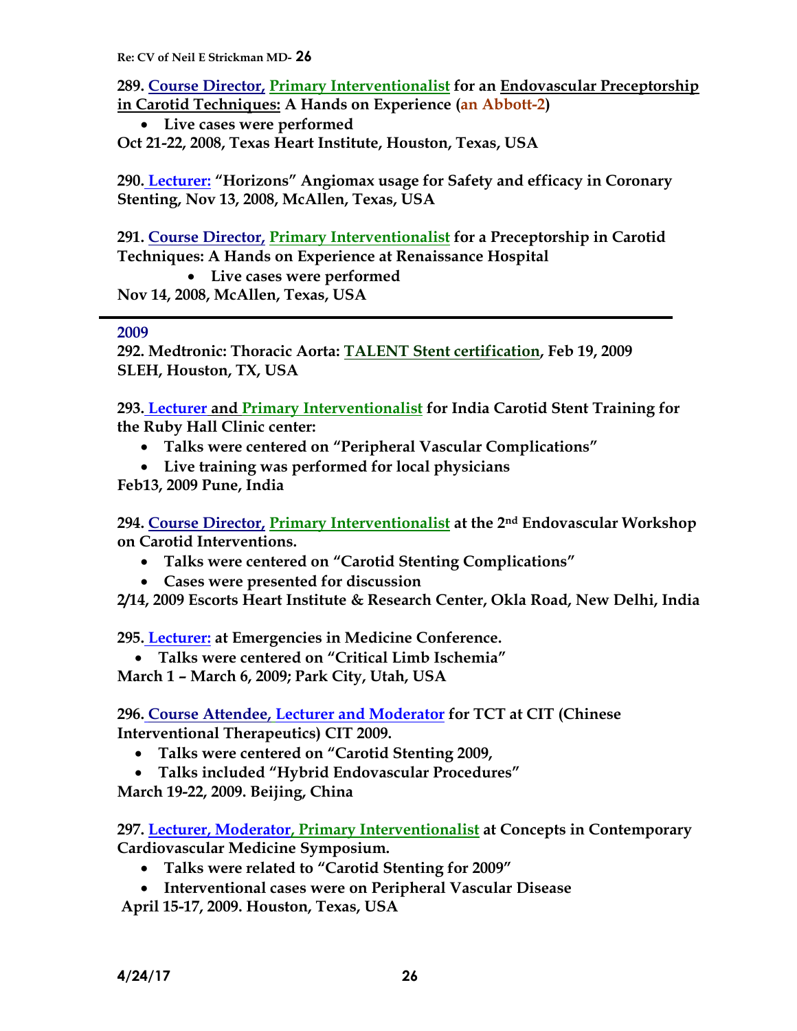**289. Course Director, Primary Interventionalist for an Endovascular Preceptorship in Carotid Techniques: A Hands on Experience (an Abbott-2)**

- **Live cases were performed**

**Oct 21-22, 2008, Texas Heart Institute, Houston, Texas, USA**

**290. Lecturer: "Horizons" Angiomax usage for Safety and efficacy in Coronary Stenting, Nov 13, 2008, McAllen, Texas, USA**

**291. Course Director, Primary Interventionalist for a Preceptorship in Carotid Techniques: A Hands on Experience at Renaissance Hospital**

- **Live cases were performed**

**Nov 14, 2008, McAllen, Texas, USA**

---

## 2009

**292. Medtronic: Thoracic Aorta: TALENT Stent certification, Feb 19, 2009 SLEH, Houston, TX, USA**

**293. Lecturer and Primary Interventionalist for India Carotid Stent Training for the Ruby Hall Clinic center:**

- **Talks were centered on "Peripheral Vascular Complications"**
- **Live training was performed for local physicians**

**Feb13, 2009 Pune, India**

**294. Course Director, Primary Interventionalist at the 2nd Endovascular Workshop on Carotid Interventions.**

- **Talks were centered on "Carotid Stenting Complications"**
- **Cases were presented for discussion**

**2/14, 2009 Escorts Heart Institute & Research Center, Okla Road, New Delhi, India**

**295. Lecturer: at Emergencies in Medicine Conference.**

- **Talks were centered on "Critical Limb Ischemia"**

**March 1 – March 6, 2009; Park City, Utah, USA**

**296. Course Attendee, Lecturer and Moderator for TCT at CIT (Chinese Interventional Therapeutics) CIT 2009.**

- **Talks were centered on "Carotid Stenting 2009,**
- **Talks included "Hybrid Endovascular Procedures"**

**March 19-22, 2009. Beijing, China**

**297. Lecturer, Moderator, Primary Interventionalist at Concepts in Contemporary Cardiovascular Medicine Symposium.**

- **Talks were related to "Carotid Stenting for 2009"**
- **Interventional cases were on Peripheral Vascular Disease**

**April 15-17, 2009. Houston, Texas, USA**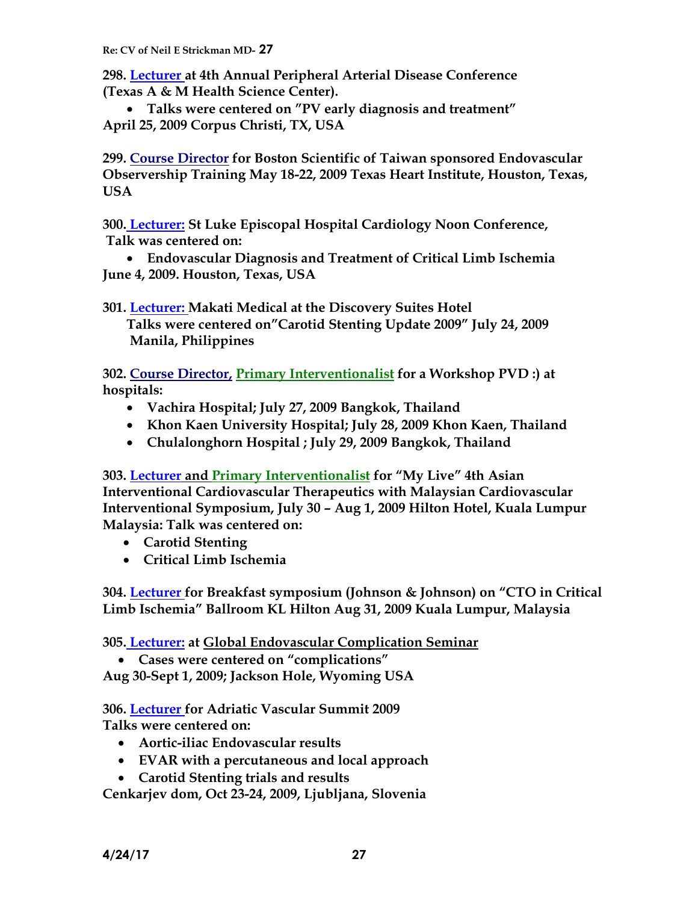**298. Lecturer at 4th Annual Peripheral Arterial Disease Conference (Texas A & M Health Science Center).**

- **Talks were centered on "PV early diagnosis and treatment"**

**April 25, 2009 Corpus Christi, TX, USA**

**299. Course Director for Boston Scientific of Taiwan sponsored Endovascular Observership Training May 18-22, 2009 Texas Heart Institute, Houston, Texas, USA**

**300. Lecturer: St Luke Episcopal Hospital Cardiology Noon Conference, Talk was centered on:**

- **Endovascular Diagnosis and Treatment of Critical Limb Ischemia**

**June 4, 2009. Houston, Texas, USA**

**301. Lecturer: Makati Medical at the Discovery Suites Hotel Talks were centered on"Carotid Stenting Update 2009" July 24, 2009 Manila, Philippines**

**302. Course Director, Primary Interventionalist for a Workshop PVD :) at hospitals:**

- **Vachira Hospital; July 27, 2009 Bangkok, Thailand**
- **Khon Kaen University Hospital; July 28, 2009 Khon Kaen, Thailand**
- **Chulalonghorn Hospital ; July 29, 2009 Bangkok, Thailand**

**303. Lecturer and Primary Interventionalist for "My Live" 4th Asian Interventional Cardiovascular Therapeutics with Malaysian Cardiovascular Interventional Symposium, July 30 – Aug 1, 2009 Hilton Hotel, Kuala Lumpur Malaysia: Talk was centered on:**

- **Carotid Stenting**
- **Critical Limb Ischemia**

**304. Lecturer for Breakfast symposium (Johnson & Johnson) on "CTO in Critical Limb Ischemia" Ballroom KL Hilton Aug 31, 2009 Kuala Lumpur, Malaysia**

**305. Lecturer: at Global Endovascular Complication Seminar**

- **Cases were centered on "complications"**

**Aug 30-Sept 1, 2009; Jackson Hole, Wyoming USA**

**306. Lecturer for Adriatic Vascular Summit 2009**
**Talks were centered on:**

- **Aortic-iliac Endovascular results**
- **EVAR with a percutaneous and local approach**
- **Carotid Stenting trials and results**

**Cenkarjev dom, Oct 23-24, 2009, Ljubljana, Slovenia**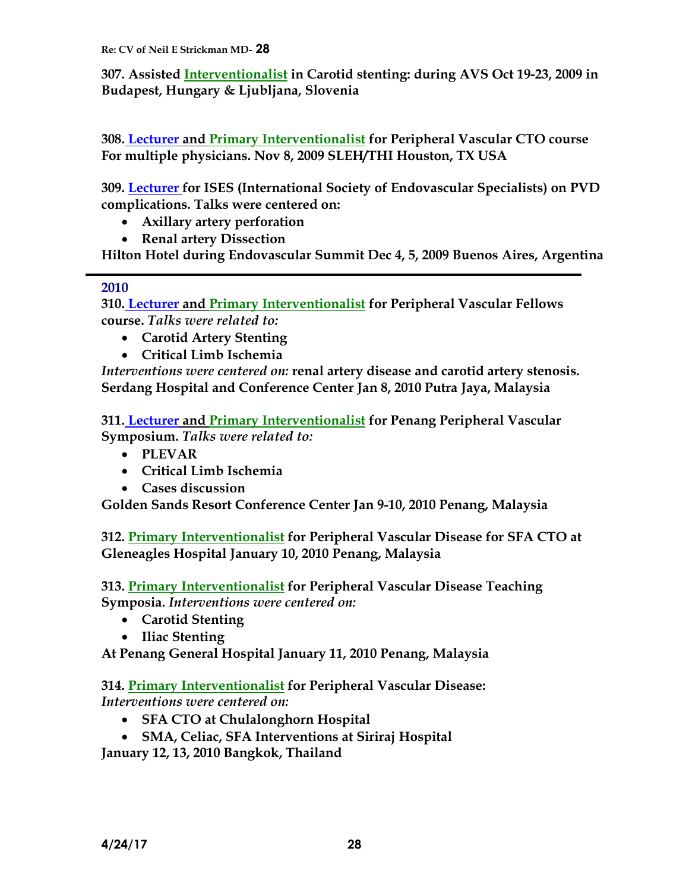**307. Assisted Interventionalist in Carotid stenting: during AVS Oct 19-23, 2009 in Budapest, Hungary & Ljubljana, Slovenia**

**308. Lecturer and Primary Interventionalist for Peripheral Vascular CTO course For multiple physicians. Nov 8, 2009 SLEH/THI Houston, TX USA**

**309. Lecturer for ISES (International Society of Endovascular Specialists) on PVD complications. Talks were centered on:**

- **Axillary artery perforation**
- **Renal artery Dissection**

**Hilton Hotel during Endovascular Summit Dec 4, 5, 2009 Buenos Aires, Argentina**

---

## 2010

**310. Lecturer and Primary Interventionalist for Peripheral Vascular Fellows course.** *Talks were related to:*

- **Carotid Artery Stenting**
- **Critical Limb Ischemia**

*Interventions were centered on:* **renal artery disease and carotid artery stenosis. Serdang Hospital and Conference Center Jan 8, 2010 Putra Jaya, Malaysia**

**311. Lecturer and Primary Interventionalist for Penang Peripheral Vascular Symposium.** *Talks were related to:*

- **PLEVAR**
- **Critical Limb Ischemia**
- **Cases discussion**

**Golden Sands Resort Conference Center Jan 9-10, 2010 Penang, Malaysia**

**312. Primary Interventionalist for Peripheral Vascular Disease for SFA CTO at Gleneagles Hospital January 10, 2010 Penang, Malaysia**

**313. Primary Interventionalist for Peripheral Vascular Disease Teaching Symposia.** *Interventions were centered on:*

- **Carotid Stenting**
- **Iliac Stenting**

**At Penang General Hospital January 11, 2010 Penang, Malaysia**

**314. Primary Interventionalist for Peripheral Vascular Disease:** *Interventions were centered on:*

- **SFA CTO at Chulalonghorn Hospital**
- **SMA, Celiac, SFA Interventions at Siriraj Hospital**

**January 12, 13, 2010 Bangkok, Thailand**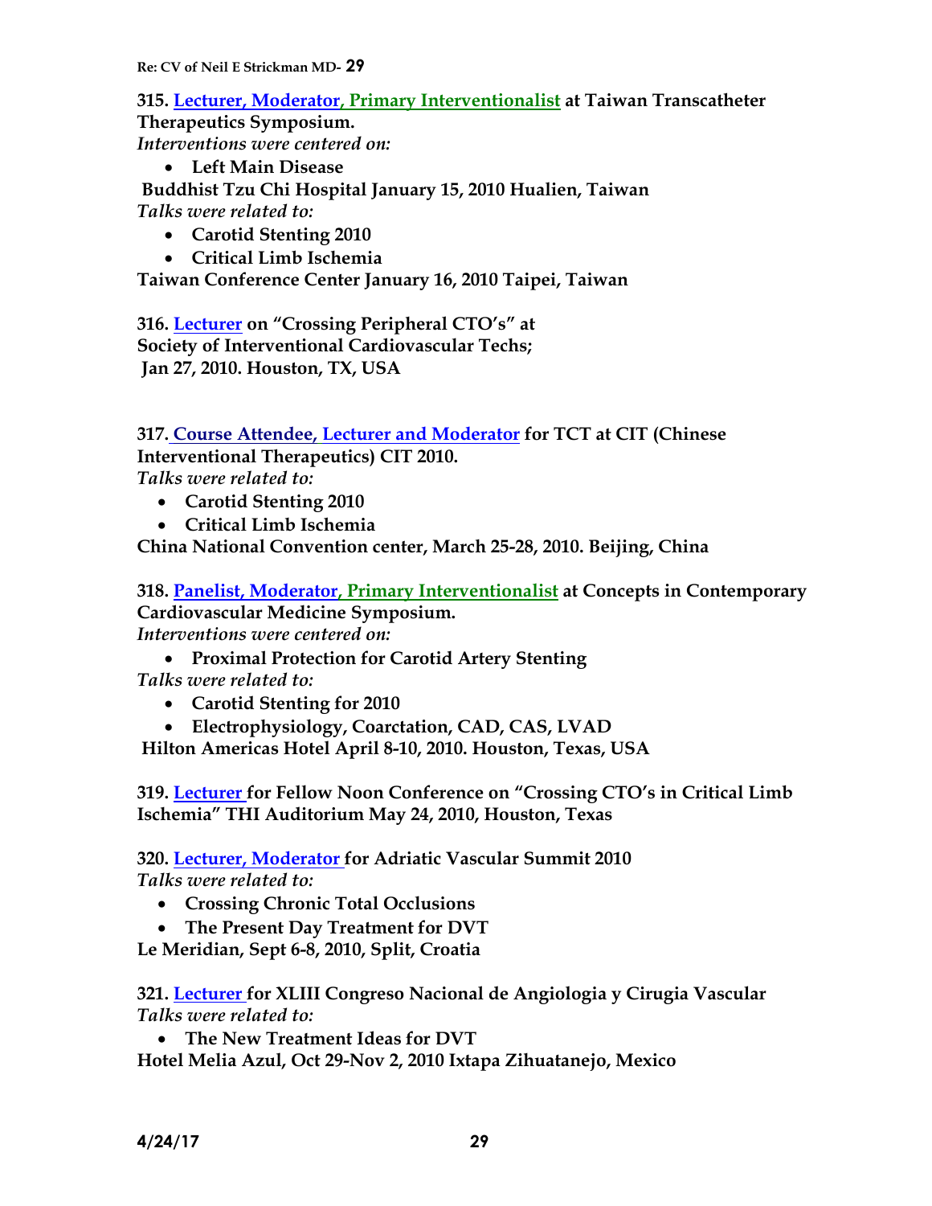**315. Lecturer, Moderator, Primary Interventionalist at Taiwan Transcatheter Therapeutics Symposium.**
*Interventions were centered on:*

- **Left Main Disease**

**Buddhist Tzu Chi Hospital January 15, 2010 Hualien, Taiwan**
*Talks were related to:*

- **Carotid Stenting 2010**
- **Critical Limb Ischemia**

**Taiwan Conference Center January 16, 2010 Taipei, Taiwan**

**316. Lecturer on "Crossing Peripheral CTO's" at Society of Interventional Cardiovascular Techs; Jan 27, 2010. Houston, TX, USA**

**317. Course Attendee, Lecturer and Moderator for TCT at CIT (Chinese Interventional Therapeutics) CIT 2010.**
*Talks were related to:*

- **Carotid Stenting 2010**
- **Critical Limb Ischemia**

**China National Convention center, March 25-28, 2010. Beijing, China**

**318. Panelist, Moderator, Primary Interventionalist at Concepts in Contemporary Cardiovascular Medicine Symposium.**
*Interventions were centered on:*

- **Proximal Protection for Carotid Artery Stenting**

*Talks were related to:*

- **Carotid Stenting for 2010**
- **Electrophysiology, Coarctation, CAD, CAS, LVAD**

**Hilton Americas Hotel April 8-10, 2010. Houston, Texas, USA**

**319. Lecturer for Fellow Noon Conference on "Crossing CTO's in Critical Limb Ischemia" THI Auditorium May 24, 2010, Houston, Texas**

**320. Lecturer, Moderator for Adriatic Vascular Summit 2010**
*Talks were related to:*

- **Crossing Chronic Total Occlusions**
- **The Present Day Treatment for DVT**

**Le Meridian, Sept 6-8, 2010, Split, Croatia**

**321. Lecturer for XLIII Congreso Nacional de Angiologia y Cirugia Vascular**
*Talks were related to:*

- **The New Treatment Ideas for DVT**

**Hotel Melia Azul, Oct 29-Nov 2, 2010 Ixtapa Zihuatanejo, Mexico**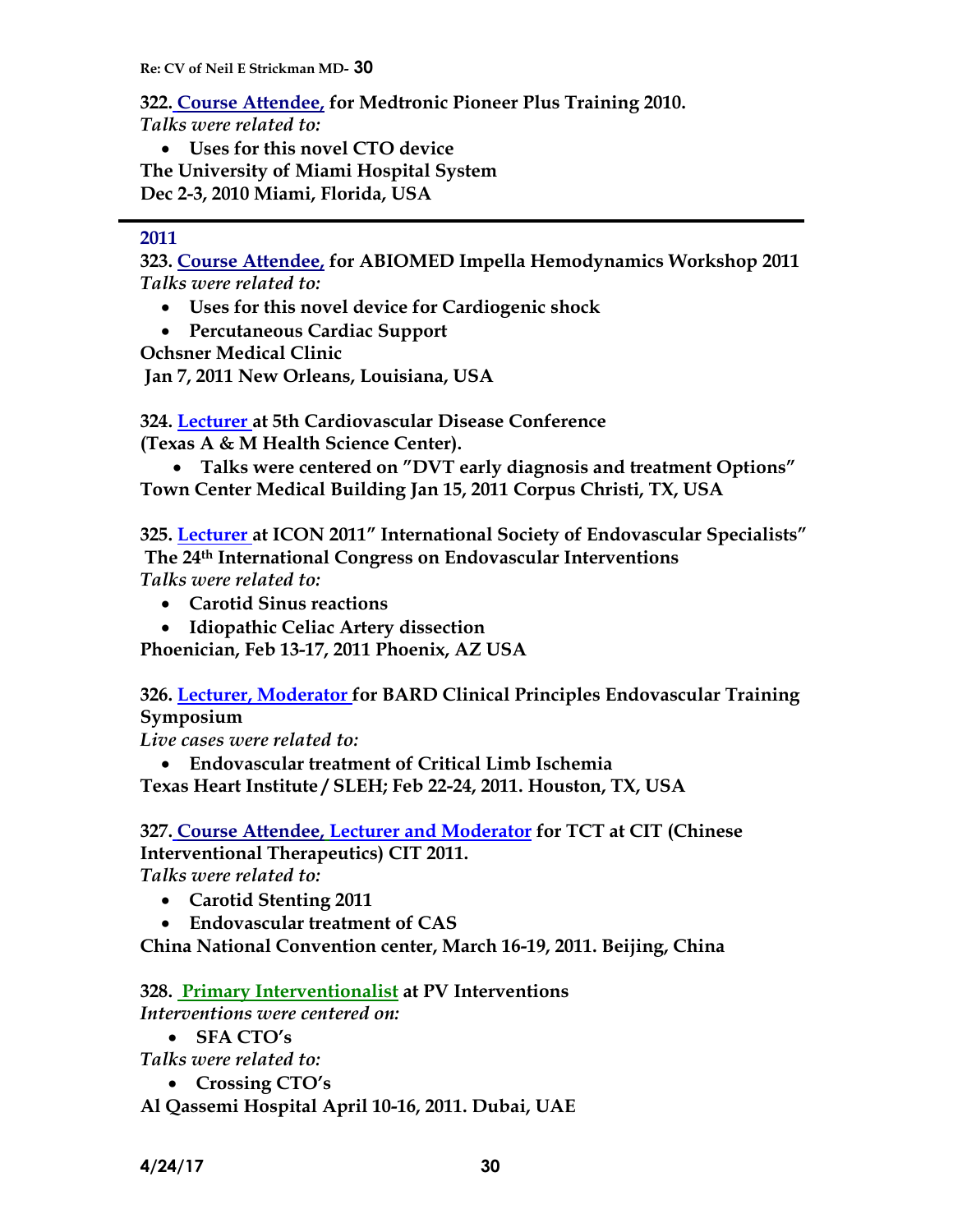**322. Course Attendee, for Medtronic Pioneer Plus Training 2010.**
*Talks were related to:*

- **Uses for this novel CTO device**

**The University of Miami Hospital System**
**Dec 2-3, 2010 Miami, Florida, USA**

---

## 2011

**323. Course Attendee, for ABIOMED Impella Hemodynamics Workshop 2011**
*Talks were related to:*

- **Uses for this novel device for Cardiogenic shock**
- **Percutaneous Cardiac Support**

**Ochsner Medical Clinic**
**Jan 7, 2011 New Orleans, Louisiana, USA**

**324. Lecturer at 5th Cardiovascular Disease Conference**
**(Texas A & M Health Science Center).**

- **Talks were centered on "DVT early diagnosis and treatment Options"**

**Town Center Medical Building Jan 15, 2011 Corpus Christi, TX, USA**

**325. Lecturer at ICON 2011" International Society of Endovascular Specialists"**
**The 24th International Congress on Endovascular Interventions**
*Talks were related to:*

- **Carotid Sinus reactions**
- **Idiopathic Celiac Artery dissection**

**Phoenician, Feb 13-17, 2011 Phoenix, AZ USA**

**326. Lecturer, Moderator for BARD Clinical Principles Endovascular Training Symposium**
*Live cases were related to:*

- **Endovascular treatment of Critical Limb Ischemia**

**Texas Heart Institute / SLEH; Feb 22-24, 2011. Houston, TX, USA**

**327. Course Attendee, Lecturer and Moderator for TCT at CIT (Chinese Interventional Therapeutics) CIT 2011.**
*Talks were related to:*

- **Carotid Stenting 2011**
- **Endovascular treatment of CAS**

**China National Convention center, March 16-19, 2011. Beijing, China**

**328. Primary Interventionalist at PV Interventions**
*Interventions were centered on:*

- **SFA CTO's**

*Talks were related to:*

- **Crossing CTO's**

**Al Qassemi Hospital April 10-16, 2011. Dubai, UAE**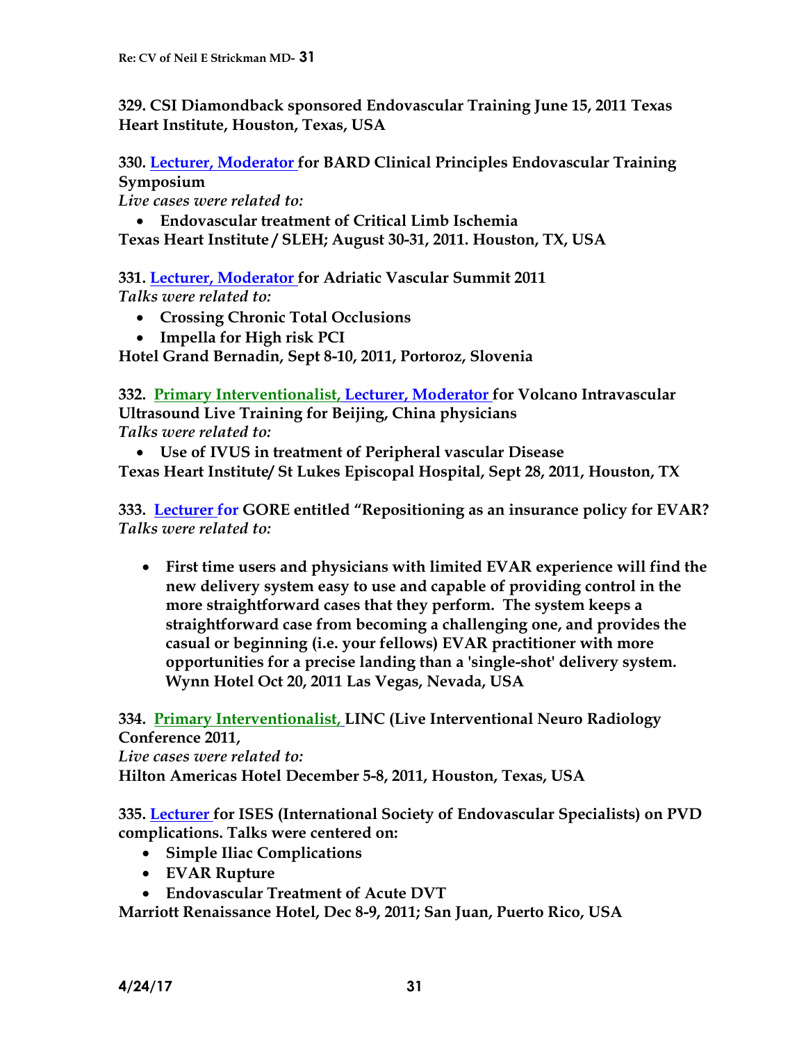**329. CSI Diamondback sponsored Endovascular Training June 15, 2011 Texas Heart Institute, Houston, Texas, USA**

**330. Lecturer, Moderator for BARD Clinical Principles Endovascular Training Symposium**
*Live cases were related to:*

- **Endovascular treatment of Critical Limb Ischemia**

**Texas Heart Institute / SLEH; August 30-31, 2011. Houston, TX, USA**

**331. Lecturer, Moderator for Adriatic Vascular Summit 2011**
*Talks were related to:*

- **Crossing Chronic Total Occlusions**
- **Impella for High risk PCI**

**Hotel Grand Bernadin, Sept 8-10, 2011, Portoroz, Slovenia**

**332. Primary Interventionalist, Lecturer, Moderator for Volcano Intravascular Ultrasound Live Training for Beijing, China physicians**
*Talks were related to:*

- **Use of IVUS in treatment of Peripheral vascular Disease**

**Texas Heart Institute/ St Lukes Episcopal Hospital, Sept 28, 2011, Houston, TX**

**333. Lecturer for GORE entitled "Repositioning as an insurance policy for EVAR?**
*Talks were related to:*

- **First time users and physicians with limited EVAR experience will find the new delivery system easy to use and capable of providing control in the more straightforward cases that they perform. The system keeps a straightforward case from becoming a challenging one, and provides the casual or beginning (i.e. your fellows) EVAR practitioner with more opportunities for a precise landing than a 'single-shot' delivery system. Wynn Hotel Oct 20, 2011 Las Vegas, Nevada, USA**

**334. Primary Interventionalist, LINC (Live Interventional Neuro Radiology Conference 2011,**
*Live cases were related to:*
**Hilton Americas Hotel December 5-8, 2011, Houston, Texas, USA**

**335. Lecturer for ISES (International Society of Endovascular Specialists) on PVD complications. Talks were centered on:**

- **Simple Iliac Complications**
- **EVAR Rupture**
- **Endovascular Treatment of Acute DVT**

**Marriott Renaissance Hotel, Dec 8-9, 2011; San Juan, Puerto Rico, USA**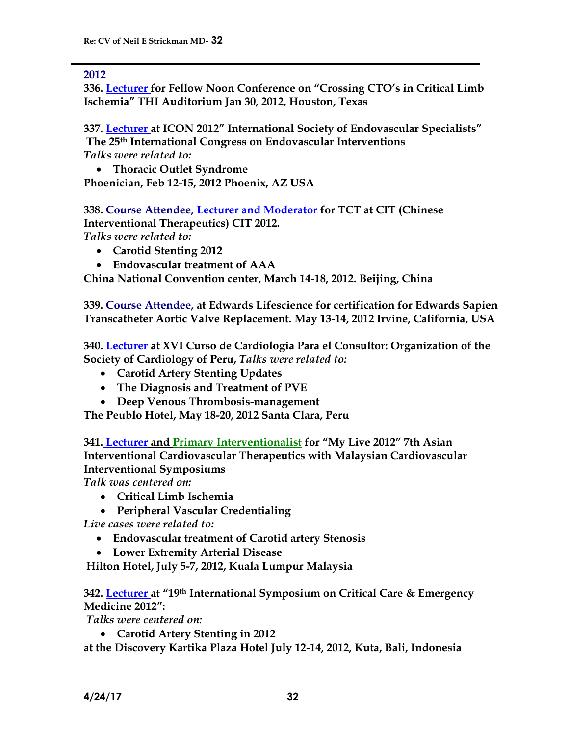## 2012

**336. Lecturer for Fellow Noon Conference on "Crossing CTO's in Critical Limb Ischemia" THI Auditorium Jan 30, 2012, Houston, Texas**

**337. Lecturer at ICON 2012" International Society of Endovascular Specialists" The 25th International Congress on Endovascular Interventions**
*Talks were related to:*

- **Thoracic Outlet Syndrome**

**Phoenician, Feb 12-15, 2012 Phoenix, AZ USA**

**338. Course Attendee, Lecturer and Moderator for TCT at CIT (Chinese Interventional Therapeutics) CIT 2012.**
*Talks were related to:*

- **Carotid Stenting 2012**
- **Endovascular treatment of AAA**

**China National Convention center, March 14-18, 2012. Beijing, China**

**339. Course Attendee, at Edwards Lifescience for certification for Edwards Sapien Transcatheter Aortic Valve Replacement. May 13-14, 2012 Irvine, California, USA**

**340. Lecturer at XVI Curso de Cardiologia Para el Consultor: Organization of the Society of Cardiology of Peru,** ***Talks were related to:***

- **Carotid Artery Stenting Updates**
- **The Diagnosis and Treatment of PVE**
- **Deep Venous Thrombosis-management**

**The Peublo Hotel, May 18-20, 2012 Santa Clara, Peru**

**341. Lecturer and Primary Interventionalist for "My Live 2012" 7th Asian Interventional Cardiovascular Therapeutics with Malaysian Cardiovascular Interventional Symposiums**
*Talk was centered on:*

- **Critical Limb Ischemia**
- **Peripheral Vascular Credentialing**

*Live cases were related to:*

- **Endovascular treatment of Carotid artery Stenosis**
- **Lower Extremity Arterial Disease**

**Hilton Hotel, July 5-7, 2012, Kuala Lumpur Malaysia**

**342. Lecturer at "19th International Symposium on Critical Care & Emergency Medicine 2012":**
*Talks were centered on:*

- **Carotid Artery Stenting in 2012**

**at the Discovery Kartika Plaza Hotel July 12-14, 2012, Kuta, Bali, Indonesia**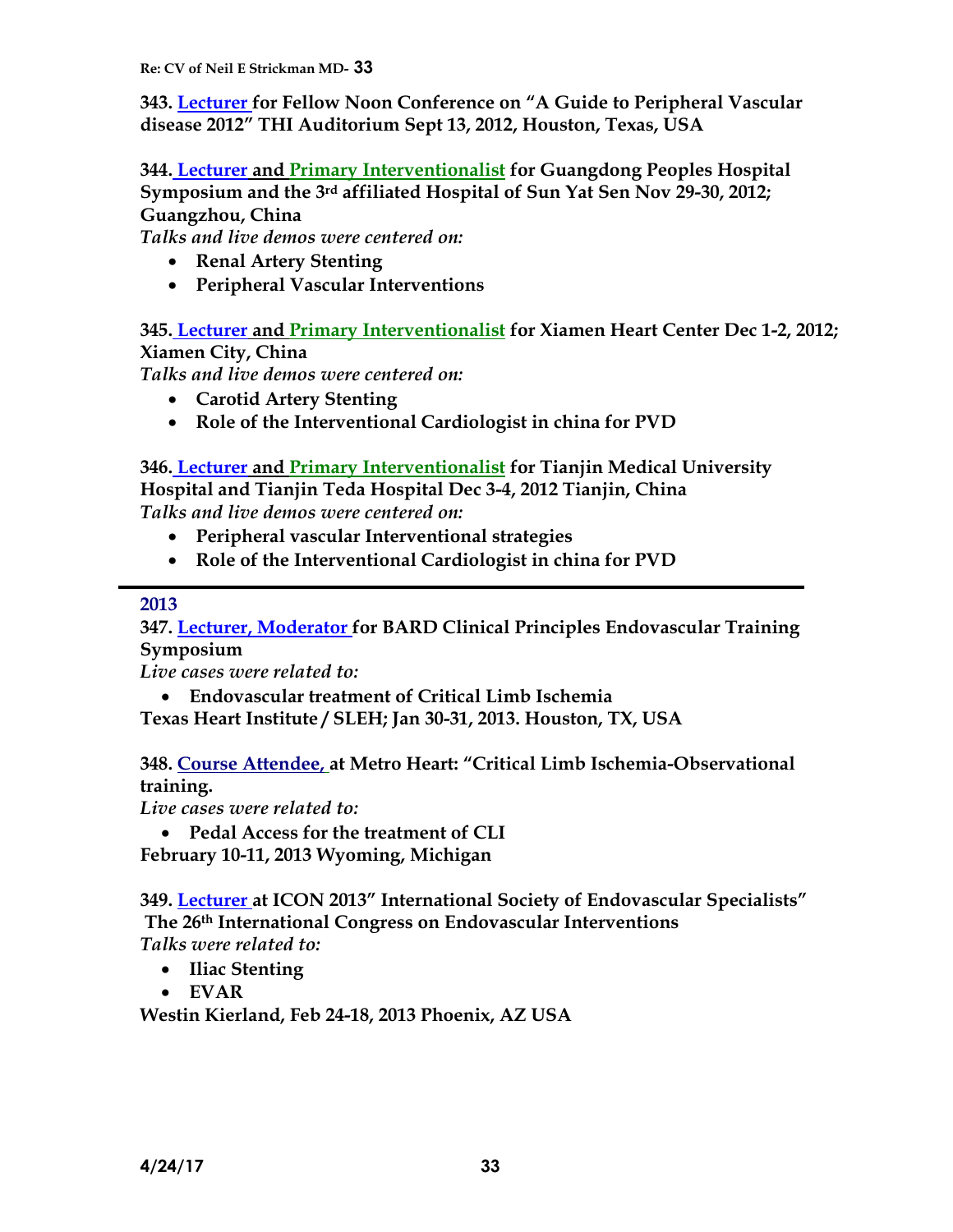**343. Lecturer for Fellow Noon Conference on "A Guide to Peripheral Vascular disease 2012" THI Auditorium Sept 13, 2012, Houston, Texas, USA**

**344. Lecturer and Primary Interventionalist for Guangdong Peoples Hospital Symposium and the 3rd affiliated Hospital of Sun Yat Sen Nov 29-30, 2012; Guangzhou, China**

*Talks and live demos were centered on:*

- **Renal Artery Stenting**
- **Peripheral Vascular Interventions**

**345. Lecturer and Primary Interventionalist for Xiamen Heart Center Dec 1-2, 2012; Xiamen City, China**

*Talks and live demos were centered on:*

- **Carotid Artery Stenting**
- **Role of the Interventional Cardiologist in china for PVD**

**346. Lecturer and Primary Interventionalist for Tianjin Medical University Hospital and Tianjin Teda Hospital Dec 3-4, 2012 Tianjin, China**

*Talks and live demos were centered on:*

- **Peripheral vascular Interventional strategies**
- **Role of the Interventional Cardiologist in china for PVD**

---

**2013**

**347. Lecturer, Moderator for BARD Clinical Principles Endovascular Training Symposium**

*Live cases were related to:*

- **Endovascular treatment of Critical Limb Ischemia**

**Texas Heart Institute / SLEH; Jan 30-31, 2013. Houston, TX, USA**

**348. Course Attendee, at Metro Heart: "Critical Limb Ischemia-Observational training.**

*Live cases were related to:*

- **Pedal Access for the treatment of CLI**

**February 10-11, 2013 Wyoming, Michigan**

**349. Lecturer at ICON 2013" International Society of Endovascular Specialists" The 26th International Congress on Endovascular Interventions**

*Talks were related to:*

- **Iliac Stenting**
- **EVAR**

**Westin Kierland, Feb 24-18, 2013 Phoenix, AZ USA**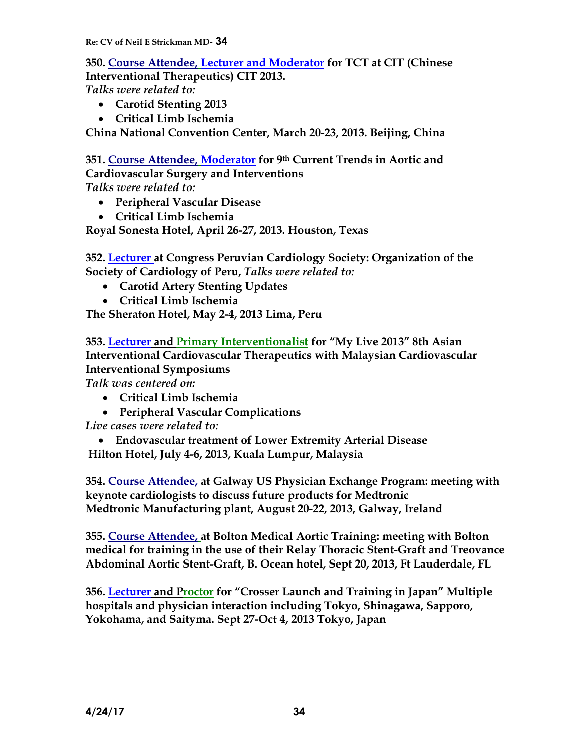**350. Course Attendee, Lecturer and Moderator for TCT at CIT (Chinese Interventional Therapeutics) CIT 2013.**
*Talks were related to:*

- **Carotid Stenting 2013**
- **Critical Limb Ischemia**

**China National Convention Center, March 20-23, 2013. Beijing, China**

**351. Course Attendee, Moderator for 9th Current Trends in Aortic and Cardiovascular Surgery and Interventions**
*Talks were related to:*

- **Peripheral Vascular Disease**
- **Critical Limb Ischemia**

**Royal Sonesta Hotel, April 26-27, 2013. Houston, Texas**

**352. Lecturer at Congress Peruvian Cardiology Society: Organization of the Society of Cardiology of Peru,** *Talks were related to:*

- **Carotid Artery Stenting Updates**
- **Critical Limb Ischemia**

**The Sheraton Hotel, May 2-4, 2013 Lima, Peru**

**353. Lecturer and Primary Interventionalist for "My Live 2013" 8th Asian Interventional Cardiovascular Therapeutics with Malaysian Cardiovascular Interventional Symposiums**
*Talk was centered on:*

- **Critical Limb Ischemia**
- **Peripheral Vascular Complications**

*Live cases were related to:*

- **Endovascular treatment of Lower Extremity Arterial Disease**

**Hilton Hotel, July 4-6, 2013, Kuala Lumpur, Malaysia**

**354. Course Attendee, at Galway US Physician Exchange Program: meeting with keynote cardiologists to discuss future products for Medtronic Medtronic Manufacturing plant, August 20-22, 2013, Galway, Ireland**

**355. Course Attendee, at Bolton Medical Aortic Training: meeting with Bolton medical for training in the use of their Relay Thoracic Stent-Graft and Treovance Abdominal Aortic Stent-Graft, B. Ocean hotel, Sept 20, 2013, Ft Lauderdale, FL**

**356. Lecturer and Proctor for "Crosser Launch and Training in Japan" Multiple hospitals and physician interaction including Tokyo, Shinagawa, Sapporo, Yokohama, and Saityma. Sept 27-Oct 4, 2013 Tokyo, Japan**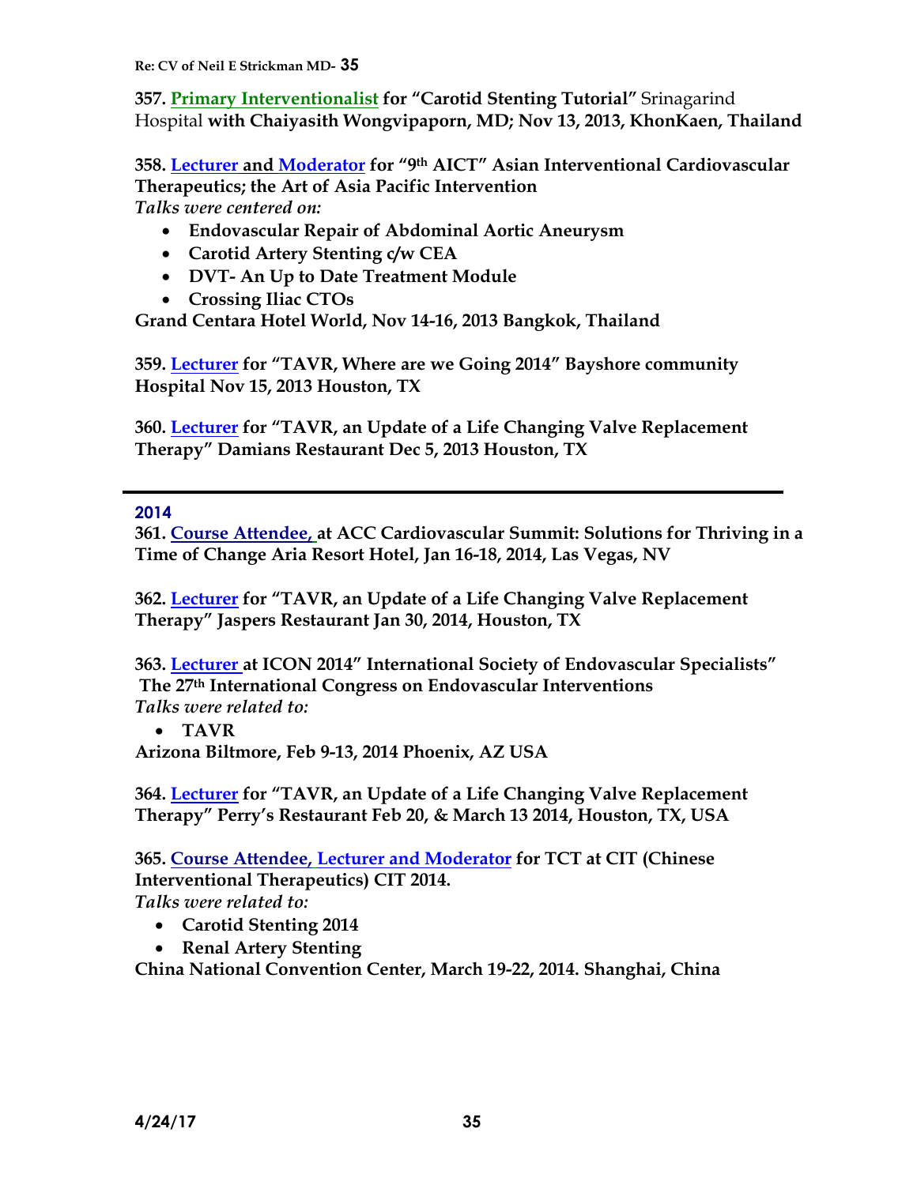**357. Primary Interventionalist for "Carotid Stenting Tutorial"** Srinagarind Hospital **with Chaiyasith Wongvipaporn, MD; Nov 13, 2013, KhonKaen, Thailand**

**358. Lecturer and Moderator for "9th AICT" Asian Interventional Cardiovascular Therapeutics; the Art of Asia Pacific Intervention**
*Talks were centered on:*

- **Endovascular Repair of Abdominal Aortic Aneurysm**
- **Carotid Artery Stenting c/w CEA**
- **DVT- An Up to Date Treatment Module**
- **Crossing Iliac CTOs**

**Grand Centara Hotel World, Nov 14-16, 2013 Bangkok, Thailand**

**359. Lecturer for "TAVR, Where are we Going 2014" Bayshore community Hospital Nov 15, 2013 Houston, TX**

**360. Lecturer for "TAVR, an Update of a Life Changing Valve Replacement Therapy" Damians Restaurant Dec 5, 2013 Houston, TX**

---

## 2014

**361. Course Attendee, at ACC Cardiovascular Summit: Solutions for Thriving in a Time of Change Aria Resort Hotel, Jan 16-18, 2014, Las Vegas, NV**

**362. Lecturer for "TAVR, an Update of a Life Changing Valve Replacement Therapy" Jaspers Restaurant Jan 30, 2014, Houston, TX**

**363. Lecturer at ICON 2014" International Society of Endovascular Specialists" The 27th International Congress on Endovascular Interventions**
*Talks were related to:*

- **TAVR**

**Arizona Biltmore, Feb 9-13, 2014 Phoenix, AZ USA**

**364. Lecturer for "TAVR, an Update of a Life Changing Valve Replacement Therapy" Perry's Restaurant Feb 20, & March 13 2014, Houston, TX, USA**

**365. Course Attendee, Lecturer and Moderator for TCT at CIT (Chinese Interventional Therapeutics) CIT 2014.**
*Talks were related to:*

- **Carotid Stenting 2014**
- **Renal Artery Stenting**

**China National Convention Center, March 19-22, 2014. Shanghai, China**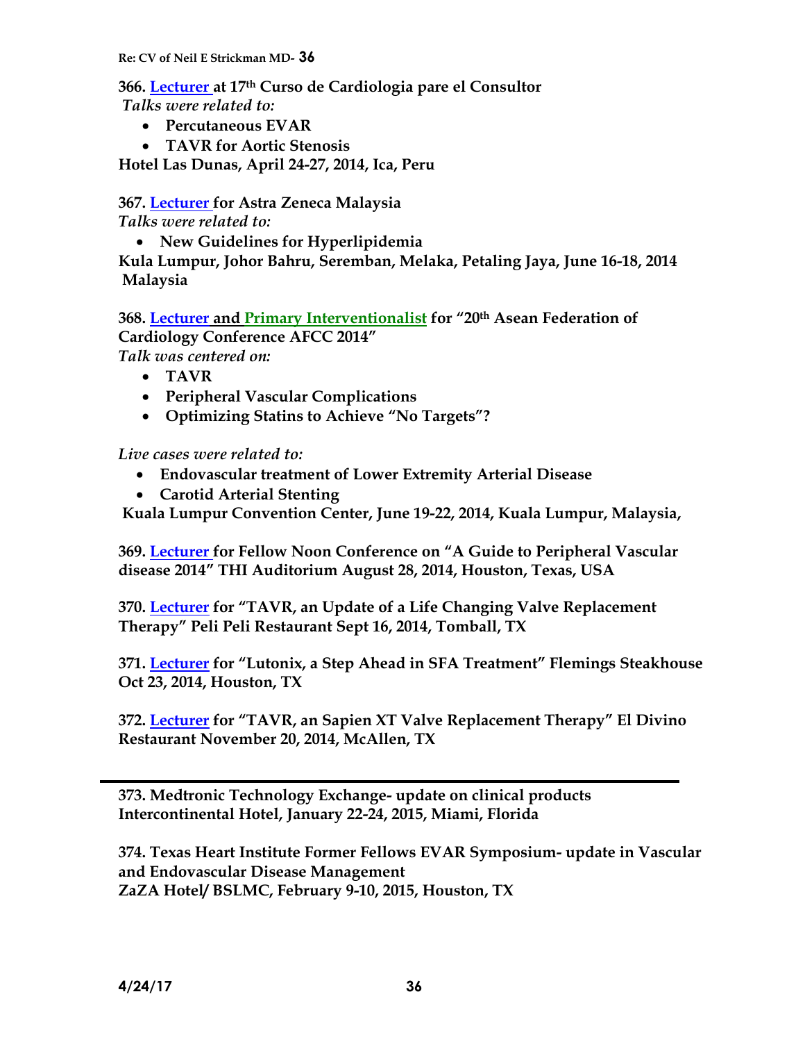**366. Lecturer at 17th Curso de Cardiologia pare el Consultor**
*Talks were related to:*

- **Percutaneous EVAR**
- **TAVR for Aortic Stenosis**

**Hotel Las Dunas, April 24-27, 2014, Ica, Peru**

**367. Lecturer for Astra Zeneca Malaysia**
*Talks were related to:*

- **New Guidelines for Hyperlipidemia**

**Kula Lumpur, Johor Bahru, Seremban, Melaka, Petaling Jaya, June 16-18, 2014 Malaysia**

**368. Lecturer and Primary Interventionalist for "20th Asean Federation of Cardiology Conference AFCC 2014"**
*Talk was centered on:*

- **TAVR**
- **Peripheral Vascular Complications**
- **Optimizing Statins to Achieve "No Targets"?**

*Live cases were related to:*

- **Endovascular treatment of Lower Extremity Arterial Disease**
- **Carotid Arterial Stenting**

**Kuala Lumpur Convention Center, June 19-22, 2014, Kuala Lumpur, Malaysia,**

**369. Lecturer for Fellow Noon Conference on "A Guide to Peripheral Vascular disease 2014" THI Auditorium August 28, 2014, Houston, Texas, USA**

**370. Lecturer for "TAVR, an Update of a Life Changing Valve Replacement Therapy" Peli Peli Restaurant Sept 16, 2014, Tomball, TX**

**371. Lecturer for "Lutonix, a Step Ahead in SFA Treatment" Flemings Steakhouse Oct 23, 2014, Houston, TX**

**372. Lecturer for "TAVR, an Sapien XT Valve Replacement Therapy" El Divino Restaurant November 20, 2014, McAllen, TX**

---

**373. Medtronic Technology Exchange- update on clinical products Intercontinental Hotel, January 22-24, 2015, Miami, Florida**

**374. Texas Heart Institute Former Fellows EVAR Symposium- update in Vascular and Endovascular Disease Management**
**ZaZA Hotel/ BSLMC, February 9-10, 2015, Houston, TX**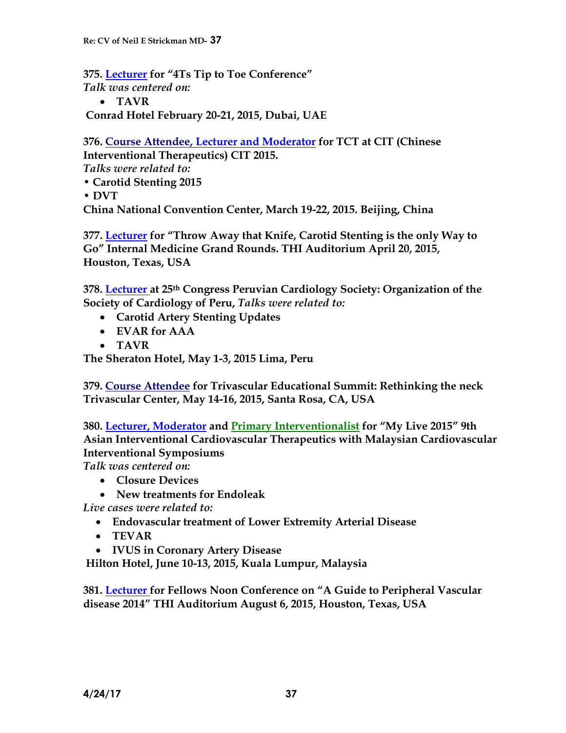**375. Lecturer for "4Ts Tip to Toe Conference"**
*Talk was centered on:*

- **TAVR**

**Conrad Hotel February 20-21, 2015, Dubai, UAE**

**376. Course Attendee, Lecturer and Moderator for TCT at CIT (Chinese Interventional Therapeutics) CIT 2015.**
*Talks were related to:*

- **Carotid Stenting 2015**
- **DVT**

**China National Convention Center, March 19-22, 2015. Beijing, China**

**377. Lecturer for "Throw Away that Knife, Carotid Stenting is the only Way to Go" Internal Medicine Grand Rounds. THI Auditorium April 20, 2015, Houston, Texas, USA**

**378. Lecturer at 25th Congress Peruvian Cardiology Society: Organization of the Society of Cardiology of Peru,** *Talks were related to:*

- **Carotid Artery Stenting Updates**
- **EVAR for AAA**
- **TAVR**

**The Sheraton Hotel, May 1-3, 2015 Lima, Peru**

**379. Course Attendee for Trivascular Educational Summit: Rethinking the neck Trivascular Center, May 14-16, 2015, Santa Rosa, CA, USA**

**380. Lecturer, Moderator and Primary Interventionalist for "My Live 2015" 9th Asian Interventional Cardiovascular Therapeutics with Malaysian Cardiovascular Interventional Symposiums**
*Talk was centered on:*

- **Closure Devices**
- **New treatments for Endoleak**

*Live cases were related to:*

- **Endovascular treatment of Lower Extremity Arterial Disease**
- **TEVAR**
- **IVUS in Coronary Artery Disease**

**Hilton Hotel, June 10-13, 2015, Kuala Lumpur, Malaysia**

**381. Lecturer for Fellows Noon Conference on "A Guide to Peripheral Vascular disease 2014" THI Auditorium August 6, 2015, Houston, Texas, USA**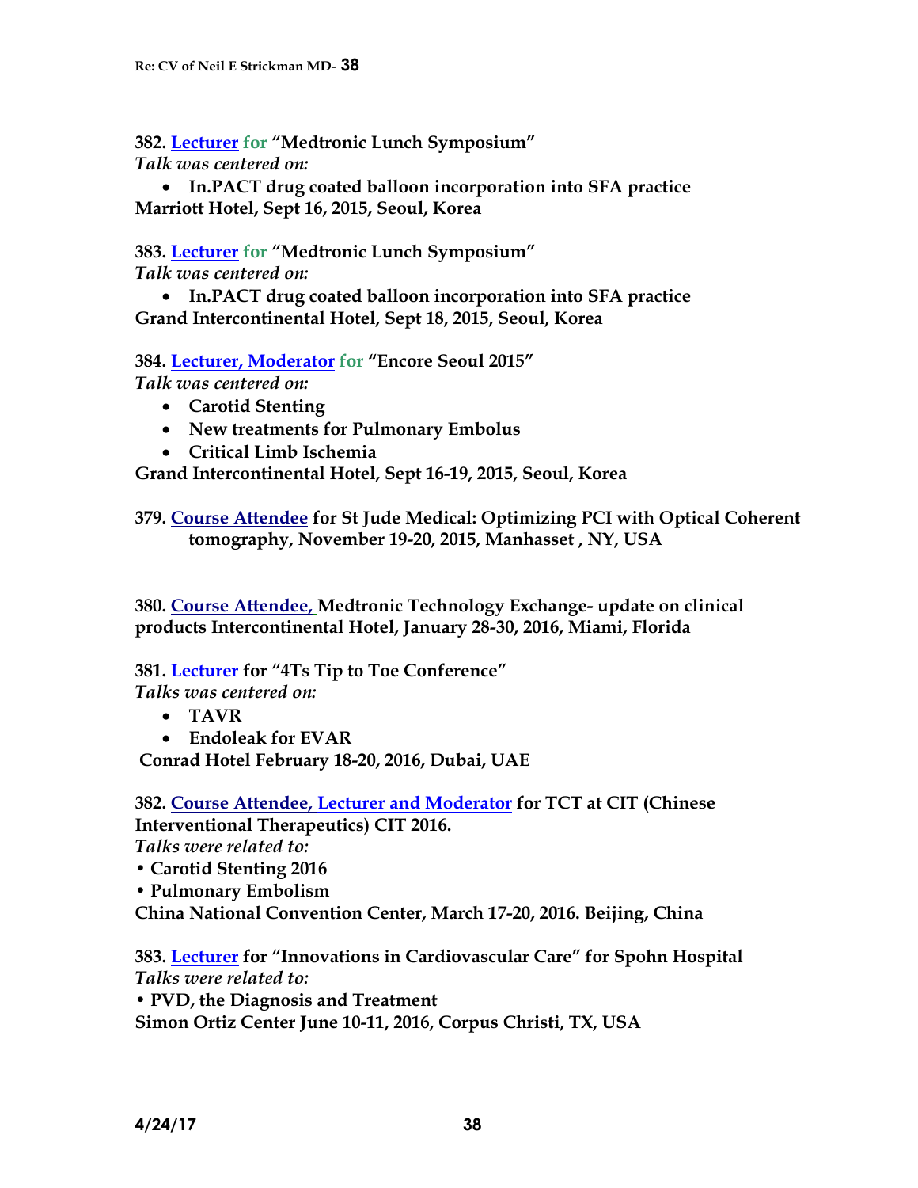**382. Lecturer for "Medtronic Lunch Symposium"**
*Talk was centered on:*

- **In.PACT drug coated balloon incorporation into SFA practice**

**Marriott Hotel, Sept 16, 2015, Seoul, Korea**

**383. Lecturer for "Medtronic Lunch Symposium"**
*Talk was centered on:*

- **In.PACT drug coated balloon incorporation into SFA practice**

**Grand Intercontinental Hotel, Sept 18, 2015, Seoul, Korea**

**384. Lecturer, Moderator for "Encore Seoul 2015"**
*Talk was centered on:*

- **Carotid Stenting**
- **New treatments for Pulmonary Embolus**
- **Critical Limb Ischemia**

**Grand Intercontinental Hotel, Sept 16-19, 2015, Seoul, Korea**

**379. Course Attendee for St Jude Medical: Optimizing PCI with Optical Coherent tomography, November 19-20, 2015, Manhasset , NY, USA**

**380. Course Attendee, Medtronic Technology Exchange- update on clinical products Intercontinental Hotel, January 28-30, 2016, Miami, Florida**

**381. Lecturer for "4Ts Tip to Toe Conference"**
*Talks was centered on:*

- **TAVR**
- **Endoleak for EVAR**

**Conrad Hotel February 18-20, 2016, Dubai, UAE**

**382. Course Attendee, Lecturer and Moderator for TCT at CIT (Chinese Interventional Therapeutics) CIT 2016.**
*Talks were related to:*

- **Carotid Stenting 2016**
- **Pulmonary Embolism**

**China National Convention Center, March 17-20, 2016. Beijing, China**

**383. Lecturer for "Innovations in Cardiovascular Care" for Spohn Hospital**
*Talks were related to:*

- **PVD, the Diagnosis and Treatment**

**Simon Ortiz Center June 10-11, 2016, Corpus Christi, TX, USA**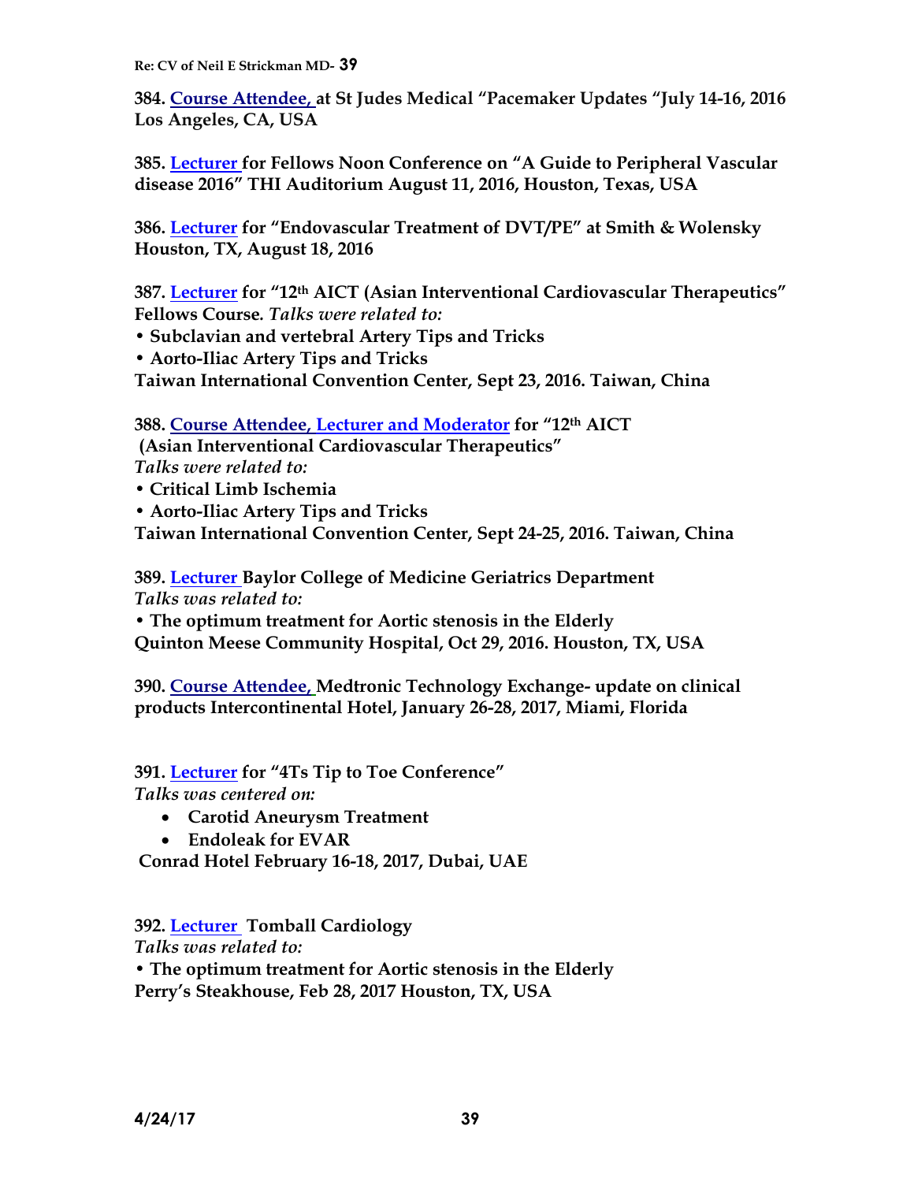**384. Course Attendee, at St Judes Medical "Pacemaker Updates "July 14-16, 2016 Los Angeles, CA, USA**

**385. Lecturer for Fellows Noon Conference on "A Guide to Peripheral Vascular disease 2016" THI Auditorium August 11, 2016, Houston, Texas, USA**

**386. Lecturer for "Endovascular Treatment of DVT/PE" at Smith & Wolensky Houston, TX, August 18, 2016**

**387. Lecturer for "12th AICT (Asian Interventional Cardiovascular Therapeutics" Fellows Course.** ***Talks were related to:***
- **Subclavian and vertebral Artery Tips and Tricks**
- **Aorto-Iliac Artery Tips and Tricks**

**Taiwan International Convention Center, Sept 23, 2016. Taiwan, China**

**388. Course Attendee, Lecturer and Moderator for "12th AICT (Asian Interventional Cardiovascular Therapeutics"**
***Talks were related to:***
- **Critical Limb Ischemia**
- **Aorto-Iliac Artery Tips and Tricks**

**Taiwan International Convention Center, Sept 24-25, 2016. Taiwan, China**

**389. Lecturer Baylor College of Medicine Geriatrics Department**
***Talks was related to:***
- **The optimum treatment for Aortic stenosis in the Elderly**

**Quinton Meese Community Hospital, Oct 29, 2016. Houston, TX, USA**

**390. Course Attendee, Medtronic Technology Exchange- update on clinical products Intercontinental Hotel, January 26-28, 2017, Miami, Florida**

**391. Lecturer for "4Ts Tip to Toe Conference"**
***Talks was centered on:***
- **Carotid Aneurysm Treatment**
- **Endoleak for EVAR**

**Conrad Hotel February 16-18, 2017, Dubai, UAE**

**392. Lecturer Tomball Cardiology**
***Talks was related to:***
- **The optimum treatment for Aortic stenosis in the Elderly**

**Perry's Steakhouse, Feb 28, 2017 Houston, TX, USA**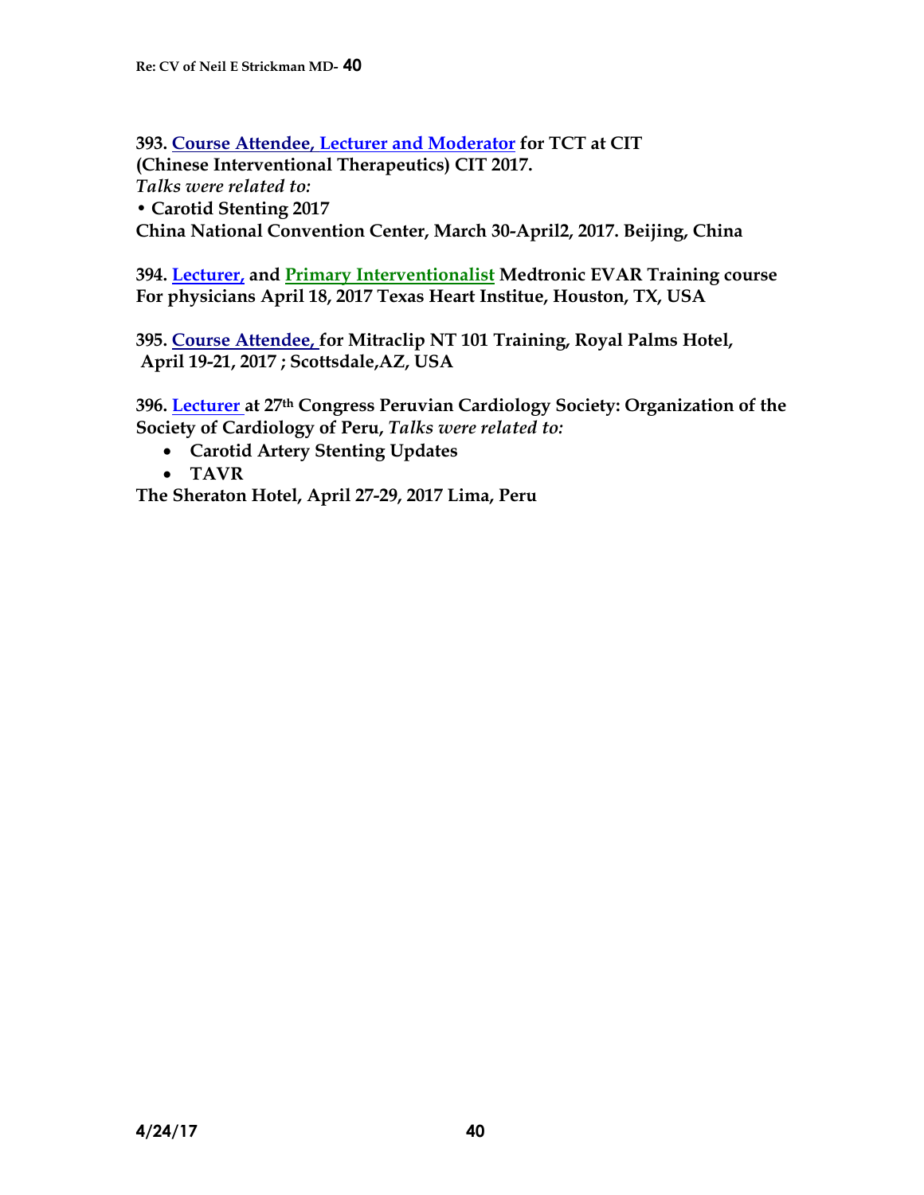**393. Course Attendee, Lecturer and Moderator for TCT at CIT (Chinese Interventional Therapeutics) CIT 2017.**
*Talks were related to:*
**• Carotid Stenting 2017**
**China National Convention Center, March 30-April2, 2017. Beijing, China**

**394. Lecturer, and Primary Interventionalist Medtronic EVAR Training course For physicians April 18, 2017 Texas Heart Institue, Houston, TX, USA**

**395. Course Attendee, for Mitraclip NT 101 Training, Royal Palms Hotel, April 19-21, 2017 ; Scottsdale,AZ, USA**

**396. Lecturer at 27th Congress Peruvian Cardiology Society: Organization of the Society of Cardiology of Peru,** *Talks were related to:*

- **Carotid Artery Stenting Updates**
- **TAVR**

**The Sheraton Hotel, April 27-29, 2017 Lima, Peru**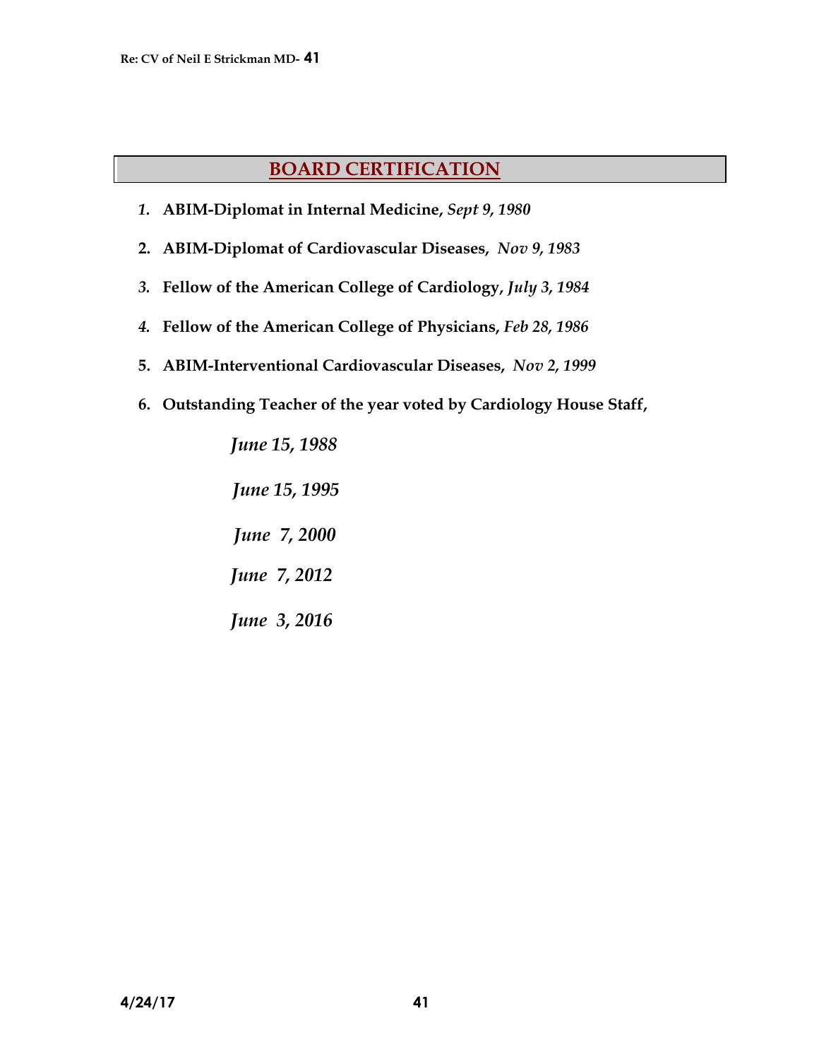## BOARD CERTIFICATION

1. **ABIM-Diplomat in Internal Medicine,** ***Sept 9, 1980***
2. **ABIM-Diplomat of Cardiovascular Diseases,** ***Nov 9, 1983***
3. **Fellow of the American College of Cardiology,** ***July 3, 1984***
4. **Fellow of the American College of Physicians,** ***Feb 28, 1986***
5. **ABIM-Interventional Cardiovascular Diseases,** ***Nov 2, 1999***
6. **Outstanding Teacher of the year voted by Cardiology House Staff,**

   ***June 15, 1988***

   ***June 15, 1995***

   ***June 7, 2000***

   ***June 7, 2012***

   ***June 3, 2016***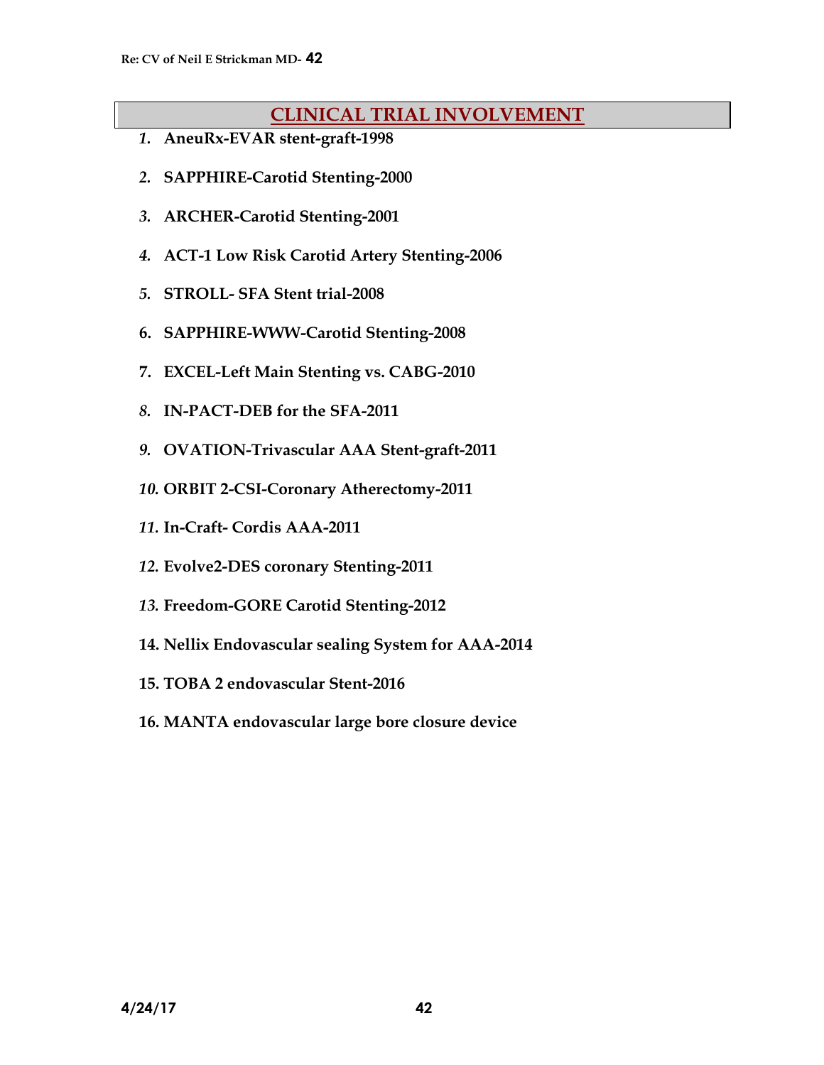## CLINICAL TRIAL INVOLVEMENT

1. **AneuRx-EVAR stent-graft-1998**
2. **SAPPHIRE-Carotid Stenting-2000**
3. **ARCHER-Carotid Stenting-2001**
4. **ACT-1 Low Risk Carotid Artery Stenting-2006**
5. **STROLL- SFA Stent trial-2008**
6. **SAPPHIRE-WWW-Carotid Stenting-2008**
7. **EXCEL-Left Main Stenting vs. CABG-2010**
8. **IN-PACT-DEB for the SFA-2011**
9. **OVATION-Trivascular AAA Stent-graft-2011**
10. **ORBIT 2-CSI-Coronary Atherectomy-2011**
11. **In-Craft- Cordis AAA-2011**
12. **Evolve2-DES coronary Stenting-2011**
13. **Freedom-GORE Carotid Stenting-2012**
14. **Nellix Endovascular sealing System for AAA-2014**
15. **TOBA 2 endovascular Stent-2016**
16. **MANTA endovascular large bore closure device**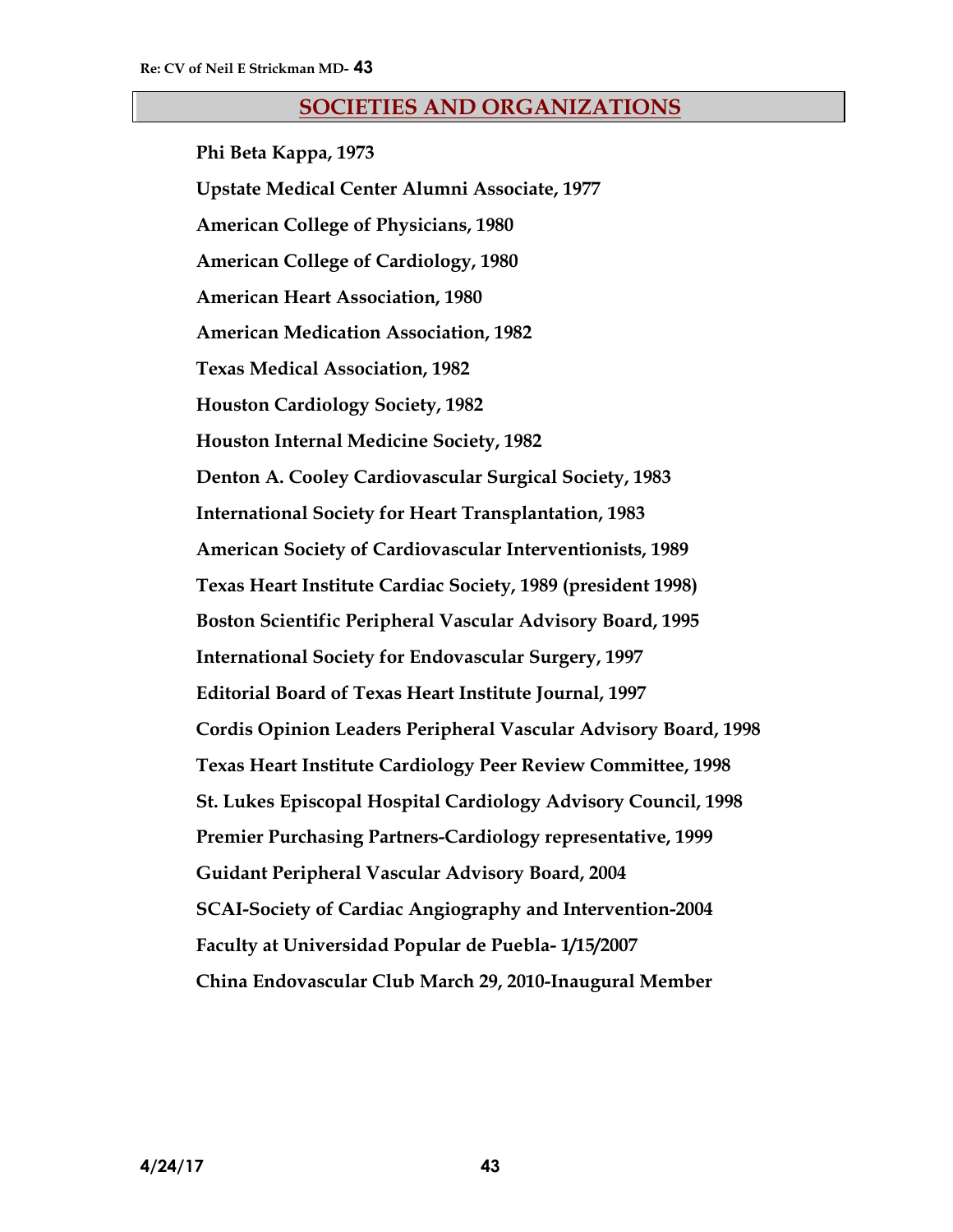## SOCIETIES AND ORGANIZATIONS

**Phi Beta Kappa, 1973**

**Upstate Medical Center Alumni Associate, 1977**

**American College of Physicians, 1980**

**American College of Cardiology, 1980**

**American Heart Association, 1980**

**American Medication Association, 1982**

**Texas Medical Association, 1982**

**Houston Cardiology Society, 1982**

**Houston Internal Medicine Society, 1982**

**Denton A. Cooley Cardiovascular Surgical Society, 1983**

**International Society for Heart Transplantation, 1983**

**American Society of Cardiovascular Interventionists, 1989**

**Texas Heart Institute Cardiac Society, 1989 (president 1998)**

**Boston Scientific Peripheral Vascular Advisory Board, 1995**

**International Society for Endovascular Surgery, 1997**

**Editorial Board of Texas Heart Institute Journal, 1997**

**Cordis Opinion Leaders Peripheral Vascular Advisory Board, 1998**

**Texas Heart Institute Cardiology Peer Review Committee, 1998**

**St. Lukes Episcopal Hospital Cardiology Advisory Council, 1998**

**Premier Purchasing Partners-Cardiology representative, 1999**

**Guidant Peripheral Vascular Advisory Board, 2004**

**SCAI-Society of Cardiac Angiography and Intervention-2004**

**Faculty at Universidad Popular de Puebla- 1/15/2007**

**China Endovascular Club March 29, 2010-Inaugural Member**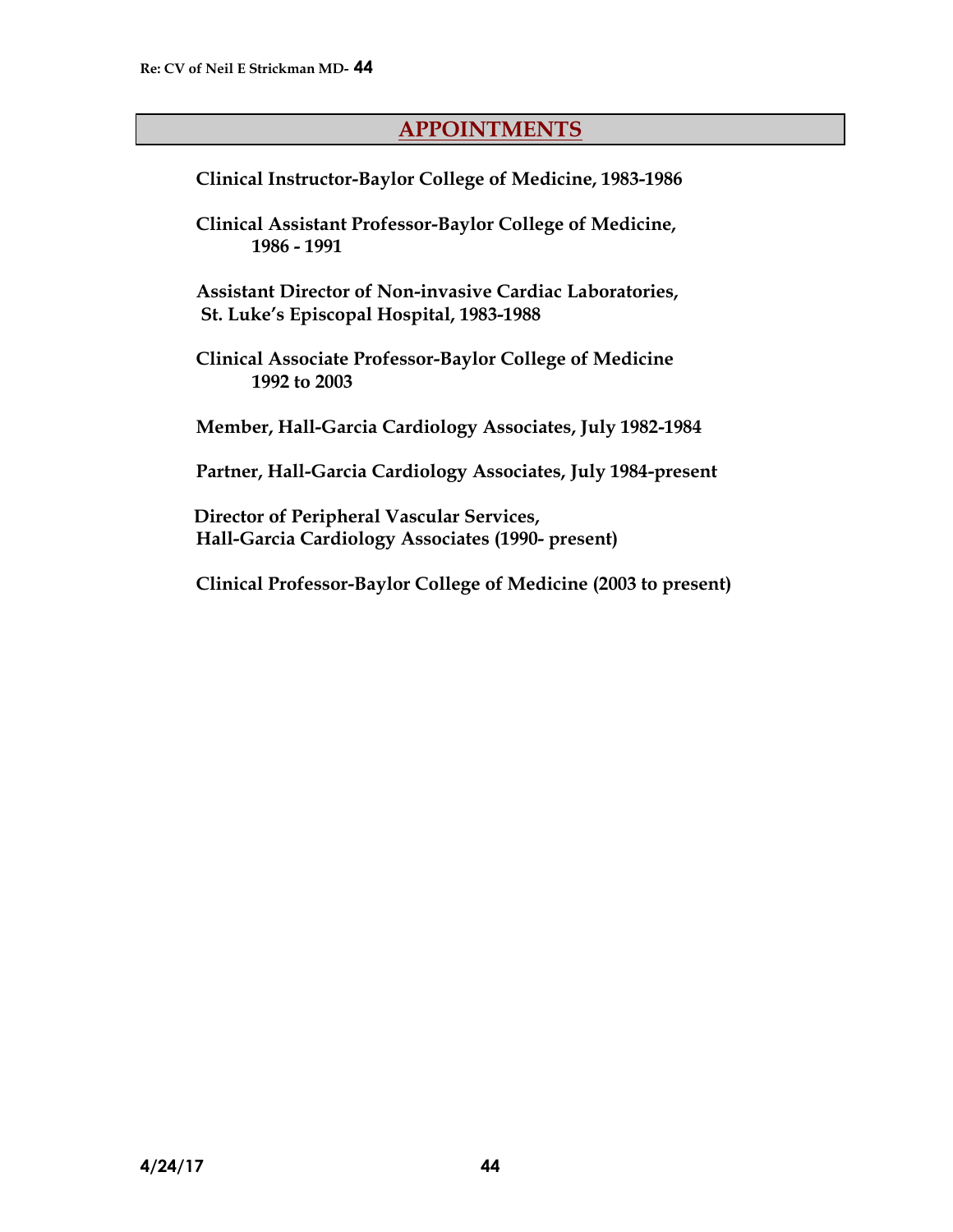## APPOINTMENTS

**Clinical Instructor-Baylor College of Medicine, 1983-1986**

**Clinical Assistant Professor-Baylor College of Medicine, 1986 - 1991**

**Assistant Director of Non-invasive Cardiac Laboratories, St. Luke's Episcopal Hospital, 1983-1988**

**Clinical Associate Professor-Baylor College of Medicine 1992 to 2003**

**Member, Hall-Garcia Cardiology Associates, July 1982-1984**

**Partner, Hall-Garcia Cardiology Associates, July 1984-present**

**Director of Peripheral Vascular Services, Hall-Garcia Cardiology Associates (1990- present)**

**Clinical Professor-Baylor College of Medicine (2003 to present)**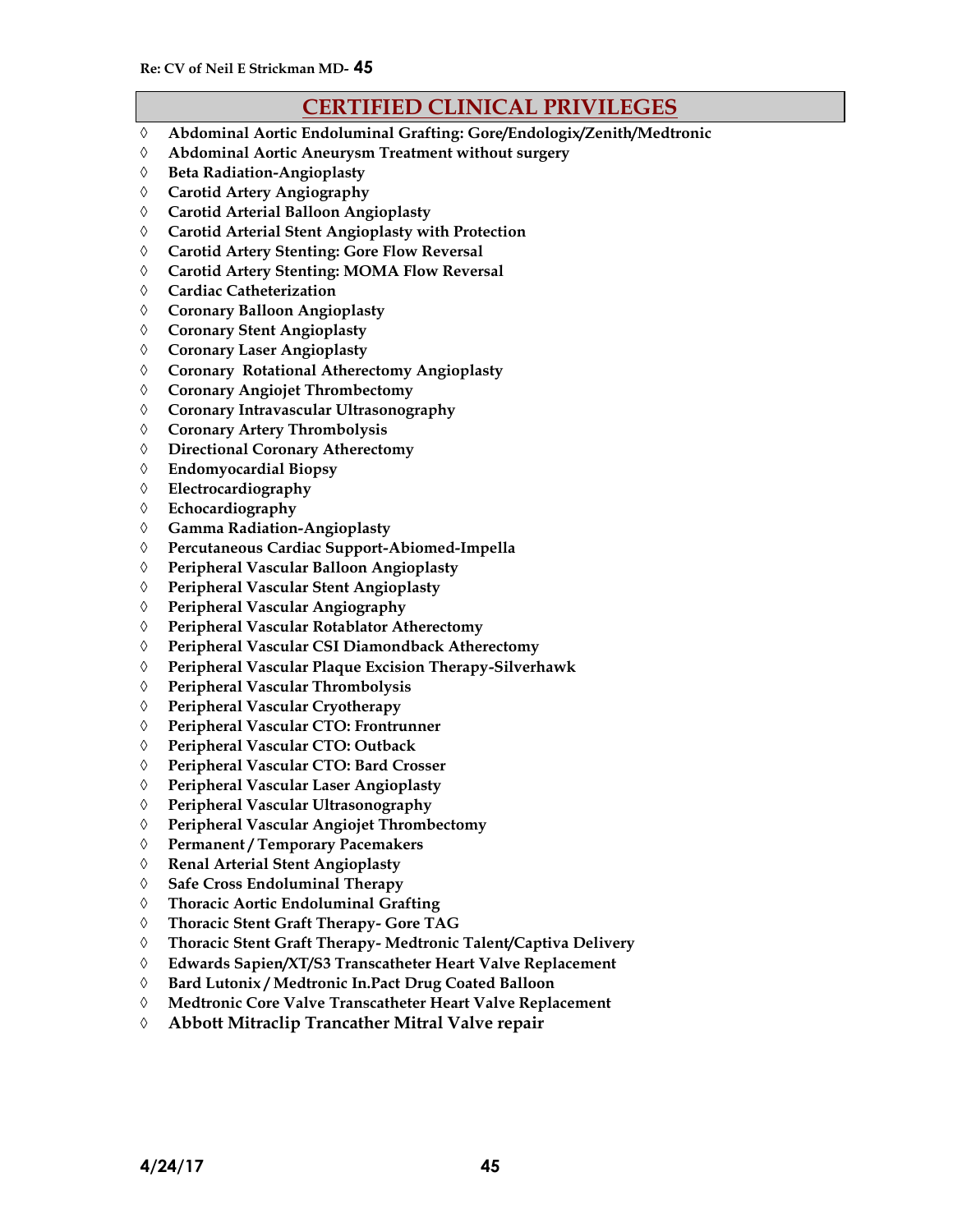## CERTIFIED CLINICAL PRIVILEGES

- **Abdominal Aortic Endoluminal Grafting: Gore/Endologix/Zenith/Medtronic**
- **Abdominal Aortic Aneurysm Treatment without surgery**
- **Beta Radiation-Angioplasty**
- **Carotid Artery Angiography**
- **Carotid Arterial Balloon Angioplasty**
- **Carotid Arterial Stent Angioplasty with Protection**
- **Carotid Artery Stenting: Gore Flow Reversal**
- **Carotid Artery Stenting: MOMA Flow Reversal**
- **Cardiac Catheterization**
- **Coronary Balloon Angioplasty**
- **Coronary Stent Angioplasty**
- **Coronary Laser Angioplasty**
- **Coronary Rotational Atherectomy Angioplasty**
- **Coronary Angiojet Thrombectomy**
- **Coronary Intravascular Ultrasonography**
- **Coronary Artery Thrombolysis**
- **Directional Coronary Atherectomy**
- **Endomyocardial Biopsy**
- **Electrocardiography**
- **Echocardiography**
- **Gamma Radiation-Angioplasty**
- **Percutaneous Cardiac Support-Abiomed-Impella**
- **Peripheral Vascular Balloon Angioplasty**
- **Peripheral Vascular Stent Angioplasty**
- **Peripheral Vascular Angiography**
- **Peripheral Vascular Rotablator Atherectomy**
- **Peripheral Vascular CSI Diamondback Atherectomy**
- **Peripheral Vascular Plaque Excision Therapy-Silverhawk**
- **Peripheral Vascular Thrombolysis**
- **Peripheral Vascular Cryotherapy**
- **Peripheral Vascular CTO: Frontrunner**
- **Peripheral Vascular CTO: Outback**
- **Peripheral Vascular CTO: Bard Crosser**
- **Peripheral Vascular Laser Angioplasty**
- **Peripheral Vascular Ultrasonography**
- **Peripheral Vascular Angiojet Thrombectomy**
- **Permanent / Temporary Pacemakers**
- **Renal Arterial Stent Angioplasty**
- **Safe Cross Endoluminal Therapy**
- **Thoracic Aortic Endoluminal Grafting**
- **Thoracic Stent Graft Therapy- Gore TAG**
- **Thoracic Stent Graft Therapy- Medtronic Talent/Captiva Delivery**
- **Edwards Sapien/XT/S3 Transcatheter Heart Valve Replacement**
- **Bard Lutonix / Medtronic In.Pact Drug Coated Balloon**
- **Medtronic Core Valve Transcatheter Heart Valve Replacement**
- **Abbott Mitraclip Trancather Mitral Valve repair**

4/24/17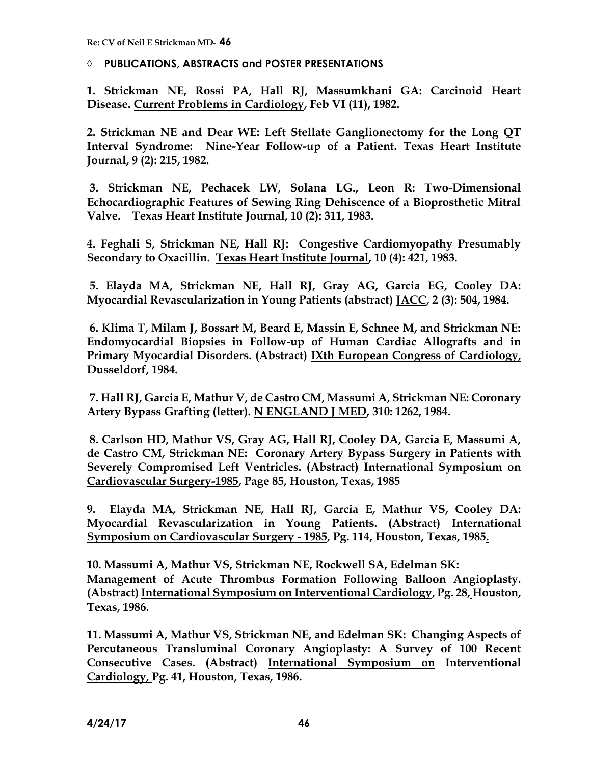◊ **PUBLICATIONS, ABSTRACTS and POSTER PRESENTATIONS**

**1. Strickman NE, Rossi PA, Hall RJ, Massumkhani GA: Carcinoid Heart Disease. Current Problems in Cardiology, Feb VI (11), 1982.**

**2. Strickman NE and Dear WE: Left Stellate Ganglionectomy for the Long QT Interval Syndrome: Nine-Year Follow-up of a Patient. Texas Heart Institute Journal, 9 (2): 215, 1982.**

**3. Strickman NE, Pechacek LW, Solana LG., Leon R: Two-Dimensional Echocardiographic Features of Sewing Ring Dehiscence of a Bioprosthetic Mitral Valve. Texas Heart Institute Journal, 10 (2): 311, 1983.**

**4. Feghali S, Strickman NE, Hall RJ: Congestive Cardiomyopathy Presumably Secondary to Oxacillin. Texas Heart Institute Journal, 10 (4): 421, 1983.**

**5. Elayda MA, Strickman NE, Hall RJ, Gray AG, Garcia EG, Cooley DA: Myocardial Revascularization in Young Patients (abstract) JACC, 2 (3): 504, 1984.**

**6. Klima T, Milam J, Bossart M, Beard E, Massin E, Schnee M, and Strickman NE: Endomyocardial Biopsies in Follow-up of Human Cardiac Allografts and in Primary Myocardial Disorders. (Abstract) IXth European Congress of Cardiology, Dusseldorf, 1984.**

**7. Hall RJ, Garcia E, Mathur V, de Castro CM, Massumi A, Strickman NE: Coronary Artery Bypass Grafting (letter). N ENGLAND J MED, 310: 1262, 1984.**

**8. Carlson HD, Mathur VS, Gray AG, Hall RJ, Cooley DA, Garcia E, Massumi A, de Castro CM, Strickman NE: Coronary Artery Bypass Surgery in Patients with Severely Compromised Left Ventricles. (Abstract) International Symposium on Cardiovascular Surgery-1985, Page 85, Houston, Texas, 1985**

**9. Elayda MA, Strickman NE, Hall RJ, Garcia E, Mathur VS, Cooley DA: Myocardial Revascularization in Young Patients. (Abstract) International Symposium on Cardiovascular Surgery - 1985, Pg. 114, Houston, Texas, 1985.**

**10. Massumi A, Mathur VS, Strickman NE, Rockwell SA, Edelman SK: Management of Acute Thrombus Formation Following Balloon Angioplasty. (Abstract) International Symposium on Interventional Cardiology, Pg. 28, Houston, Texas, 1986.**

**11. Massumi A, Mathur VS, Strickman NE, and Edelman SK: Changing Aspects of Percutaneous Transluminal Coronary Angioplasty: A Survey of 100 Recent Consecutive Cases. (Abstract) International Symposium on Interventional Cardiology, Pg. 41, Houston, Texas, 1986.**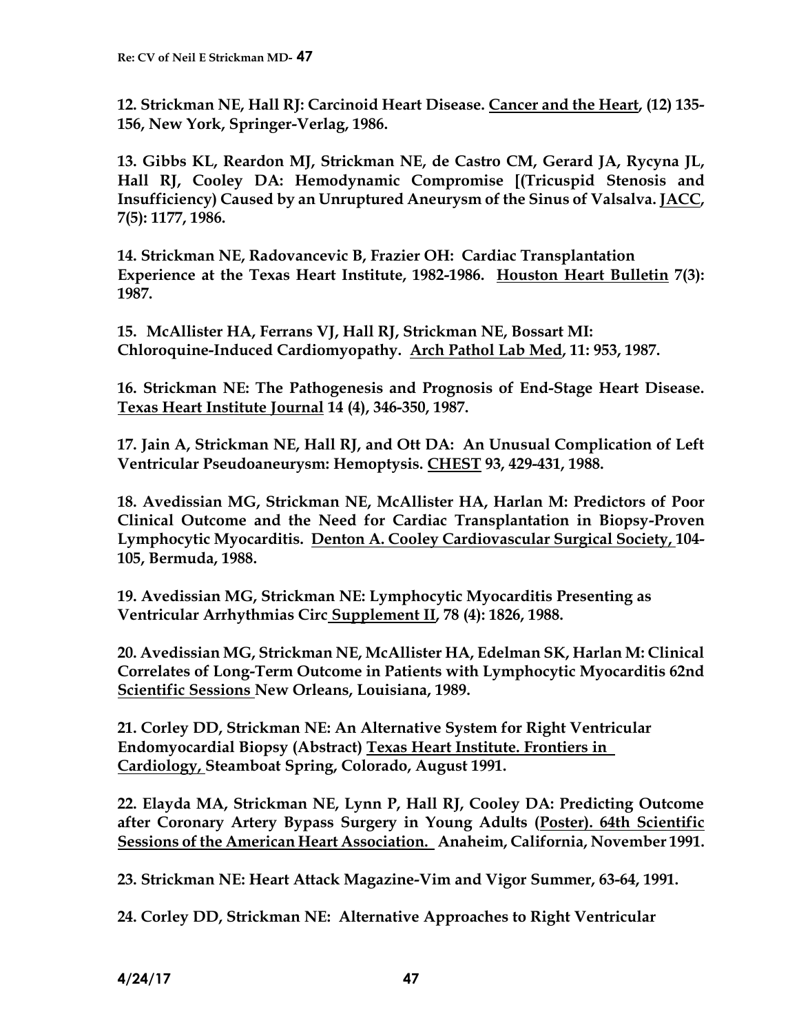**12. Strickman NE, Hall RJ: Carcinoid Heart Disease. Cancer and the Heart, (12) 135-156, New York, Springer-Verlag, 1986.**

**13. Gibbs KL, Reardon MJ, Strickman NE, de Castro CM, Gerard JA, Rycyna JL, Hall RJ, Cooley DA: Hemodynamic Compromise [(Tricuspid Stenosis and Insufficiency) Caused by an Unruptured Aneurysm of the Sinus of Valsalva. JACC, 7(5): 1177, 1986.**

**14. Strickman NE, Radovancevic B, Frazier OH: Cardiac Transplantation Experience at the Texas Heart Institute, 1982-1986. Houston Heart Bulletin 7(3): 1987.**

**15. McAllister HA, Ferrans VJ, Hall RJ, Strickman NE, Bossart MI: Chloroquine-Induced Cardiomyopathy. Arch Pathol Lab Med, 11: 953, 1987.**

**16. Strickman NE: The Pathogenesis and Prognosis of End-Stage Heart Disease. Texas Heart Institute Journal 14 (4), 346-350, 1987.**

**17. Jain A, Strickman NE, Hall RJ, and Ott DA: An Unusual Complication of Left Ventricular Pseudoaneurysm: Hemoptysis. CHEST 93, 429-431, 1988.**

**18. Avedissian MG, Strickman NE, McAllister HA, Harlan M: Predictors of Poor Clinical Outcome and the Need for Cardiac Transplantation in Biopsy-Proven Lymphocytic Myocarditis. Denton A. Cooley Cardiovascular Surgical Society, 104-105, Bermuda, 1988.**

**19. Avedissian MG, Strickman NE: Lymphocytic Myocarditis Presenting as Ventricular Arrhythmias Circ Supplement II, 78 (4): 1826, 1988.**

**20. Avedissian MG, Strickman NE, McAllister HA, Edelman SK, Harlan M: Clinical Correlates of Long-Term Outcome in Patients with Lymphocytic Myocarditis 62nd Scientific Sessions New Orleans, Louisiana, 1989.**

**21. Corley DD, Strickman NE: An Alternative System for Right Ventricular Endomyocardial Biopsy (Abstract) Texas Heart Institute. Frontiers in Cardiology, Steamboat Spring, Colorado, August 1991.**

**22. Elayda MA, Strickman NE, Lynn P, Hall RJ, Cooley DA: Predicting Outcome after Coronary Artery Bypass Surgery in Young Adults (Poster). 64th Scientific Sessions of the American Heart Association. Anaheim, California, November 1991.**

**23. Strickman NE: Heart Attack Magazine-Vim and Vigor Summer, 63-64, 1991.**

**24. Corley DD, Strickman NE: Alternative Approaches to Right Ventricular**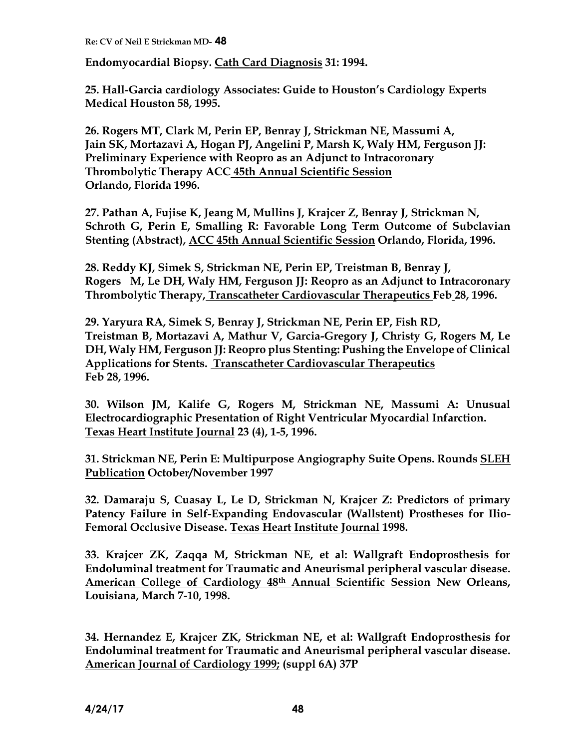**Endomyocardial Biopsy. Cath Card Diagnosis 31: 1994.**

**25. Hall-Garcia cardiology Associates: Guide to Houston's Cardiology Experts Medical Houston 58, 1995.**

**26. Rogers MT, Clark M, Perin EP, Benray J, Strickman NE, Massumi A, Jain SK, Mortazavi A, Hogan PJ, Angelini P, Marsh K, Waly HM, Ferguson JJ: Preliminary Experience with Reopro as an Adjunct to Intracoronary Thrombolytic Therapy ACC 45th Annual Scientific Session Orlando, Florida 1996.**

**27. Pathan A, Fujise K, Jeang M, Mullins J, Krajcer Z, Benray J, Strickman N, Schroth G, Perin E, Smalling R: Favorable Long Term Outcome of Subclavian Stenting (Abstract), ACC 45th Annual Scientific Session Orlando, Florida, 1996.**

**28. Reddy KJ, Simek S, Strickman NE, Perin EP, Treistman B, Benray J, Rogers M, Le DH, Waly HM, Ferguson JJ: Reopro as an Adjunct to Intracoronary Thrombolytic Therapy, Transcatheter Cardiovascular Therapeutics Feb 28, 1996.**

**29. Yaryura RA, Simek S, Benray J, Strickman NE, Perin EP, Fish RD, Treistman B, Mortazavi A, Mathur V, Garcia-Gregory J, Christy G, Rogers M, Le DH, Waly HM, Ferguson JJ: Reopro plus Stenting: Pushing the Envelope of Clinical Applications for Stents. Transcatheter Cardiovascular Therapeutics Feb 28, 1996.**

**30. Wilson JM, Kalife G, Rogers M, Strickman NE, Massumi A: Unusual Electrocardiographic Presentation of Right Ventricular Myocardial Infarction. Texas Heart Institute Journal 23 (4), 1-5, 1996.**

**31. Strickman NE, Perin E: Multipurpose Angiography Suite Opens. Rounds SLEH Publication October/November 1997**

**32. Damaraju S, Cuasay L, Le D, Strickman N, Krajcer Z: Predictors of primary Patency Failure in Self-Expanding Endovascular (Wallstent) Prostheses for Ilio-Femoral Occlusive Disease. Texas Heart Institute Journal 1998.**

**33. Krajcer ZK, Zaqqa M, Strickman NE, et al: Wallgraft Endoprosthesis for Endoluminal treatment for Traumatic and Aneurismal peripheral vascular disease. American College of Cardiology 48th Annual Scientific Session New Orleans, Louisiana, March 7-10, 1998.**

**34. Hernandez E, Krajcer ZK, Strickman NE, et al: Wallgraft Endoprosthesis for Endoluminal treatment for Traumatic and Aneurismal peripheral vascular disease. American Journal of Cardiology 1999; (suppl 6A) 37P**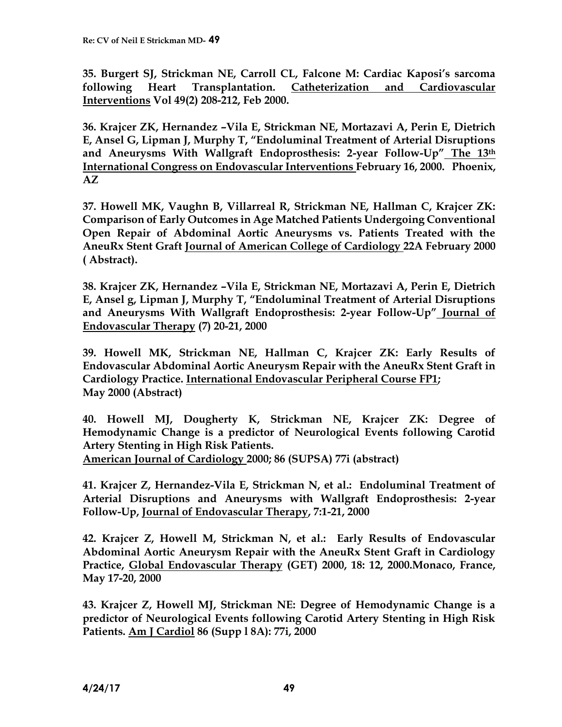**35. Burgert SJ, Strickman NE, Carroll CL, Falcone M: Cardiac Kaposi's sarcoma following Heart Transplantation. <u>Catheterization and Cardiovascular Interventions</u> Vol 49(2) 208-212, Feb 2000.**

**36. Krajcer ZK, Hernandez –Vila E, Strickman NE, Mortazavi A, Perin E, Dietrich E, Ansel G, Lipman J, Murphy T, "Endoluminal Treatment of Arterial Disruptions and Aneurysms With Wallgraft Endoprosthesis: 2-year Follow-Up" <u>The 13th International Congress on Endovascular Interventions</u> February 16, 2000. Phoenix, AZ**

**37. Howell MK, Vaughn B, Villarreal R, Strickman NE, Hallman C, Krajcer ZK: Comparison of Early Outcomes in Age Matched Patients Undergoing Conventional Open Repair of Abdominal Aortic Aneurysms vs. Patients Treated with the AneuRx Stent Graft <u>Journal of American College of Cardiology</u> 22A February 2000 ( Abstract).**

**38. Krajcer ZK, Hernandez –Vila E, Strickman NE, Mortazavi A, Perin E, Dietrich E, Ansel g, Lipman J, Murphy T, "Endoluminal Treatment of Arterial Disruptions and Aneurysms With Wallgraft Endoprosthesis: 2-year Follow-Up" <u>Journal of Endovascular Therapy</u> (7) 20-21, 2000**

**39. Howell MK, Strickman NE, Hallman C, Krajcer ZK: Early Results of Endovascular Abdominal Aortic Aneurysm Repair with the AneuRx Stent Graft in Cardiology Practice. <u>International Endovascular Peripheral Course FP1</u>; May 2000 (Abstract)**

**40. Howell MJ, Dougherty K, Strickman NE, Krajcer ZK: Degree of Hemodynamic Change is a predictor of Neurological Events following Carotid Artery Stenting in High Risk Patients. <u>American Journal of Cardiology</u> 2000; 86 (SUPSA) 77i (abstract)**

**41. Krajcer Z, Hernandez-Vila E, Strickman N, et al.: Endoluminal Treatment of Arterial Disruptions and Aneurysms with Wallgraft Endoprosthesis: 2-year Follow-Up, <u>Journal of Endovascular Therapy</u>, 7:1-21, 2000**

**42. Krajcer Z, Howell M, Strickman N, et al.: Early Results of Endovascular Abdominal Aortic Aneurysm Repair with the AneuRx Stent Graft in Cardiology Practice, <u>Global Endovascular Therapy</u> (GET) 2000, 18: 12, 2000.Monaco, France, May 17-20, 2000**

**43. Krajcer Z, Howell MJ, Strickman NE: Degree of Hemodynamic Change is a predictor of Neurological Events following Carotid Artery Stenting in High Risk Patients. <u>Am J Cardiol</u> 86 (Supp l 8A): 77i, 2000**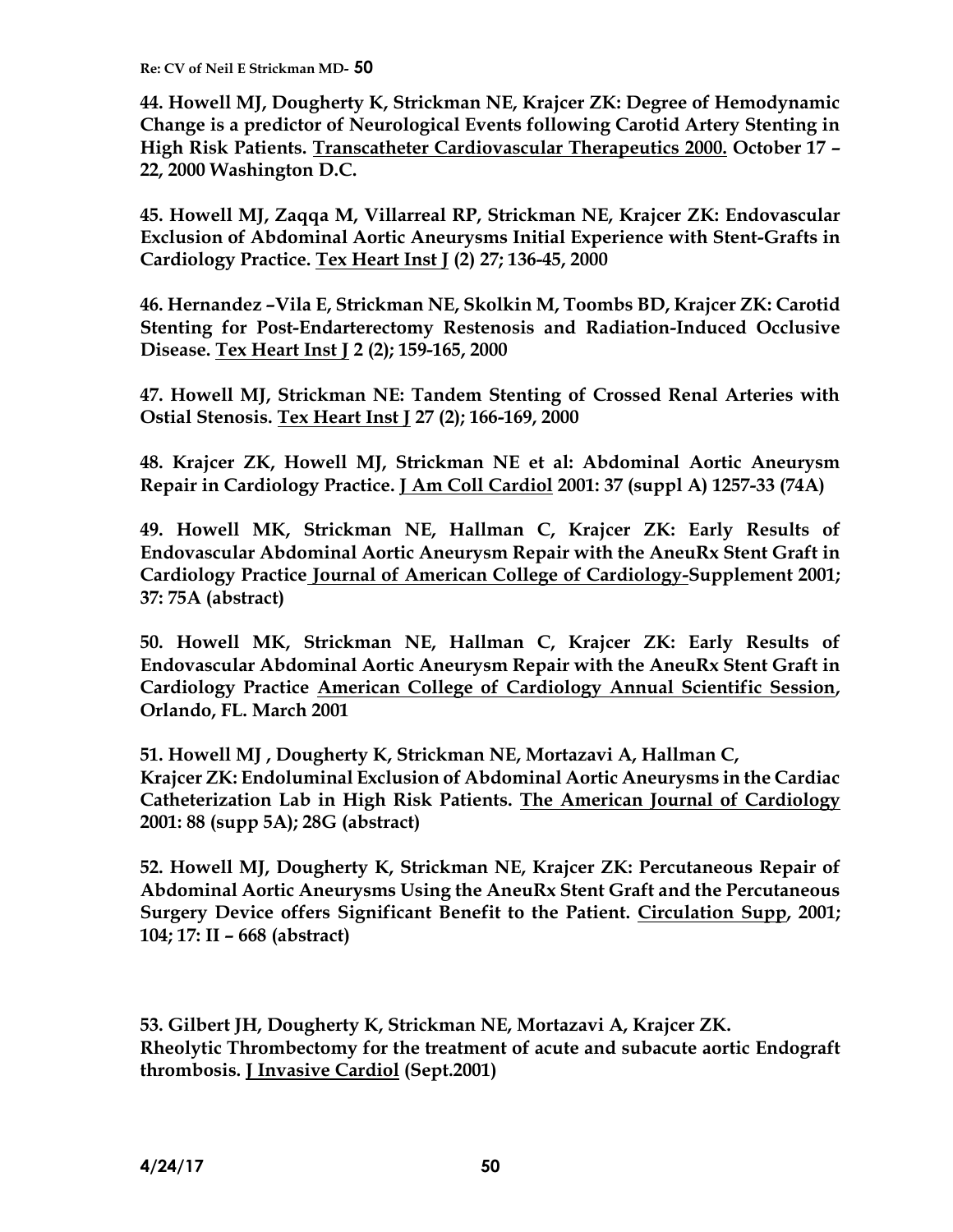**44. Howell MJ, Dougherty K, Strickman NE, Krajcer ZK: Degree of Hemodynamic Change is a predictor of Neurological Events following Carotid Artery Stenting in High Risk Patients. Transcatheter Cardiovascular Therapeutics 2000. October 17 – 22, 2000 Washington D.C.**

**45. Howell MJ, Zaqqa M, Villarreal RP, Strickman NE, Krajcer ZK: Endovascular Exclusion of Abdominal Aortic Aneurysms Initial Experience with Stent-Grafts in Cardiology Practice. Tex Heart Inst J (2) 27; 136-45, 2000**

**46. Hernandez –Vila E, Strickman NE, Skolkin M, Toombs BD, Krajcer ZK: Carotid Stenting for Post-Endarterectomy Restenosis and Radiation-Induced Occlusive Disease. Tex Heart Inst J 2 (2); 159-165, 2000**

**47. Howell MJ, Strickman NE: Tandem Stenting of Crossed Renal Arteries with Ostial Stenosis. Tex Heart Inst J 27 (2); 166-169, 2000**

**48. Krajcer ZK, Howell MJ, Strickman NE et al: Abdominal Aortic Aneurysm Repair in Cardiology Practice. J Am Coll Cardiol 2001: 37 (suppl A) 1257-33 (74A)**

**49. Howell MK, Strickman NE, Hallman C, Krajcer ZK: Early Results of Endovascular Abdominal Aortic Aneurysm Repair with the AneuRx Stent Graft in Cardiology Practice Journal of American College of Cardiology-Supplement 2001; 37: 75A (abstract)**

**50. Howell MK, Strickman NE, Hallman C, Krajcer ZK: Early Results of Endovascular Abdominal Aortic Aneurysm Repair with the AneuRx Stent Graft in Cardiology Practice American College of Cardiology Annual Scientific Session, Orlando, FL. March 2001**

**51. Howell MJ , Dougherty K, Strickman NE, Mortazavi A, Hallman C, Krajcer ZK: Endoluminal Exclusion of Abdominal Aortic Aneurysms in the Cardiac Catheterization Lab in High Risk Patients. The American Journal of Cardiology 2001: 88 (supp 5A); 28G (abstract)**

**52. Howell MJ, Dougherty K, Strickman NE, Krajcer ZK: Percutaneous Repair of Abdominal Aortic Aneurysms Using the AneuRx Stent Graft and the Percutaneous Surgery Device offers Significant Benefit to the Patient. Circulation Supp, 2001; 104; 17: II – 668 (abstract)**

**53. Gilbert JH, Dougherty K, Strickman NE, Mortazavi A, Krajcer ZK. Rheolytic Thrombectomy for the treatment of acute and subacute aortic Endograft thrombosis. J Invasive Cardiol (Sept.2001)**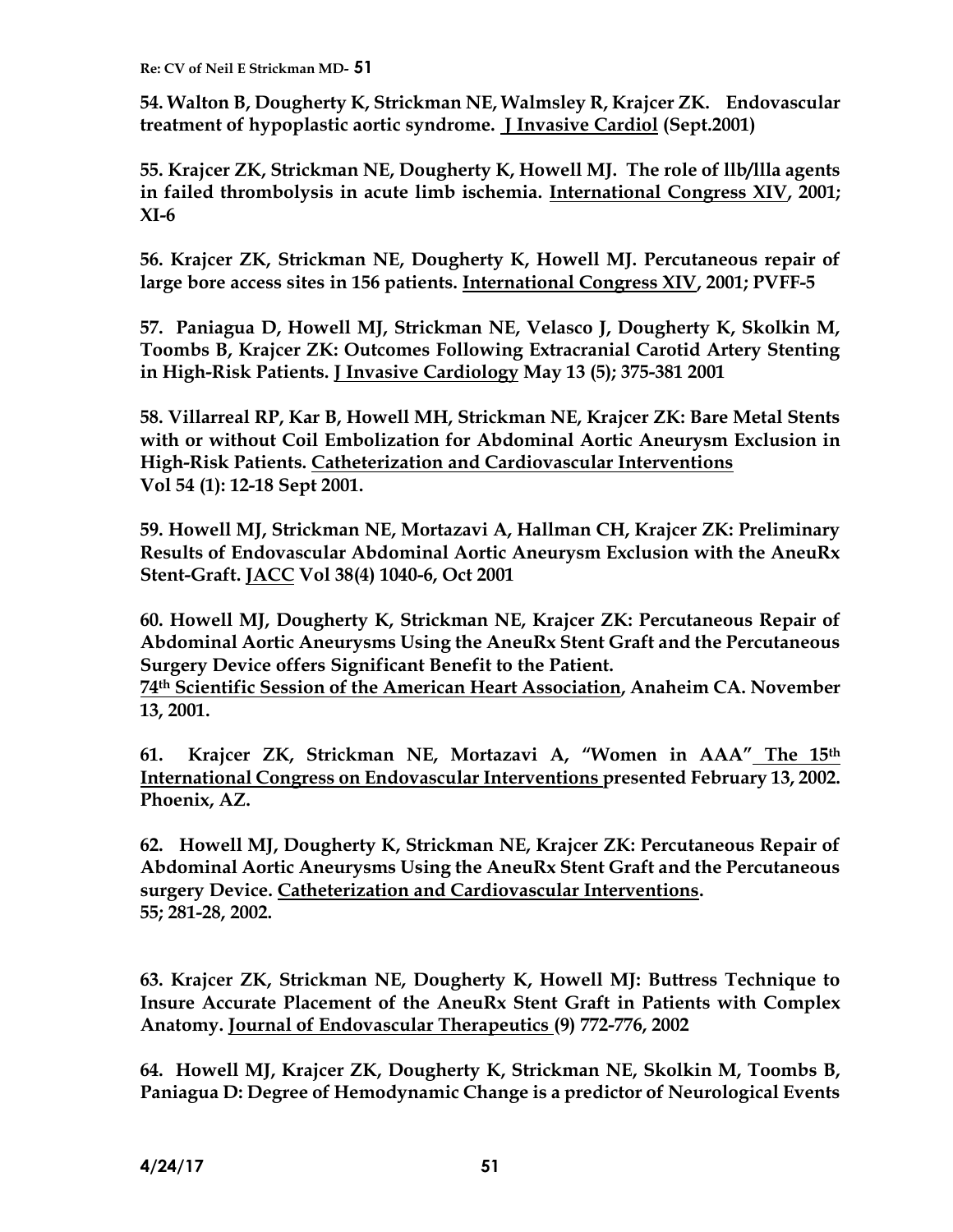**54. Walton B, Dougherty K, Strickman NE, Walmsley R, Krajcer ZK. Endovascular treatment of hypoplastic aortic syndrome. J Invasive Cardiol (Sept.2001)**

**55. Krajcer ZK, Strickman NE, Dougherty K, Howell MJ. The role of llb/llla agents in failed thrombolysis in acute limb ischemia. International Congress XIV, 2001; XI-6**

**56. Krajcer ZK, Strickman NE, Dougherty K, Howell MJ. Percutaneous repair of large bore access sites in 156 patients. International Congress XIV, 2001; PVFF-5**

**57. Paniagua D, Howell MJ, Strickman NE, Velasco J, Dougherty K, Skolkin M, Toombs B, Krajcer ZK: Outcomes Following Extracranial Carotid Artery Stenting in High-Risk Patients. J Invasive Cardiology May 13 (5); 375-381 2001**

**58. Villarreal RP, Kar B, Howell MH, Strickman NE, Krajcer ZK: Bare Metal Stents with or without Coil Embolization for Abdominal Aortic Aneurysm Exclusion in High-Risk Patients. Catheterization and Cardiovascular Interventions Vol 54 (1): 12-18 Sept 2001.**

**59. Howell MJ, Strickman NE, Mortazavi A, Hallman CH, Krajcer ZK: Preliminary Results of Endovascular Abdominal Aortic Aneurysm Exclusion with the AneuRx Stent-Graft. JACC Vol 38(4) 1040-6, Oct 2001**

**60. Howell MJ, Dougherty K, Strickman NE, Krajcer ZK: Percutaneous Repair of Abdominal Aortic Aneurysms Using the AneuRx Stent Graft and the Percutaneous Surgery Device offers Significant Benefit to the Patient. 74th Scientific Session of the American Heart Association, Anaheim CA. November 13, 2001.**

**61. Krajcer ZK, Strickman NE, Mortazavi A, "Women in AAA" The 15th International Congress on Endovascular Interventions presented February 13, 2002. Phoenix, AZ.**

**62. Howell MJ, Dougherty K, Strickman NE, Krajcer ZK: Percutaneous Repair of Abdominal Aortic Aneurysms Using the AneuRx Stent Graft and the Percutaneous surgery Device. Catheterization and Cardiovascular Interventions. 55; 281-28, 2002.**

**63. Krajcer ZK, Strickman NE, Dougherty K, Howell MJ: Buttress Technique to Insure Accurate Placement of the AneuRx Stent Graft in Patients with Complex Anatomy. Journal of Endovascular Therapeutics (9) 772-776, 2002**

**64. Howell MJ, Krajcer ZK, Dougherty K, Strickman NE, Skolkin M, Toombs B, Paniagua D: Degree of Hemodynamic Change is a predictor of Neurological Events**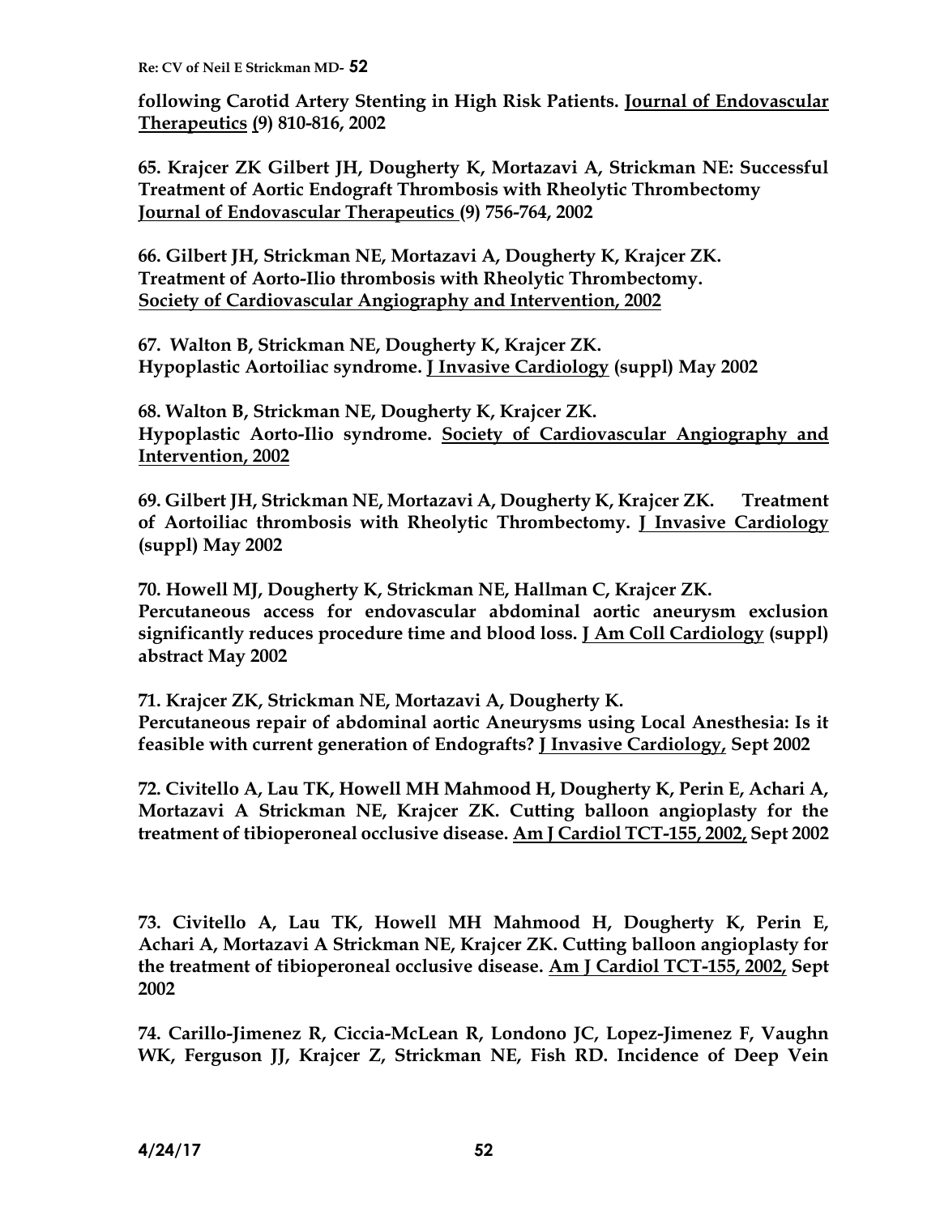**following Carotid Artery Stenting in High Risk Patients. Journal of Endovascular Therapeutics (9) 810-816, 2002**

**65. Krajcer ZK Gilbert JH, Dougherty K, Mortazavi A, Strickman NE: Successful Treatment of Aortic Endograft Thrombosis with Rheolytic Thrombectomy Journal of Endovascular Therapeutics (9) 756-764, 2002**

**66. Gilbert JH, Strickman NE, Mortazavi A, Dougherty K, Krajcer ZK. Treatment of Aorto-Ilio thrombosis with Rheolytic Thrombectomy. Society of Cardiovascular Angiography and Intervention, 2002**

**67. Walton B, Strickman NE, Dougherty K, Krajcer ZK. Hypoplastic Aortoiliac syndrome. J Invasive Cardiology (suppl) May 2002**

**68. Walton B, Strickman NE, Dougherty K, Krajcer ZK. Hypoplastic Aorto-Ilio syndrome. Society of Cardiovascular Angiography and Intervention, 2002**

**69. Gilbert JH, Strickman NE, Mortazavi A, Dougherty K, Krajcer ZK. Treatment of Aortoiliac thrombosis with Rheolytic Thrombectomy. J Invasive Cardiology (suppl) May 2002**

**70. Howell MJ, Dougherty K, Strickman NE, Hallman C, Krajcer ZK. Percutaneous access for endovascular abdominal aortic aneurysm exclusion significantly reduces procedure time and blood loss. J Am Coll Cardiology (suppl) abstract May 2002**

**71. Krajcer ZK, Strickman NE, Mortazavi A, Dougherty K. Percutaneous repair of abdominal aortic Aneurysms using Local Anesthesia: Is it feasible with current generation of Endografts? J Invasive Cardiology, Sept 2002**

**72. Civitello A, Lau TK, Howell MH Mahmood H, Dougherty K, Perin E, Achari A, Mortazavi A Strickman NE, Krajcer ZK. Cutting balloon angioplasty for the treatment of tibioperoneal occlusive disease. Am J Cardiol TCT-155, 2002, Sept 2002**

**73. Civitello A, Lau TK, Howell MH Mahmood H, Dougherty K, Perin E, Achari A, Mortazavi A Strickman NE, Krajcer ZK. Cutting balloon angioplasty for the treatment of tibioperoneal occlusive disease. Am J Cardiol TCT-155, 2002, Sept 2002**

**74. Carillo-Jimenez R, Ciccia-McLean R, Londono JC, Lopez-Jimenez F, Vaughn WK, Ferguson JJ, Krajcer Z, Strickman NE, Fish RD. Incidence of Deep Vein**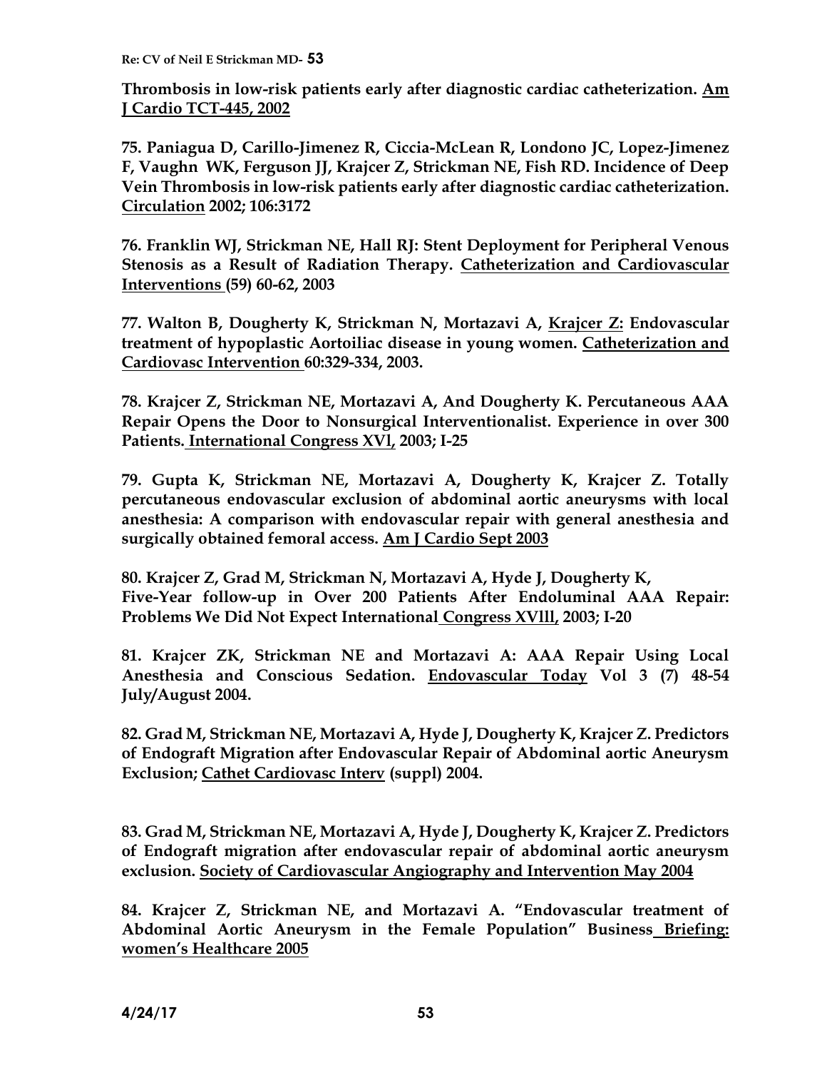**Thrombosis in low-risk patients early after diagnostic cardiac catheterization. Am J Cardio TCT-445, 2002**

**75. Paniagua D, Carillo-Jimenez R, Ciccia-McLean R, Londono JC, Lopez-Jimenez F, Vaughn WK, Ferguson JJ, Krajcer Z, Strickman NE, Fish RD. Incidence of Deep Vein Thrombosis in low-risk patients early after diagnostic cardiac catheterization. Circulation 2002; 106:3172**

**76. Franklin WJ, Strickman NE, Hall RJ: Stent Deployment for Peripheral Venous Stenosis as a Result of Radiation Therapy. Catheterization and Cardiovascular Interventions (59) 60-62, 2003**

**77. Walton B, Dougherty K, Strickman N, Mortazavi A, Krajcer Z: Endovascular treatment of hypoplastic Aortoiliac disease in young women. Catheterization and Cardiovasc Intervention 60:329-334, 2003.**

**78. Krajcer Z, Strickman NE, Mortazavi A, And Dougherty K. Percutaneous AAA Repair Opens the Door to Nonsurgical Interventionalist. Experience in over 300 Patients. International Congress XVl, 2003; I-25**

**79. Gupta K, Strickman NE, Mortazavi A, Dougherty K, Krajcer Z. Totally percutaneous endovascular exclusion of abdominal aortic aneurysms with local anesthesia: A comparison with endovascular repair with general anesthesia and surgically obtained femoral access. Am J Cardio Sept 2003**

**80. Krajcer Z, Grad M, Strickman N, Mortazavi A, Hyde J, Dougherty K, Five-Year follow-up in Over 200 Patients After Endoluminal AAA Repair: Problems We Did Not Expect International Congress XVlll, 2003; I-20**

**81. Krajcer ZK, Strickman NE and Mortazavi A: AAA Repair Using Local Anesthesia and Conscious Sedation. Endovascular Today Vol 3 (7) 48-54 July/August 2004.**

**82. Grad M, Strickman NE, Mortazavi A, Hyde J, Dougherty K, Krajcer Z. Predictors of Endograft Migration after Endovascular Repair of Abdominal aortic Aneurysm Exclusion; Cathet Cardiovasc Interv (suppl) 2004.**

**83. Grad M, Strickman NE, Mortazavi A, Hyde J, Dougherty K, Krajcer Z. Predictors of Endograft migration after endovascular repair of abdominal aortic aneurysm exclusion. Society of Cardiovascular Angiography and Intervention May 2004**

**84. Krajcer Z, Strickman NE, and Mortazavi A. "Endovascular treatment of Abdominal Aortic Aneurysm in the Female Population" Business Briefing: women's Healthcare 2005**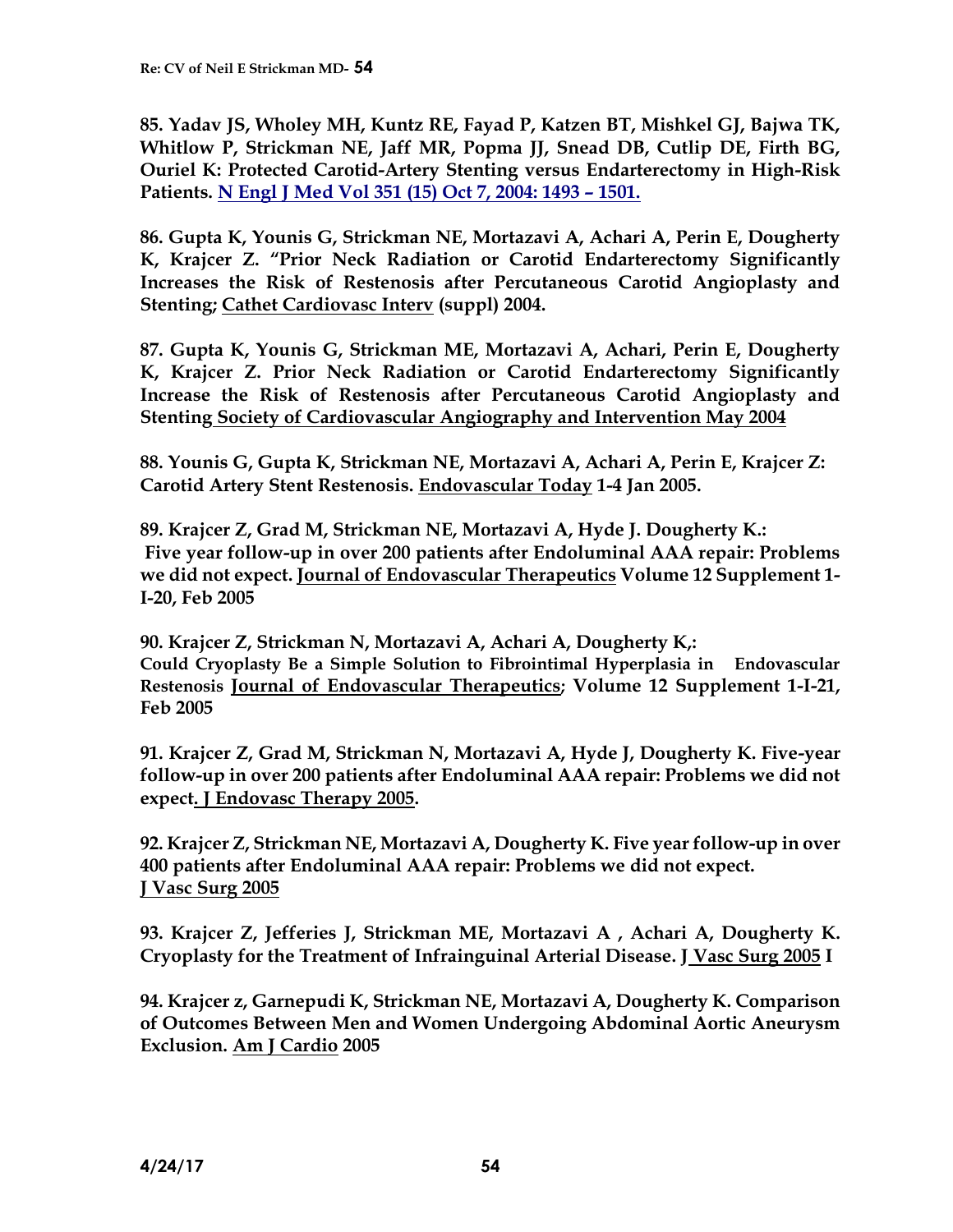**85. Yadav JS, Wholey MH, Kuntz RE, Fayad P, Katzen BT, Mishkel GJ, Bajwa TK, Whitlow P, Strickman NE, Jaff MR, Popma JJ, Snead DB, Cutlip DE, Firth BG, Ouriel K: Protected Carotid-Artery Stenting versus Endarterectomy in High-Risk Patients. N Engl J Med Vol 351 (15) Oct 7, 2004: 1493 – 1501.**

**86. Gupta K, Younis G, Strickman NE, Mortazavi A, Achari A, Perin E, Dougherty K, Krajcer Z. "Prior Neck Radiation or Carotid Endarterectomy Significantly Increases the Risk of Restenosis after Percutaneous Carotid Angioplasty and Stenting; Cathet Cardiovasc Interv (suppl) 2004.**

**87. Gupta K, Younis G, Strickman ME, Mortazavi A, Achari, Perin E, Dougherty K, Krajcer Z. Prior Neck Radiation or Carotid Endarterectomy Significantly Increase the Risk of Restenosis after Percutaneous Carotid Angioplasty and Stenting Society of Cardiovascular Angiography and Intervention May 2004**

**88. Younis G, Gupta K, Strickman NE, Mortazavi A, Achari A, Perin E, Krajcer Z: Carotid Artery Stent Restenosis. Endovascular Today 1-4 Jan 2005.**

**89. Krajcer Z, Grad M, Strickman NE, Mortazavi A, Hyde J. Dougherty K.: Five year follow-up in over 200 patients after Endoluminal AAA repair: Problems we did not expect. Journal of Endovascular Therapeutics Volume 12 Supplement 1-I-20, Feb 2005**

**90. Krajcer Z, Strickman N, Mortazavi A, Achari A, Dougherty K,: Could Cryoplasty Be a Simple Solution to Fibrointimal Hyperplasia in Endovascular Restenosis Journal of Endovascular Therapeutics; Volume 12 Supplement 1-I-21, Feb 2005**

**91. Krajcer Z, Grad M, Strickman N, Mortazavi A, Hyde J, Dougherty K. Five-year follow-up in over 200 patients after Endoluminal AAA repair: Problems we did not expect. J Endovasc Therapy 2005.**

**92. Krajcer Z, Strickman NE, Mortazavi A, Dougherty K. Five year follow-up in over 400 patients after Endoluminal AAA repair: Problems we did not expect. J Vasc Surg 2005**

**93. Krajcer Z, Jefferies J, Strickman ME, Mortazavi A , Achari A, Dougherty K. Cryoplasty for the Treatment of Infrainguinal Arterial Disease. J Vasc Surg 2005 I**

**94. Krajcer z, Garnepudi K, Strickman NE, Mortazavi A, Dougherty K. Comparison of Outcomes Between Men and Women Undergoing Abdominal Aortic Aneurysm Exclusion. Am J Cardio 2005**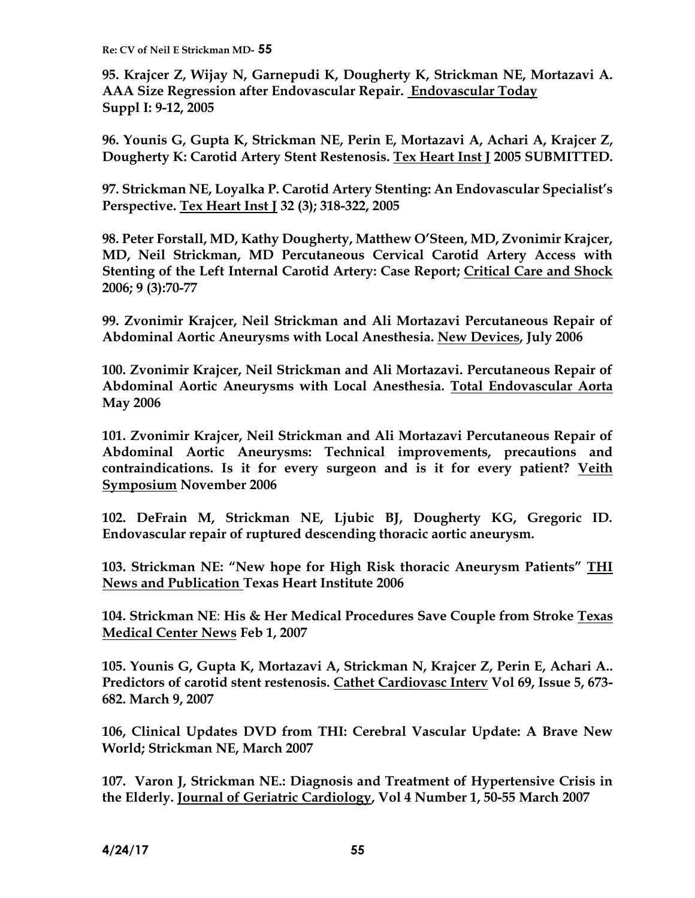**95. Krajcer Z, Wijay N, Garnepudi K, Dougherty K, Strickman NE, Mortazavi A. AAA Size Regression after Endovascular Repair. Endovascular Today Suppl I: 9-12, 2005**

**96. Younis G, Gupta K, Strickman NE, Perin E, Mortazavi A, Achari A, Krajcer Z, Dougherty K: Carotid Artery Stent Restenosis. Tex Heart Inst J 2005 SUBMITTED.**

**97. Strickman NE, Loyalka P. Carotid Artery Stenting: An Endovascular Specialist's Perspective. Tex Heart Inst J 32 (3); 318-322, 2005**

**98. Peter Forstall, MD, Kathy Dougherty, Matthew O'Steen, MD, Zvonimir Krajcer, MD, Neil Strickman, MD Percutaneous Cervical Carotid Artery Access with Stenting of the Left Internal Carotid Artery: Case Report; Critical Care and Shock 2006; 9 (3):70-77**

**99. Zvonimir Krajcer, Neil Strickman and Ali Mortazavi Percutaneous Repair of Abdominal Aortic Aneurysms with Local Anesthesia. New Devices, July 2006**

**100. Zvonimir Krajcer, Neil Strickman and Ali Mortazavi. Percutaneous Repair of Abdominal Aortic Aneurysms with Local Anesthesia. Total Endovascular Aorta May 2006**

**101. Zvonimir Krajcer, Neil Strickman and Ali Mortazavi Percutaneous Repair of Abdominal Aortic Aneurysms: Technical improvements, precautions and contraindications. Is it for every surgeon and is it for every patient? Veith Symposium November 2006**

**102. DeFrain M, Strickman NE, Ljubic BJ, Dougherty KG, Gregoric ID. Endovascular repair of ruptured descending thoracic aortic aneurysm.**

**103. Strickman NE: "New hope for High Risk thoracic Aneurysm Patients" THI News and Publication Texas Heart Institute 2006**

**104. Strickman NE: His & Her Medical Procedures Save Couple from Stroke Texas Medical Center News Feb 1, 2007**

**105. Younis G, Gupta K, Mortazavi A, Strickman N, Krajcer Z, Perin E, Achari A.. Predictors of carotid stent restenosis. Cathet Cardiovasc Interv Vol 69, Issue 5, 673-682. March 9, 2007**

**106, Clinical Updates DVD from THI: Cerebral Vascular Update: A Brave New World; Strickman NE, March 2007**

**107. Varon J, Strickman NE.: Diagnosis and Treatment of Hypertensive Crisis in the Elderly. Journal of Geriatric Cardiology, Vol 4 Number 1, 50-55 March 2007**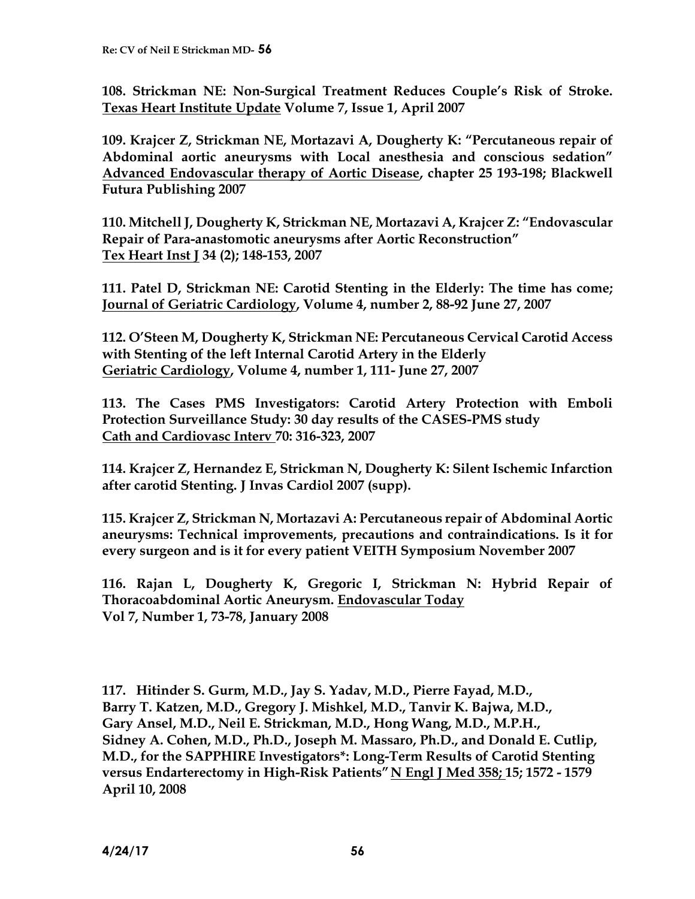**108. Strickman NE: Non-Surgical Treatment Reduces Couple's Risk of Stroke. Texas Heart Institute Update Volume 7, Issue 1, April 2007**

**109. Krajcer Z, Strickman NE, Mortazavi A, Dougherty K: "Percutaneous repair of Abdominal aortic aneurysms with Local anesthesia and conscious sedation" Advanced Endovascular therapy of Aortic Disease, chapter 25 193-198; Blackwell Futura Publishing 2007**

**110. Mitchell J, Dougherty K, Strickman NE, Mortazavi A, Krajcer Z: "Endovascular Repair of Para-anastomotic aneurysms after Aortic Reconstruction" Tex Heart Inst J 34 (2); 148-153, 2007**

**111. Patel D, Strickman NE: Carotid Stenting in the Elderly: The time has come; Journal of Geriatric Cardiology, Volume 4, number 2, 88-92 June 27, 2007**

**112. O'Steen M, Dougherty K, Strickman NE: Percutaneous Cervical Carotid Access with Stenting of the left Internal Carotid Artery in the Elderly Geriatric Cardiology, Volume 4, number 1, 111- June 27, 2007**

**113. The Cases PMS Investigators: Carotid Artery Protection with Emboli Protection Surveillance Study: 30 day results of the CASES-PMS study Cath and Cardiovasc Interv 70: 316-323, 2007**

**114. Krajcer Z, Hernandez E, Strickman N, Dougherty K: Silent Ischemic Infarction after carotid Stenting. J Invas Cardiol 2007 (supp).**

**115. Krajcer Z, Strickman N, Mortazavi A: Percutaneous repair of Abdominal Aortic aneurysms: Technical improvements, precautions and contraindications. Is it for every surgeon and is it for every patient VEITH Symposium November 2007**

**116. Rajan L, Dougherty K, Gregoric I, Strickman N: Hybrid Repair of Thoracoabdominal Aortic Aneurysm. Endovascular Today Vol 7, Number 1, 73-78, January 2008**

**117. Hitinder S. Gurm, M.D., Jay S. Yadav, M.D., Pierre Fayad, M.D., Barry T. Katzen, M.D., Gregory J. Mishkel, M.D., Tanvir K. Bajwa, M.D., Gary Ansel, M.D., Neil E. Strickman, M.D., Hong Wang, M.D., M.P.H., Sidney A. Cohen, M.D., Ph.D., Joseph M. Massaro, Ph.D., and Donald E. Cutlip, M.D., for the SAPPHIRE Investigators*: Long-Term Results of Carotid Stenting versus Endarterectomy in High-Risk Patients" N Engl J Med 358; 15; 1572 - 1579 April 10, 2008**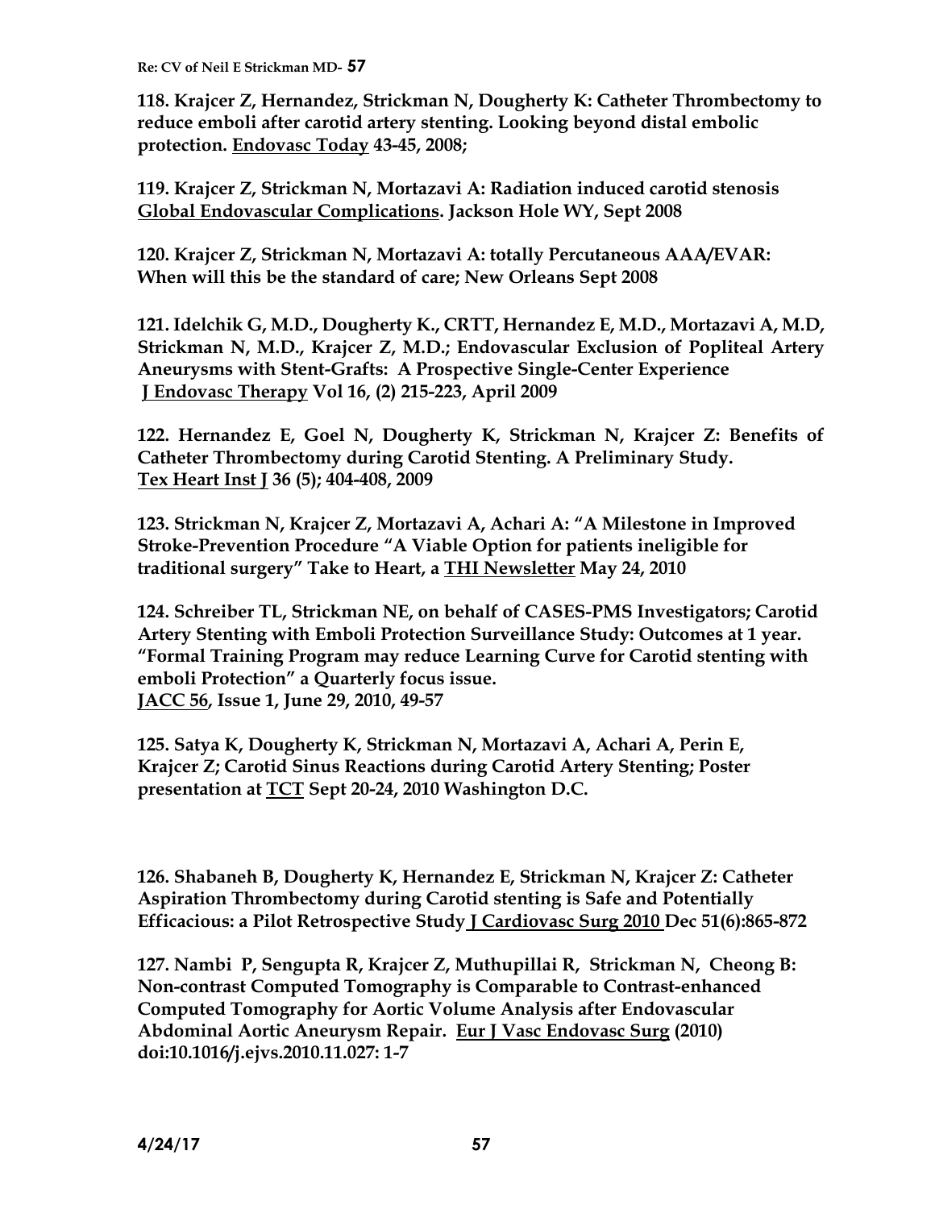**118. Krajcer Z, Hernandez, Strickman N, Dougherty K: Catheter Thrombectomy to reduce emboli after carotid artery stenting. Looking beyond distal embolic protection. <u>Endovasc Today</u> 43-45, 2008;**

**119. Krajcer Z, Strickman N, Mortazavi A: Radiation induced carotid stenosis <u>Global Endovascular Complications</u>. Jackson Hole WY, Sept 2008**

**120. Krajcer Z, Strickman N, Mortazavi A: totally Percutaneous AAA/EVAR: When will this be the standard of care; New Orleans Sept 2008**

**121. Idelchik G, M.D., Dougherty K., CRTT, Hernandez E, M.D., Mortazavi A, M.D, Strickman N, M.D., Krajcer Z, M.D.; Endovascular Exclusion of Popliteal Artery Aneurysms with Stent-Grafts: A Prospective Single-Center Experience <u>J Endovasc Therapy</u> Vol 16, (2) 215-223, April 2009**

**122. Hernandez E, Goel N, Dougherty K, Strickman N, Krajcer Z: Benefits of Catheter Thrombectomy during Carotid Stenting. A Preliminary Study. <u>Tex Heart Inst J</u> 36 (5); 404-408, 2009**

**123. Strickman N, Krajcer Z, Mortazavi A, Achari A: "A Milestone in Improved Stroke-Prevention Procedure "A Viable Option for patients ineligible for traditional surgery" Take to Heart, a <u>THI Newsletter</u> May 24, 2010**

**124. Schreiber TL, Strickman NE, on behalf of CASES-PMS Investigators; Carotid Artery Stenting with Emboli Protection Surveillance Study: Outcomes at 1 year. "Formal Training Program may reduce Learning Curve for Carotid stenting with emboli Protection" a Quarterly focus issue. <u>JACC 56</u>, Issue 1, June 29, 2010, 49-57**

**125. Satya K, Dougherty K, Strickman N, Mortazavi A, Achari A, Perin E, Krajcer Z; Carotid Sinus Reactions during Carotid Artery Stenting; Poster presentation at <u>TCT</u> Sept 20-24, 2010 Washington D.C.**

**126. Shabaneh B, Dougherty K, Hernandez E, Strickman N, Krajcer Z: Catheter Aspiration Thrombectomy during Carotid stenting is Safe and Potentially Efficacious: a Pilot Retrospective Study <u>J Cardiovasc Surg 2010</u> Dec 51(6):865-872**

**127. Nambi P, Sengupta R, Krajcer Z, Muthupillai R, Strickman N, Cheong B: Non-contrast Computed Tomography is Comparable to Contrast-enhanced Computed Tomography for Aortic Volume Analysis after Endovascular Abdominal Aortic Aneurysm Repair. <u>Eur J Vasc Endovasc Surg</u> (2010) doi:10.1016/j.ejvs.2010.11.027: 1-7**

**4/24/17**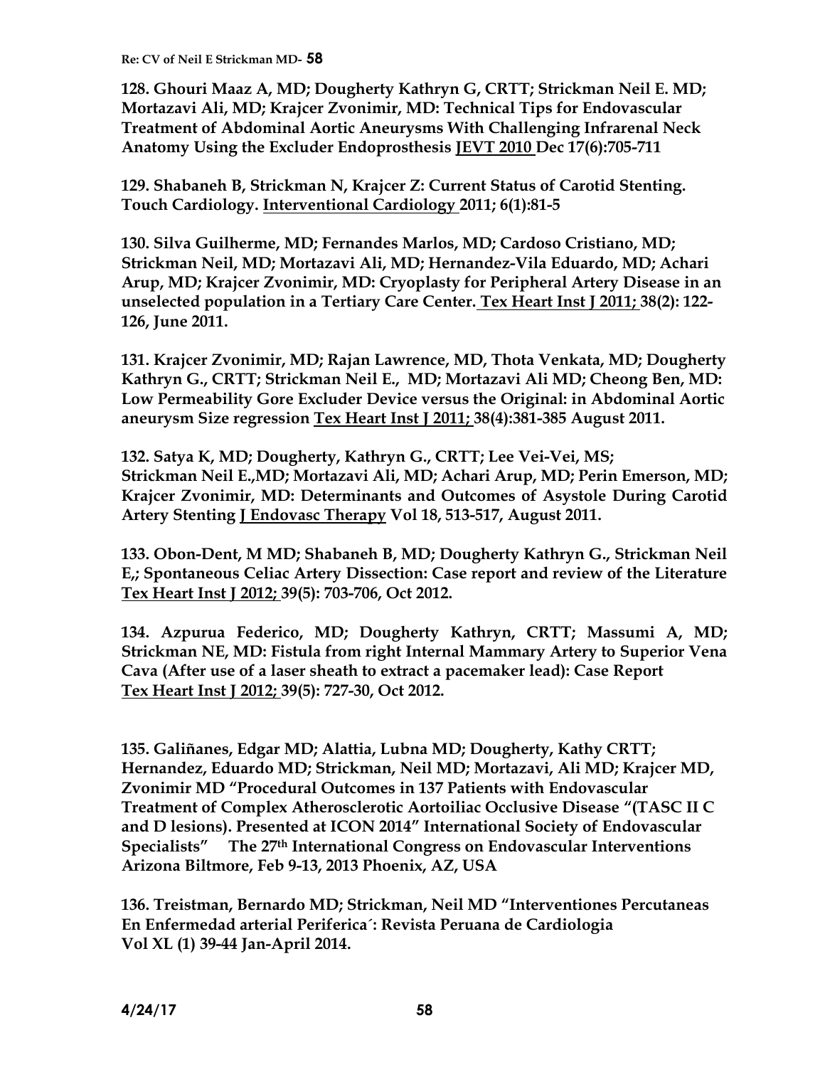**128. Ghouri Maaz A, MD; Dougherty Kathryn G, CRTT; Strickman Neil E. MD; Mortazavi Ali, MD; Krajcer Zvonimir, MD: Technical Tips for Endovascular Treatment of Abdominal Aortic Aneurysms With Challenging Infrarenal Neck Anatomy Using the Excluder Endoprosthesis JEVT 2010 Dec 17(6):705-711**

**129. Shabaneh B, Strickman N, Krajcer Z: Current Status of Carotid Stenting. Touch Cardiology. Interventional Cardiology 2011; 6(1):81-5**

**130. Silva Guilherme, MD; Fernandes Marlos, MD; Cardoso Cristiano, MD; Strickman Neil, MD; Mortazavi Ali, MD; Hernandez-Vila Eduardo, MD; Achari Arup, MD; Krajcer Zvonimir, MD: Cryoplasty for Peripheral Artery Disease in an unselected population in a Tertiary Care Center. Tex Heart Inst J 2011; 38(2): 122-126, June 2011.**

**131. Krajcer Zvonimir, MD; Rajan Lawrence, MD, Thota Venkata, MD; Dougherty Kathryn G., CRTT; Strickman Neil E., MD; Mortazavi Ali MD; Cheong Ben, MD: Low Permeability Gore Excluder Device versus the Original: in Abdominal Aortic aneurysm Size regression Tex Heart Inst J 2011; 38(4):381-385 August 2011.**

**132. Satya K, MD; Dougherty, Kathryn G., CRTT; Lee Vei-Vei, MS; Strickman Neil E.,MD; Mortazavi Ali, MD; Achari Arup, MD; Perin Emerson, MD; Krajcer Zvonimir, MD: Determinants and Outcomes of Asystole During Carotid Artery Stenting J Endovasc Therapy Vol 18, 513-517, August 2011.**

**133. Obon-Dent, M MD; Shabaneh B, MD; Dougherty Kathryn G., Strickman Neil E,; Spontaneous Celiac Artery Dissection: Case report and review of the Literature Tex Heart Inst J 2012; 39(5): 703-706, Oct 2012.**

**134. Azpurua Federico, MD; Dougherty Kathryn, CRTT; Massumi A, MD; Strickman NE, MD: Fistula from right Internal Mammary Artery to Superior Vena Cava (After use of a laser sheath to extract a pacemaker lead): Case Report Tex Heart Inst J 2012; 39(5): 727-30, Oct 2012.**

**135. Galiñanes, Edgar MD; Alattia, Lubna MD; Dougherty, Kathy CRTT; Hernandez, Eduardo MD; Strickman, Neil MD; Mortazavi, Ali MD; Krajcer MD, Zvonimir MD "Procedural Outcomes in 137 Patients with Endovascular Treatment of Complex Atherosclerotic Aortoiliac Occlusive Disease "(TASC II C and D lesions). Presented at ICON 2014" International Society of Endovascular Specialists" The 27th International Congress on Endovascular Interventions Arizona Biltmore, Feb 9-13, 2013 Phoenix, AZ, USA**

**136. Treistman, Bernardo MD; Strickman, Neil MD "Interventiones Percutaneas En Enfermedad arterial Periferica´: Revista Peruana de Cardiologia Vol XL (1) 39-44 Jan-April 2014.**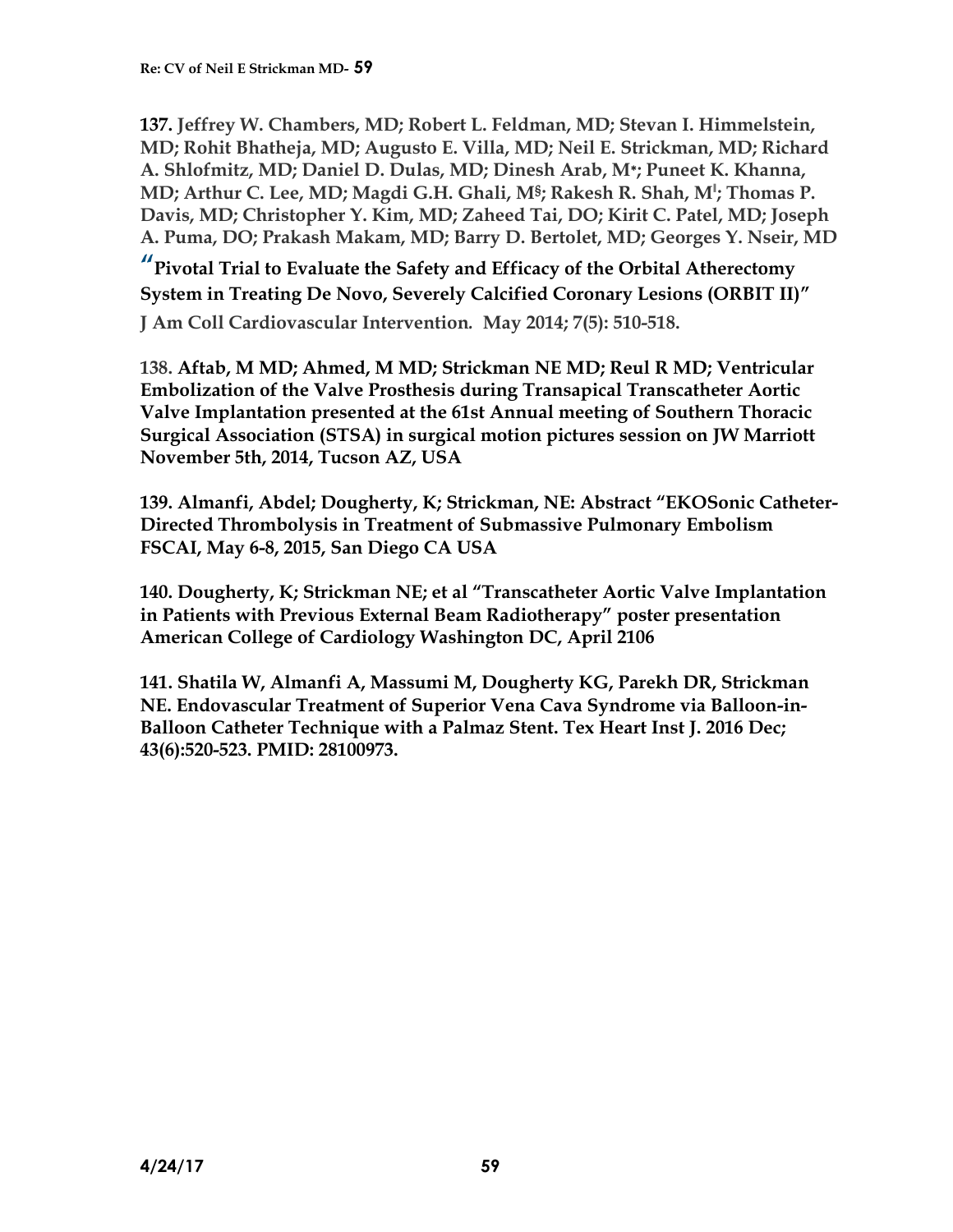**137. Jeffrey W. Chambers, MD; Robert L. Feldman, MD; Stevan I. Himmelstein, MD; Rohit Bhatheja, MD; Augusto E. Villa, MD; Neil E. Strickman, MD; Richard A. Shlofmitz, MD; Daniel D. Dulas, MD; Dinesh Arab, M*; Puneet K. Khanna, MD; Arthur C. Lee, MD; Magdi G.H. Ghali, M§; Rakesh R. Shah, M‖; Thomas P. Davis, MD; Christopher Y. Kim, MD; Zaheed Tai, DO; Kirit C. Patel, MD; Joseph A. Puma, DO; Prakash Makam, MD; Barry D. Bertolet, MD; Georges Y. Nseir, MD**

**"Pivotal Trial to Evaluate the Safety and Efficacy of the Orbital Atherectomy System in Treating De Novo, Severely Calcified Coronary Lesions (ORBIT II)"**

**J Am Coll Cardiovascular Intervention. May 2014; 7(5): 510-518.**

**138. Aftab, M MD; Ahmed, M MD; Strickman NE MD; Reul R MD; Ventricular Embolization of the Valve Prosthesis during Transapical Transcatheter Aortic Valve Implantation presented at the 61st Annual meeting of Southern Thoracic Surgical Association (STSA) in surgical motion pictures session on JW Marriott November 5th, 2014, Tucson AZ, USA**

**139. Almanfi, Abdel; Dougherty, K; Strickman, NE: Abstract "EKOSonic Catheter-Directed Thrombolysis in Treatment of Submassive Pulmonary Embolism FSCAI, May 6-8, 2015, San Diego CA USA**

**140. Dougherty, K; Strickman NE; et al "Transcatheter Aortic Valve Implantation in Patients with Previous External Beam Radiotherapy" poster presentation American College of Cardiology Washington DC, April 2106**

**141. Shatila W, Almanfi A, Massumi M, Dougherty KG, Parekh DR, Strickman NE. Endovascular Treatment of Superior Vena Cava Syndrome via Balloon-in-Balloon Catheter Technique with a Palmaz Stent. Tex Heart Inst J. 2016 Dec; 43(6):520-523. PMID: 28100973.**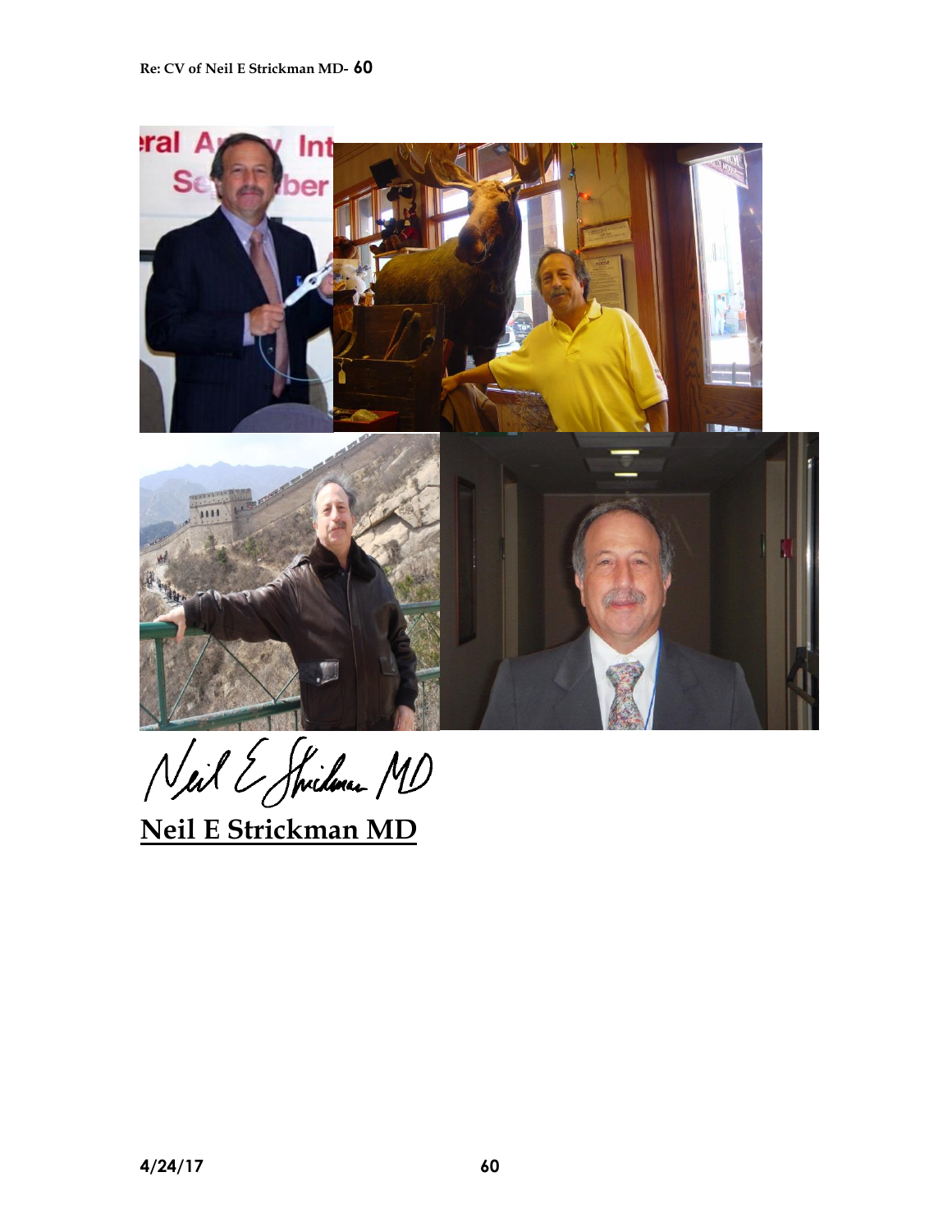Neil E Strickman MD

**Neil E Strickman MD**